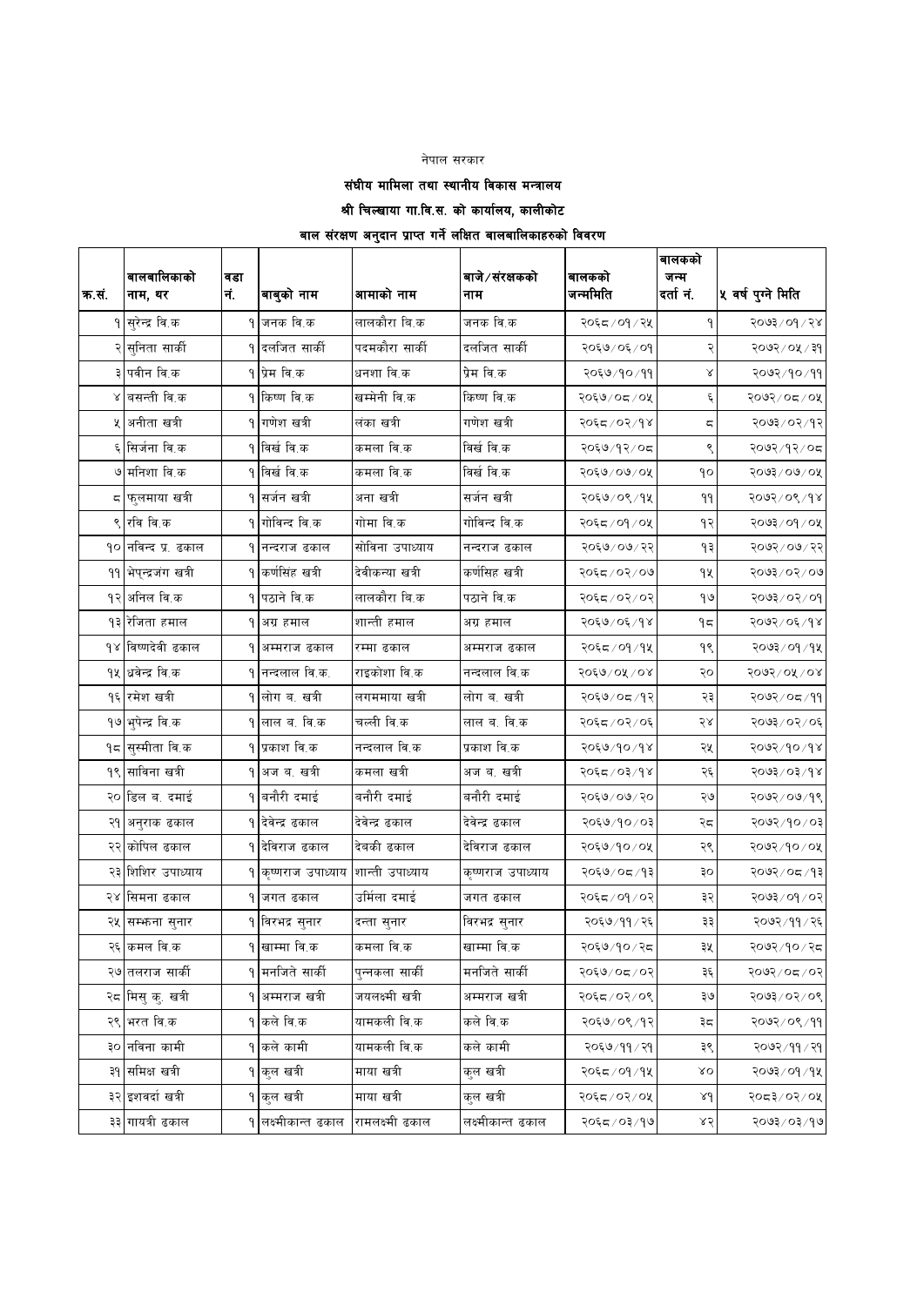नेपाल सरकार

**संघीय मामिला तथा स्थानीय विकास मन्त्रालय**

**श्री चिल्खाया गा.वि.स. को कार्यालय, कालीकोट**

**बाल संरक्षण अनुदान प्राप्त गर्ने लक्षित बालबालिकाहरुको विवरण**

| क.सं. | बालबालिकाको नाम, थर | वडा नं. | बाबुको नाम | आमाको नाम | बाजे/संरक्षकको नाम | बालकको जन्ममिति | बालकको जन्म दर्ता नं. | ५ वर्ष पुग्ने मिति |
|---|---|---|---|---|---|---|---|---|
| १ | सुरेन्द्र वि.क | १ | जनक वि.क | लालकौरा वि.क | जनक वि.क | २०६८/०१/२५ | १ | २०७३/०१/२४ |
| २ | सुनिता सार्की | १ | दलजित सार्की | पदमकौरा सार्की | दलजित सार्की | २०६७/०६/०१ | २ | २०७२/०५/३१ |
| ३ | पवीन वि.क | १ | प्रेम वि.क | धनशा वि.क | प्रेम वि.क | २०६७/१०/११ | ४ | २०७२/१०/११ |
| ४ | बसन्ती वि.क | १ | किष्ण वि.क | खम्मेनी वि.क | किष्ण वि.क | २०६७/०८/०५ | ६ | २०७२/०८/०५ |
| ५ | अनीता खत्री | १ | गणेश खत्री | लंका खत्री | गणेश खत्री | २०६८/०२/१४ | ८ | २०७३/०२/१२ |
| ६ | सिर्जना वि.क | १ | विर्ख वि.क | कमला वि.क | विर्ख वि.क | २०६७/१२/०८ | ९ | २०७२/१२/०८ |
| ७ | मनिशा वि.क | १ | विर्ख वि.क | कमला वि.क | विर्ख वि.क | २०६७/०७/०५ | १० | २०७३/०७/०५ |
| ८ | फुलमाया खत्री | १ | सर्जन खत्री | अना खत्री | सर्जन खत्री | २०६७/०९/१५ | ११ | २०७२/०९/१४ |
| ९ | रवि वि.क | १ | गोविन्द वि.क | गोमा वि.क | गोविन्द वि.क | २०६८/०१/०५ | १२ | २०७३/०१/०५ |
| १० | नविन्द प्र. ढकाल | १ | नन्दराज ढकाल | सोविना उपाध्याय | नन्दराज ढकाल | २०६७/०७/२२ | १३ | २०७२/०७/२२ |
| ११ | भेपन्द्रजंग खत्री | १ | कर्णसिंह खत्री | देवीकन्या खत्री | कर्णसिह खत्री | २०६८/०२/०७ | १५ | २०७३/०२/०७ |
| १२ | अनिल वि.क | १ | पठाने वि.क | लालकौरा बि.क | पठाने वि.क | २०६८/०२/०२ | १७ | २०७३/०२/०१ |
| १३ | रेजिता हमाल | १ | अग्र हमाल | शान्ती हमाल | अग्र हमाल | २०६७/०६/१४ | १८ | २०७२/०६/१४ |
| १४ | विष्णदेवी ढकाल | १ | अम्मराज ढकाल | रम्मा ढकाल | अम्मराज ढकाल | २०६८/०१/१५ | १९ | २०७३/०१/१५ |
| १५ | ध्रवेन्द्र वि.क | १ | नन्दलाल वि.क. | राइकोशा वि.क | नन्दलाल वि.क | २०६७/०५/०४ | २० | २०७२/०५/०४ |
| १६ | रमेश खत्री | १ | लोग ब. खत्री | लगममाया खत्री | लोग ब. खत्री | २०६७/०८/१२ | २३ | २०७२/०८/११ |
| १७ | भुपेन्द्र वि.क | १ | लाल ब. वि.क | चल्ली वि.क | लाल ब. वि.क | २०६८/०२/०६ | २४ | २०७३/०२/०६ |
| १८ | सुस्मीता वि.क | १ | प्रकाश वि.क | नन्दलाल वि.क | प्रकाश वि.क | २०६७/१०/१४ | २५ | २०७२/१०/१४ |
| १९ | साविना खत्री | १ | अज ब. खत्री | कमला खत्री | अज ब. खत्री | २०६८/०३/१४ | २६ | २०७३/०३/१४ |
| २० | डिल ब. दमाई | १ | बनौरी दमाई | बनौरी दमाई | बनौरी दमाई | २०६७/०७/२० | २७ | २०७२/०७/१९ |
| २१ | अनुराक ढकाल | १ | देवेन्द्र ढकाल | देवेन्द्र ढकाल | देवेन्द्र ढकाल | २०६७/१०/०३ | २८ | २०७२/१०/०३ |
| २२ | कोपिल ढकाल | १ | देविराज ढकाल | देवकी ढकाल | देविराज ढकाल | २०६७/१०/०५ | २९ | २०७२/१०/०५ |
| २३ | शिशिर उपाध्याय | १ | कृष्णराज उपाध्याय | शान्ती उपाध्याय | कृष्णराज उपाध्याय | २०६७/०८/१३ | ३० | २०७२/०८/१३ |
| २४ | सिमना ढकाल | १ | जगत ढकाल | उर्मिला दमाई | जगत ढकाल | २०६८/०१/०२ | ३२ | २०७३/०१/०२ |
| २५ | सम्झना सुनार | १ | विरभद्र सुनार | दन्ता सुनार | विरभद्र सुनार | २०६७/११/२६ | ३३ | २०७२/११/२६ |
| २६ | कमल वि.क | १ | खाम्मा वि.क | कमला वि.क | खाम्मा वि.क | २०६७/१०/२८ | ३५ | २०७२/१०/२८ |
| २७ | तलराज सार्की | १ | मनजिते सार्की | पुन्नकला सार्की | मनजिते सार्की | २०६७/०८/०२ | ३६ | २०७२/०८/०२ |
| २८ | मिसु कु. खत्री | १ | अम्मराज खत्री | जयलक्ष्मी खत्री | अम्मराज खत्री | २०६८/०२/०९ | ३७ | २०७३/०२/०९ |
| २९ | भरत वि.क | १ | कले वि.क | यामकली वि.क | कले वि.क | २०६७/०९/१२ | ३८ | २०७२/०९/११ |
| ३० | नविना कामी | १ | कले कामी | यामकली वि.क | कले कामी | २०६७/११/२१ | ३९ | २०७२/११/२१ |
| ३१ | समिक्ष खत्री | १ | कुल खत्री | माया खत्री | कुल खत्री | २०६८/०१/१५ | ४० | २०७३/०१/१५ |
| ३२ | इशवर्दा खत्री | १ | कुल खत्री | माया खत्री | कुल खत्री | २०६८/०२/०५ | ४१ | २०८३/०२/०५ |
| ३३ | गायत्री ढकाल | १ | लक्ष्मीकान्त ढकाल | रामलक्ष्मी ढकाल | लक्ष्मीकान्त ढकाल | २०६८/०३/१७ | ४२ | २०७३/०३/१७ |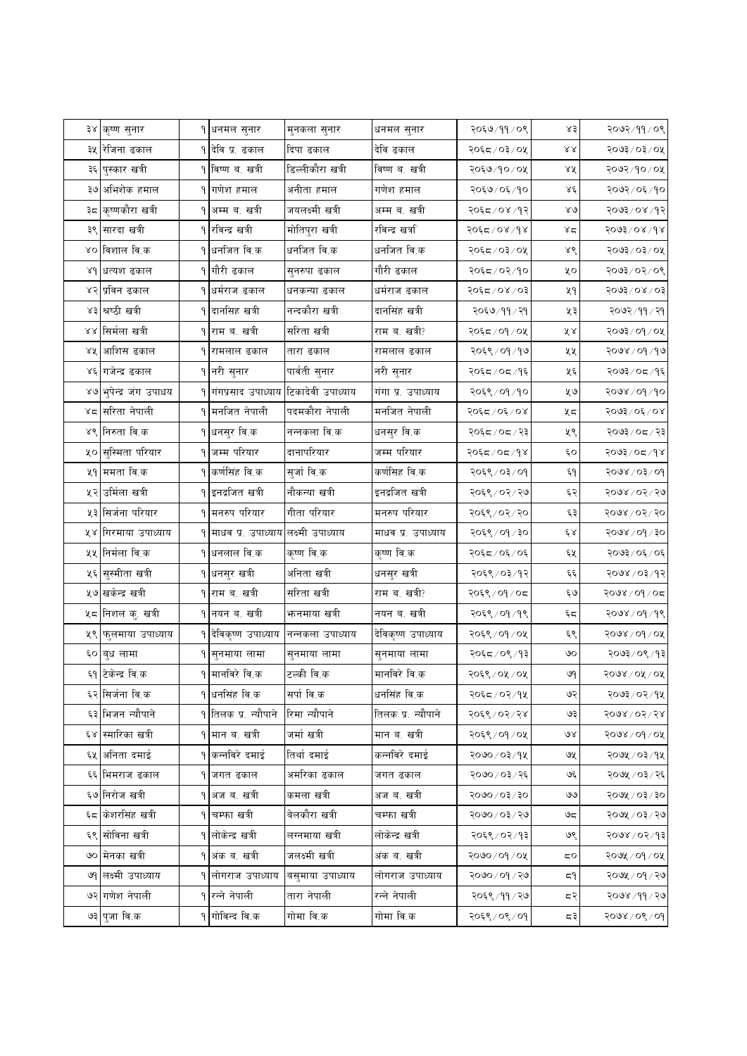| ३४ | कृष्ण सुनार | १ | धनमल सुनार | मुनकला सुनार | धनमल सुनार | २०६७/११/०९ | ४३ | २०७२/११/०९ |
|---|---|---|---|---|---|---|---|---|
| ३५ | रेजिना ढकाल | १ | देवि प्र. ढकाल | दिपा ढकाल | देवि ढकाल | २०६८/०३/०५ | ४४ | २०७३/०३/०५ |
| ३६ | पुस्कार खत्री | १ | विष्ण ब. खत्री | डिल्लीकौरा खत्री | विष्ण ब. खत्री | २०६७/१०/०५ | ४५ | २०७२/१०/०५ |
| ३७ | अभिशेक हमाल | १ | गणेश हमाल | अनीता हमाल | गणेश हमाल | २०६७/०६/१० | ४६ | २०७२/०६/१० |
| ३८ | कृष्णकौरा खत्री | १ | अम्म ब. खत्री | जयलक्ष्मी खत्री | अम्म ब. खत्री | २०६८/०४/१२ | ४७ | २०७३/०४/१२ |
| ३९ | सारदा खत्री | १ | रविन्द्र खत्री | मोतिपुरा खत्री | रविन्द्र खत्री | २०६८/०४/१४ | ४८ | २०७३/०४/१४ |
| ४० | विशाल वि.क | १ | धनजित वि.क | धनजित वि.क | धनजित वि.क | २०६८/०३/०५ | ४९ | २०७३/०३/०५ |
| ४१ | धत्यश ढकाल | १ | गौरी ढकाल | सुनरुपा ढकाल | गौरी ढकाल | २०६८/०२/१० | ५० | २०७३/०२/०९ |
| ४२ | प्रविन ढकाल | १ | धर्मराज ढकाल | धनकन्या ढकाल | धर्मराज ढकाल | २०६८/०४/०३ | ५१ | २०७३/०४/०३ |
| ४३ | श्रष्ठी खत्री | १ | दानसिह खत्री | नन्दकौरा खत्री | दानसिंह खत्री | २०६७/११/२१ | ५३ | २०७२/११/२१ |
| ४४ | सिर्मला खत्री | १ | राम ब. खत्री | सरिता खत्री | राम ब. खत्री? | २०६८/०१/०५ | ५४ | २०७३/०१/०५ |
| ४५ | आशिस ढकाल | १ | रामलाल ढकाल | तारा ढकाल | रामलाल ढकाल | २०६९/०१/१७ | ५५ | २०७४/०१/१७ |
| ४६ | गजेन्द्र ढकाल | १ | नरी सुनार | पार्वती सुनार | नरी सुनार | २०६८/०८/१६ | ५६ | २०७३/०८/१६ |
| ४७ | भुपेन्द्र जंग उपाधय | १ | गंगप्रसाद उपाध्याय | टिकादेवी उपाध्याय | गंगा प्र. उपाध्याय | २०६९/०१/१० | ५७ | २०७४/०१/१० |
| ४८ | सरिता नेपाली | १ | मनजित नेपाली | पदमकौरा नेपाली | मनजित नेपाली | २०६८/०६/०४ | ५८ | २०७३/०६/०४ |
| ४९ | निरुता वि.क | १ | धनसुर वि.क | नन्नकला वि.क | धनसुर वि.क | २०६८/०८/२३ | ५९ | २०७३/०८/२३ |
| ५० | सुस्मिता परियार | १ | जम्म परियार | दानापरियार | जम्म परियार | २०६८/०८/१४ | ६० | २०७३/०८/१४ |
| ५१ | ममता वि.क | १ | कर्णसिंह वि.क | सुर्जा वि.क | कर्णसिह वि.क | २०६९/०३/०१ | ६१ | २०७४/०३/०१ |
| ५२ | उर्मिला खत्री | १ | इनद्रजित खत्री | नौकन्या खत्री | इनद्रजित खत्री | २०६९/०२/२७ | ६२ | २०७४/०२/२७ |
| ५३ | सिर्जना परियार | १ | मनरुप परियार | गीता परियार | मनरुप परियार | २०६९/०२/२० | ६३ | २०७४/०२/२० |
| ५४ | गिरमाया उपाध्याय | १ | माधव प्र. उपाध्याय | लक्ष्मी उपाध्याय | माधव प्र. उपाध्याय | २०६९/०१/३० | ६४ | २०७४/०१/३० |
| ५५ | निर्मला वि.क | १ | धनलाल वि.क | कृष्ण वि.क | कृष्ण वि.क | २०६८/०६/०६ | ६५ | २०७३/०६/०६ |
| ५६ | सुस्मीता खत्री | १ | धनसुर खत्री | अनिता खत्री | धनसुर खत्री | २०६९/०३/१२ | ६६ | २०७४/०३/१२ |
| ५७ | खकेन्द्र खत्री | १ | राम ब. खत्री | सरिता खत्री | राम ब. खत्री? | २०६९/०१/०८ | ६७ | २०७४/०१/०८ |
| ५८ | निशल कु. खत्री | १ | नयन ब. खत्री | झनमाया खत्री | नयन ब. खत्री | २०६९/०१/१९ | ६८ | २०७४/०१/१९ |
| ५९ | फुलमाया उपाध्याय | १ | देविकृष्ण उपाध्याय | नन्नकला उपाध्याय | देविकृष्ण उपाध्याय | २०६९/०१/०५ | ६९ | २०७४/०१/०५ |
| ६० | बुध लामा | १ | सुनमाया लामा | सुनमाया लामा | सुनमाया लामा | २०६८/०९/१३ | ७० | २०७३/०९/१३ |
| ६१ | टेकेन्द्र वि.क | १ | मानविरे वि.क | टल्की वि.क | मानविरे वि.क | २०६९/०५/०५ | ७१ | २०७४/०५/०५ |
| ६२ | सिर्जना वि.क | १ | धनसिंह वि.क | सर्पा वि.क | धनसिंह वि.क | २०६८/०२/१५ | ७२ | २०७३/०२/१५ |
| ६३ | भिजन न्यौपाने | १ | तिलक प्र. न्यौपाने | रिमा न्यौपाने | तिलक प्र. न्यौपाने | २०६९/०२/२४ | ७३ | २०७४/०२/२४ |
| ६४ | स्मारिका खत्री | १ | मान ब. खत्री | जर्मा खत्री | मान ब. खत्री | २०६९/०१/०५ | ७४ | २०७४/०१/०५ |
| ६५ | अनिता दमाई | १ | कन्नविरे दमाई | तिर्था दमाई | कन्नविरे दमाई | २०७०/०३/१५ | ७५ | २०७५/०३/१५ |
| ६६ | भिमराज ढकाल | १ | जगत ढकाल | अमरिका ढकाल | जगत ढकाल | २०७०/०३/२६ | ७६ | २०७५/०३/२६ |
| ६७ | निरोज खत्री | १ | अज ब. खत्री | कमला खत्री | अज ब. खत्री | २०७०/०३/३० | ७७ | २०७५/०३/३० |
| ६८ | केशरसिंह खत्री | १ | चम्फा खत्री | बेलकौरा खत्री | चम्फा खत्री | २०७०/०३/२७ | ७८ | २०७५/०३/२७ |
| ६९ | सोविना खत्री | १ | लोकेन्द्र खत्री | लग्नमाया खत्री | लोकेन्द्र खत्री | २०६९/०२/१३ | ७९ | २०७४/०२/१३ |
| ७० | मेनका खत्री | १ | अंक ब. खत्री | जलक्ष्मी खत्री | अंक ब. खत्री | २०७०/०१/०५ | ८० | २०७५/०१/०५ |
| ७१ | लक्ष्मी उपाध्याय | १ | लोगराज उपाध्याय | बसुमाया उपाध्याय | लोगराज उपाध्याय | २०७०/०१/२७ | ८१ | २०७५/०१/२७ |
| ७२ | गणेश नेपाली | १ | रन्ने नेपाली | तारा नेपाली | रन्ने नेपाली | २०६९/११/२७ | ८२ | २०७४/११/२७ |
| ७३ | पुजा वि.क | १ | गोविन्द वि.क | गोमा वि.क | गोमा वि.क | २०६९/०९/०१ | ८३ | २०७४/०९/०१ |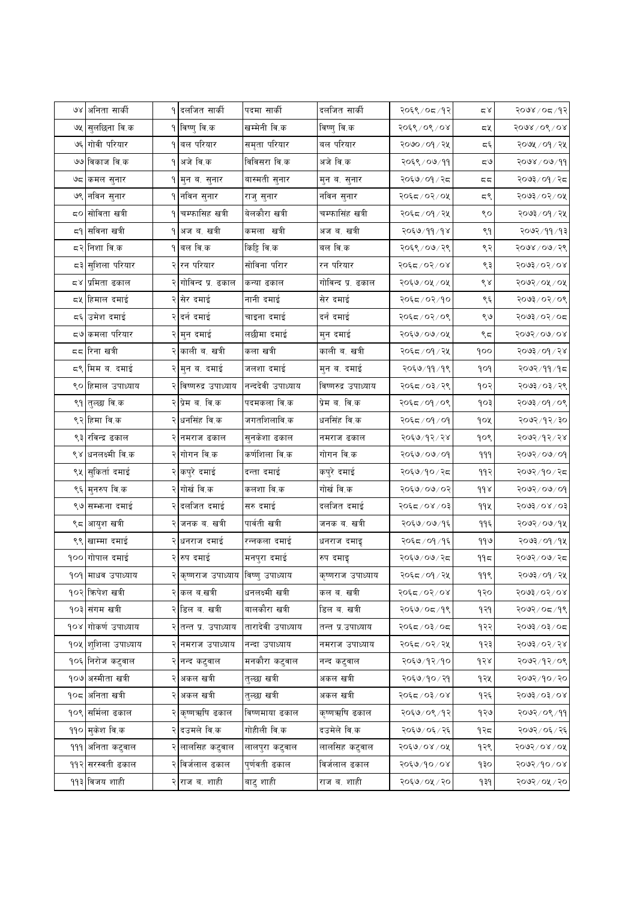| ७४ | अनिता सार्की | १ | दलजित सार्की | पदमा सार्की | दलजित सार्की | २०६९/०८/१२ | ८४ | २०७४/०८/१२ |
|---|---|---|---|---|---|---|---|---|
| ७५ | सुलछिना वि.क | १ | विष्णु वि.क | खम्मेनी वि.क | विष्णु वि.क | २०६९/०९/०४ | ८५ | २०७४/०९/०४ |
| ७६ | गोवी परियार | १ | बल परियार | समुता परियार | बल परियार | २०७०/०१/२५ | ८६ | २०७५/०१/२५ |
| ७७ | विकाज वि.क | १ | अजे वि.क | विविसरा वि.क | अजे वि.क | २०६९/०७/११ | ८७ | २०७४/०७/११ |
| ७८ | कमल सुनार | १ | मुन ब. सुनार | बास्मती सुनार | मुन ब. सुनार | २०६७/०१/२८ | ८८ | २०७३/०१/२८ |
| ७९ | नविन सुनार | १ | नविन सुनार | राजु सुनार | नविन सुनार | २०६८/०२/०५ | ८९ | २०७३/०२/०५ |
| ८० | सोविता खत्री | १ | चम्फासिह खत्री | बेलकौरा खत्री | चम्फासिंह खत्री | २०६८/०१/२५ | ९० | २०७३/०१/२५ |
| ८१ | सविना खत्री | १ | अज ब. खत्री | कमला खत्री | अज ब. खत्री | २०६७/११/१४ | ९१ | २०७२/११/१३ |
| ८२ | निशा वि.क | १ | बल वि.क | किट्टि वि.क | बल वि.क | २०६९/०७/२९ | ९२ | २०७४/०७/२९ |
| ८३ | सुशिला परियार | २ | रन परियार | सोविना परिर | रन परियार | २०६८/०२/०४ | ९३ | २०७३/०२/०४ |
| ८४ | प्रमिता ढकाल | २ | गोविन्द प्र. ढकाल | कन्या ढकाल | गोविन्द प्र. ढकाल | २०६७/०५/०५ | ९४ | २०७२/०५/०५ |
| ८५ | हिमाल दमाई | २ | सेर दमाई | नानी दमाई | सेर दमाई | २०६८/०२/१० | ९६ | २०७३/०२/०९ |
| ८६ | उमेश दमाई | २ | दर्न दमाई | चाइना दमाई | दर्न दमाई | २०६८/०२/०९ | ९७ | २०७३/०२/०८ |
| ८७ | कमला परियार | २ | मुन दमाई | लछीमा दमाई | मुन दमाई | २०६७/०७/०५ | ९८ | २०७२/०७/०४ |
| ८८ | रिना खत्री | २ | काली ब. खत्री | कला खत्री | काली ब. खत्री | २०६८/०१/२५ | १०० | २०७३/०१/२४ |
| ८९ | मिम ब. दमाई | २ | मुन ब. दमाई | जलशा दमाई | मुन ब. दमाई | २०६७/११/१९ | १०१ | २०७२/११/१८ |
| ९० | हिमाल उपाध्याय | २ | विष्णरुद्र उपाध्याय | नन्ददेवी उपाध्याय | विष्णरुद्र उपाध्याय | २०६८/०३/२९ | १०२ | २०७३/०३/२९ |
| ९१ | तुल्छा वि.क | २ | प्रेम ब. वि.क | पदमकला वि.क | प्रेम ब. वि.क | २०६८/०१/०९ | १०३ | २०७३/०१/०९ |
| ९२ | हिमा वि.क | २ | धनसिंह वि.क | जगतशिलावि.क | धनसिंह वि.क | २०६८/०१/०१ | १०५ | २०७२/१२/३० |
| ९३ | रविन्द्र ढकाल | २ | नमराज ढकाल | सुनकेशा ढकाल | नमराज ढकाल | २०६७/१२/२४ | १०९ | २०७२/१२/२४ |
| ९४ | धनलक्ष्मी वि.क | २ | गोगन वि.क | कर्णशिला वि.क | गोगन वि.क | २०६७/०७/०१ | १११ | २०७२/०७/०१ |
| ९५ | सुकिर्ता दमाई | २ | कपुरे दमाई | दन्ता दमाई | कपुरे दमाई | २०६७/१०/२८ | ११२ | २०७२/१०/२८ |
| ९६ | मुनरुप वि.क | २ | गोर्ख वि.क | कलशा वि.क | गोर्ख वि.क | २०६७/०७/०२ | ११४ | २०७२/०७/०१ |
| ९७ | सम्फना दमाई | २ | दलजित दमाई | सरु दमाई | दलजित दमाई | २०६८/०४/०३ | ११५ | २०७३/०४/०३ |
| ९८ | आयुश खत्री | २ | जनक ब. खत्री | पार्वती खत्री | जनक ब. खत्री | २०६७/०७/१६ | ११६ | २०७२/०७/१५ |
| ९९ | खाम्मा दमाई | २ | धनराज दमाई | रन्नकला दमाई | धनराज दमाइ | २०६८/०१/१६ | ११७ | २०७३/०१/१५ |
| १०० | गोपाल दमाई | २ | रुप दमाई | मनपुरा दमाई | रुप दमाइ | २०६७/०७/२८ | ११८ | २०७२/०७/२८ |
| १०१ | माधव उपाध्याय | २ | कृष्णराज उपाध्याय | विष्णु उपाध्याय | कृष्णराज उपाध्याय | २०६८/०१/२५ | ११९ | २०७३/०१/२५ |
| १०२ | क्रिपेश खत्री | २ | कल ब.खत्री | धनलक्ष्मी खत्री | कल ब. खत्री | २०६८/०२/०४ | १२० | २०७३/०२/०४ |
| १०३ | सगम खत्री | २ | डिल ब. खत्री | बालकौरा खत्री | डिल ब. खत्री | २०६७/०८/१९ | १२१ | २०७२/०८/१९ |
| १०४ | गोकर्ण उपाध्याय | २ | तन्त प्र. उपाध्याय | तारादेवी उपाध्याय | तन्त प्र.उपाध्याय | २०६८/०३/०८ | १२२ | २०७३/०३/०८ |
| १०५ | शुशिला उपाध्याय | २ | नमराज उपाध्याय | नन्दा उपाध्याय | नमराज उपाध्याय | २०६८/०२/२५ | १२३ | २०७३/०२/२४ |
| १०६ | निरोज कटुवाल | २ | नन्द कटुवाल | मनकौरा कटुवाल | नन्द कटुवाल | २०६७/१२/१० | १२४ | २०७२/१२/०९ |
| १०७ | अस्मीता खत्री | २ | अकल खत्री | तुल्छा खत्री | अकल खत्री | २०६७/१०/२१ | १२५ | २०७२/१०/२० |
| १०८ | अनिता खत्री | २ | अकल खत्री | तुल्छा खत्री | अकल खत्री | २०६८/०३/०४ | १२६ | २०७३/०३/०४ |
| १०९ | सर्मिला ढकाल | २ | कृष्णऋषि ढकाल | विष्णमाया ढकाल | कृष्णऋषि ढकाल | २०६७/०९/१२ | १२७ | २०७२/०९/११ |
| ११० | मुकेश वि.क | २ | दउमले वि.क | गोहीली वि.क | दउमेले वि.क | २०६७/०६/२६ | १२८ | २०७२/०६/२६ |
| १११ | अनिता कटुवाल | २ | लालसिह कटुवाल | लालपुरा कटुवाल | लालसिह कटुवाल | २०६७/०४/०५ | १२९ | २०७२/०४/०५ |
| ११२ | सरस्वती ढकाल | २ | विर्जलाल ढकाल | पुर्णवती ढकाल | विर्जलाल ढकाल | २०६७/१०/०४ | १३० | २०७२/१०/०४ |
| ११३ | विजय शाही | २ | राज ब. शाही | बाटु शाही | राज ब. शाही | २०६७/०५/२० | १३१ | २०७२/०५/२० |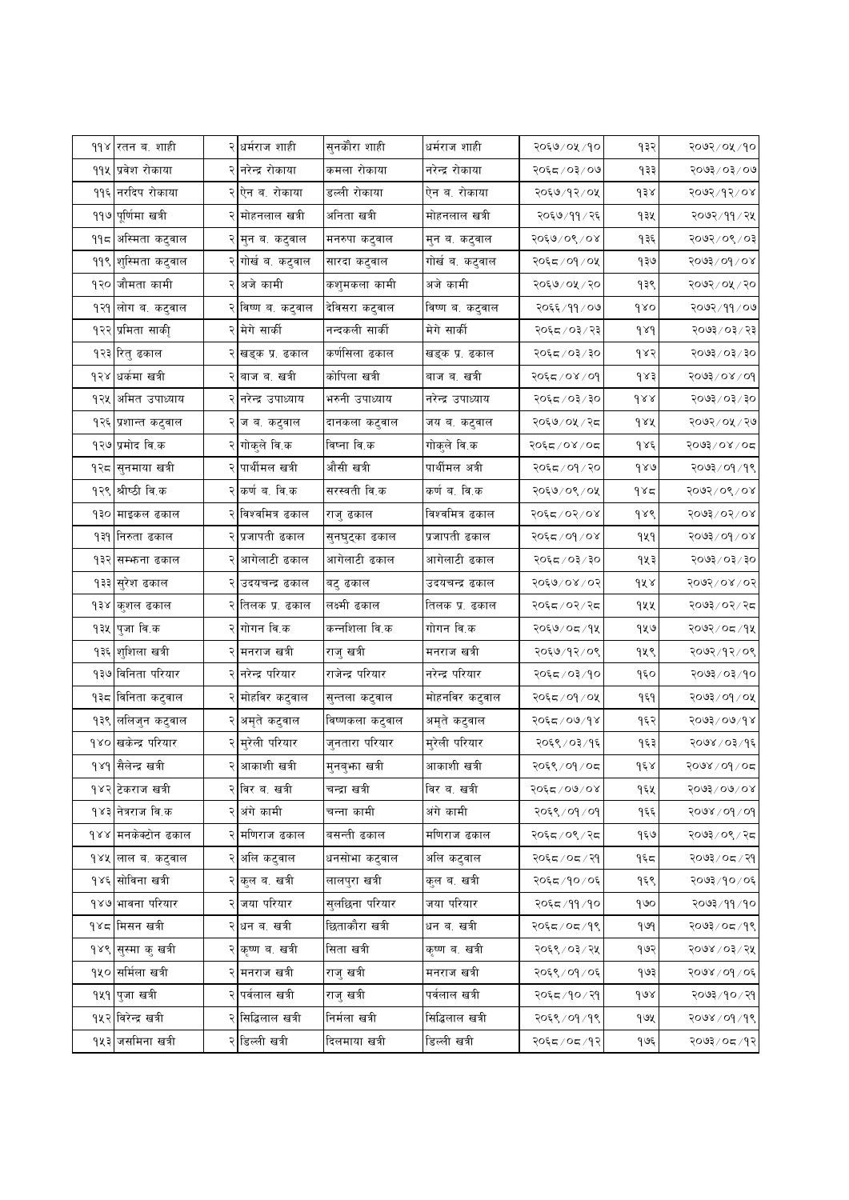| ११४ | रतन ब. शाही | २ | धर्मराज शाही | सुनकौरा शाही | धर्मराज शाही | २०६७/०५/१० | १३२ | २०७२/०५/१० |
|---|---|---|---|---|---|---|---|---|
| ११५ | प्रवेश रोकाया | २ | नरेन्द्र रोकाया | कमला रोकाया | नरेन्द्र रोकाया | २०६८/०३/०७ | १३३ | २०७३/०३/०७ |
| ११६ | नरदिप रोकाया | २ | ऐन ब. रोकाया | डल्ली रोकाया | ऐन ब. रोकाया | २०६७/१२/०५ | १३४ | २०७२/१२/०४ |
| ११७ | पूर्णिमा खत्री | २ | मोहनलाल खत्री | अनिता खत्री | मोहनलाल खत्री | २०६७/११/२६ | १३५ | २०७२/११/२५ |
| ११८ | अस्मिता कटुवाल | २ | मुन ब. कटुवाल | मनरुपा कटुवाल | मुन ब. कटुवाल | २०६७/०९/०४ | १३६ | २०७२/०९/०३ |
| ११९ | शुस्मिता कटुवाल | २ | गोर्ख ब. कटुवाल | सारदा कटुवाल | गोर्ख ब. कटुवाल | २०६८/०१/०५ | १३७ | २०७३/०१/०४ |
| १२० | जौमता कामी | २ | अजे कामी | कशुमकला कामी | अजे कामी | २०६७/०५/२० | १३९ | २०७२/०५/२० |
| १२१ | लोग ब. कटुवाल | २ | विष्ण ब. कटुवाल | देविसरा कटुवाल | विष्ण ब. कटुवाल | २०६६/११/०७ | १४० | २०७२/११/०७ |
| १२२ | प्रमिता सार्की | २ | मेगे सार्की | नन्दकली सार्की | मेगे सार्की | २०६८/०३/२३ | १४१ | २०७३/०३/२३ |
| १२३ | रितु ढकाल | २ | खड्क प्र. ढकाल | कर्णसिला ढकाल | खड्क प्र. ढकाल | २०६८/०३/३० | १४२ | २०७३/०३/३० |
| १२४ | धर्कमा खत्री | २ | बाज ब. खत्री | कोपिला खत्री | बाज ब. खत्री | २०६८/०४/०१ | १४३ | २०७३/०४/०१ |
| १२५ | अमित उपाध्याय | २ | नरेन्द्र उपाध्याय | भरुनी उपाध्याय | नरेन्द्र उपाध्याय | २०६८/०३/३० | १४४ | २०७३/०३/३० |
| १२६ | प्रशान्त कटुवाल | २ | ज ब. कटुवाल | दानकला कटुवाल | जय ब. कटुवाल | २०६७/०५/२८ | १४५ | २०७२/०५/२७ |
| १२७ | प्रमोद वि.क | २ | गोकुले वि.क | विप्ना वि.क | गोकुले वि.क | २०६८/०४/०८ | १४६ | २०७३/०४/०८ |
| १२८ | सुनमाया खत्री | २ | पार्थीमल खत्री | औसी खत्री | पार्थीमल अत्री | २०६८/०१/२० | १४७ | २०७३/०१/१९ |
| १२९ | श्रीष्ठी वि.क | २ | कर्ण ब. वि.क | सरस्वती वि.क | कर्ण ब. वि.क | २०६७/०९/०५ | १४८ | २०७२/०९/०४ |
| १३० | माइकल ढकाल | २ | विश्वमित्र ढकाल | राजु ढकाल | विश्वमित्र ढकाल | २०६८/०२/०४ | १४९ | २०७३/०२/०४ |
| १३१ | निरुता ढकाल | २ | प्रजापती ढकाल | सुनघुट्का ढकाल | प्रजापती ढकाल | २०६८/०१/०४ | १५१ | २०७३/०१/०४ |
| १३२ | सम्फना ढकाल | २ | आगेलाटी ढकाल | आगेलाटी ढकाल | आगेलाटी ढकाल | २०६८/०३/३० | १५३ | २०७३/०३/३० |
| १३३ | सुरेश ढकाल | २ | उदयचन्द्र ढकाल | बटु ढकाल | उदयचन्द्र ढकाल | २०६७/०४/०२ | १५४ | २०७२/०४/०२ |
| १३४ | कुशल ढकाल | २ | तिलक प्र. ढकाल | लक्ष्मी ढकाल | तिलक प्र. ढकाल | २०६८/०२/२८ | १५५ | २०७३/०२/२८ |
| १३५ | पुजा वि.क | २ | गोगन वि.क | कन्नशिला वि.क | गोगन वि.क | २०६७/०८/१५ | १५७ | २०७२/०८/१५ |
| १३६ | शुशिला खत्री | २ | मनराज खत्री | राजु खत्री | मनराज खत्री | २०६७/१२/०९ | १५९ | २०७२/१२/०९ |
| १३७ | विनिता परियार | २ | नरेन्द्र परियार | राजेन्द्र परियार | नरेन्द्र परियार | २०६८/०३/१० | १६० | २०७३/०३/१० |
| १३८ | विनिता कटुवाल | २ | मोहविर कटुवाल | सुन्तला कटुवाल | मोहनविर कटुवाल | २०६८/०१/०५ | १६१ | २०७३/०१/०५ |
| १३९ | ललिजुन कटुवाल | २ | अमृते कटुवाल | विष्णकला कटुवाल | अमृते कटुवाल | २०६८/०७/१४ | १६२ | २०७३/०७/१४ |
| १४० | खकेन्द्र परियार | २ | मुरेली परियार | जुनतारा परियार | मुरेली परियार | २०६९/०३/१६ | १६३ | २०७४/०३/१६ |
| १४१ | सैलेन्द्र खत्री | २ | आकाशी खत्री | मुनबुका खत्री | आकाशी खत्री | २०६९/०१/०८ | १६४ | २०७४/०१/०८ |
| १४२ | टेकराज खत्री | २ | विर ब. खत्री | चन्द्रा खत्री | विर ब. खत्री | २०६८/०७/०४ | १६५ | २०७३/०७/०४ |
| १४३ | नेत्रराज वि.क | २ | अंगे कामी | चन्ना कामी | अंगे कामी | २०६९/०१/०१ | १६६ | २०७४/०१/०१ |
| १४४ | मनकेक्टोन ढकाल | २ | मणिराज ढकाल | बसन्ती ढकाल | मणिराज ढकाल | २०६८/०९/२८ | १६७ | २०७३/०९/२८ |
| १४५ | लाल ब. कटुवाल | २ | अलि कटुवाल | धनसोभा कटुवाल | अलि कटुवाल | २०६८/०८/२१ | १६८ | २०७३/०८/२१ |
| १४६ | सोविना खत्री | २ | कुल ब. खत्री | लालपुरा खत्री | कुल ब. खत्री | २०६८/१०/०६ | १६९ | २०७३/१०/०६ |
| १४७ | भावना परियार | २ | जया परियार | सुलछिना परियार | जया परियार | २०६८/११/१० | १७० | २०७३/११/१० |
| १४८ | मिसन खत्री | २ | धन ब. खत्री | छिताकौरा खत्री | धन ब. खत्री | २०६८/०८/१९ | १७१ | २०७३/०८/१९ |
| १४९ | सुस्मा कु खत्री | २ | कृष्ण ब. खत्री | सिता खत्री | कृष्ण ब. खत्री | २०६९/०३/२५ | १७२ | २०७४/०३/२५ |
| १५० | सर्मिला खत्री | २ | मनराज खत्री | राजु खत्री | मनराज खत्री | २०६९/०१/०६ | १७३ | २०७४/०१/०६ |
| १५१ | पुजा खत्री | २ | पर्वलाल खत्री | राजु खत्री | पर्वलाल खत्री | २०६८/१०/२१ | १७४ | २०७३/१०/२१ |
| १५२ | विरेन्द्र खत्री | २ | सिद्धिलाल खत्री | निर्मला खत्री | सिद्धिलाल खत्री | २०६९/०१/१९ | १७५ | २०७४/०१/१९ |
| १५३ | जसमिना खत्री | २ | डिल्ली खत्री | दिलमाया खत्री | डिल्ली खत्री | २०६८/०८/१२ | १७६ | २०७३/०८/१२ |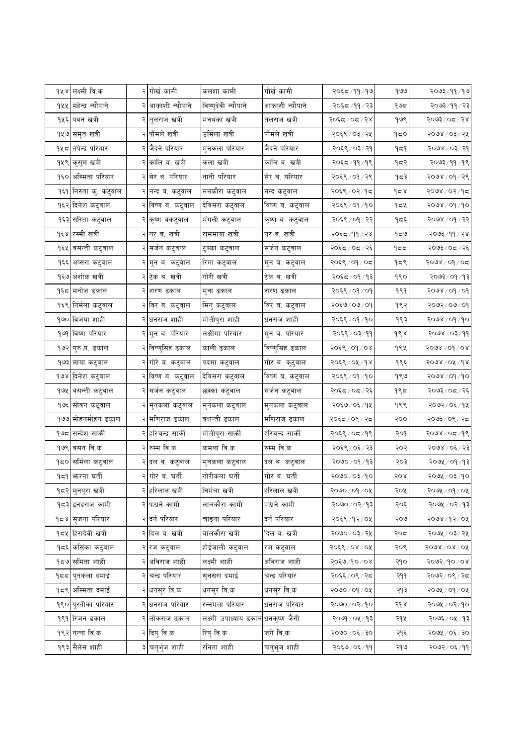| | | | | | | | |
|---|---|---|---|---|---|---|---|
| १५४ | लक्ष्मी वि.क | २ | गोर्ख कामी | कलशा कामी | गोर्ख कामी | २०६८/११/१७ | १७७ | २०७३/११/१७ |
| १५५ | महेन्द्र न्यौपाने | २ | आकाशी न्यौपाने | विष्णुदेवी न्यौपाने | आकाशी न्यौपाने | २०६८/११/२३ | १७८ | २०७३/११/२३ |
| १५६ | पवन खत्री | २ | तुलराज खत्री | मनथका खत्री | तलराज खत्री | २०६८/०८/२४ | १७९ | २०७३/०८/२४ |
| १५७ | समृत खत्री | २ | पौमले खत्री | उर्मिला खत्री | पौमले खत्री | २०६९/०३/२५ | १८० | २०७४/०३/२५ |
| १५८ | तपेन्द्र परियार | २ | जैदने परियार | मुनकला परियार | जैदने परियार | २०६९/०३/२१ | १८१ | २०७४/०३/२१ |
| १५९ | कुसुम खत्री | २ | कालि ब. खत्री | कला खत्री | कालि ब. खत्री | २०६८/११/१९ | १८२ | २०७३/११/१९ |
| १६० | अस्मिता परियार | २ | सेर ब. परियार | नानी परियार | सेर ब. परियार | २०६९/०१/२९ | १८३ | २०७४/०१/२९ |
| १६१ | निरुता कु. कटुवाल | २ | नन्द ब. कटुवाल | मनकौरा कटुवाल | नन्द कटुवाल | २०६९/०२/१८ | १८४ | २०७४/०२/१८ |
| १६२ | दिनेश कटुवाल | २ | विष्ण ब. कटुवाल | देविसरा कटुवाल | विष्ण ब. कटुवाल | २०६९/०१/१० | १८५ | २०७४/०१/१० |
| १६३ | सरिता कटुवाल | २ | कृष्ण बकटुवाल | मंगली कटुवाल | कृष्ण ब. कटुवाल | २०६९/०१/२२ | १८६ | २०७४/०१/२२ |
| १६४ | रस्मी खत्री | २ | नर ब. खत्री | राममाया खत्री | नर ब. खत्री | २०६८/११/२४ | १८७ | २०७३/११/२४ |
| १६५ | बसन्ती कटुवाल | २ | सर्जन कटुवाल | टुक्का कटुवाल | सर्जन कटुवाल | २०६८/०८/२६ | १८८ | २०७३/०८/२६ |
| १६६ | अप्सरा कटुवाल | २ | मुन ब. कटुवाल | रिमा कटुवाल | मुन ब. कटुवाल | २०६९/०१/०८ | १८९ | २०७४/०१/०८ |
| १६७ | अशोक खत्री | २ | टेक ब. खत्री | गोरी खत्री | टेक ब. खत्री | २०६८/०१/१३ | १९० | २०७३/०१/१३ |
| १६८ | मनोज ढकाल | २ | शरण ढकाल | मुना ढकाल | शरण ढकाल | २०६९/०१/०१ | १९१ | २०७४/०१/०१ |
| १६९ | निर्मला कटुवाल | २ | विर ब. कटुवाल | मिनु कटुवाल | विर ब. कटुवाल | २०६७/०७/०१ | १९२ | २०७२/०७/०१ |
| १७० | विजया शाही | २ | धनराज शाही | मोतीपुरा शाही | धनराज शाही | २०६९/०१/१० | १९३ | २०७४/०१/१० |
| १७१ | विष्ण परियार | २ | मुन ब. परियार | लक्षीमा परियार | मुन ब. परियार | २०६९/०३/११ | १९४ | २०७४/०३/११ |
| १७२ | गुरु.प्र. ढकाल | २ | विष्णुसिंह ढकाल | काली ढकाल | विष्णुसिंह ढकाल | २०६९/०१/०४ | १९५ | २०७४/०१/०४ |
| १७३ | माया कटुवाल | २ | गोरे ब. कटुवाल | पदमा कटुवाल | गोर ब. कुटवाल | २०६९/०५/१४ | १९६ | २०७४/०५/१४ |
| १७४ | दिनेश कटुवाल | २ | विष्ण ब. कटुवाल | देविसरा कटुवाल | विष्ण ब. कटुवाल | २०६९/०१/१० | १९७ | २०७४/०१/१० |
| १७५ | बसन्ती कटुवाल | २ | सर्जन कटुवाल | छक्का कटुवाल | सर्जन कटुवाल | २०६८/०८/२६ | १९८ | २०७३/०८/२६ |
| १७६ | सोवन कटुवाल | २ | मुनकला कटुवाल | मुनकला कटुवाल | मुनकला कटुवाल | २०६७/०६/१५ | १९९ | २०७२/०६/१५ |
| १७७ | मोहनमोहन ढकाल | २ | मणिराज ढकाल | बशन्ती ढकाल | मणिराज ढकाल | २०६८/०९/२८ | २०० | २०७३/०९/२८ |
| १७८ | सन्देश सार्की | २ | हरिचन्द्र सार्की | मोतीपुरा सार्की | हरिचन्द्र सार्की | २०६९/०८/१९ | २०१ | २०७४/०८/१९ |
| १७९ | बसन वि.क | २ | रुम्म वि.क | कमला वि.क | रुम्म वि.क | २०६९/०६/२३ | २०२ | २०७४/०६/२३ |
| १८० | सर्मिला कटुवाल | २ | दल ब. कटुवाल | मुनकला कटुवाल | दल ब. कटुवाल | २०७०/०१/१३ | २०३ | २०७५/०१/१३ |
| १८१ | झरना घर्ती | २ | गोर ब. घर्ती | गोरीकला घर्ती | गोर ब. घर्ती | २०७०/०३/१० | २०४ | २०७५/०३/१० |
| १८२ | मुनपुरा खत्री | २ | हरिलाल खत्री | निर्मला खत्री | हरिलाल खत्री | २०७०/०१/०५ | २०५ | २०७५/०१/०५ |
| १८३ | इनद्रराज कामी | २ | पठाने कामी | लालकौरा कामी | पठाने कामी | २०७०/०२/१३ | २०६ | २०७५/०२/१३ |
| १८४ | सृजना परियार | २ | दर्न परियार | चाइना परियार | दर्न परियार | २०६९/१२/०५ | २०७ | २०७४/१२/०५ |
| १८५ | हिरादेवी खत्री | २ | दिल ब. खत्री | बालकौरा खत्री | दिल ब. खत्री | २०७०/०३/२५ | २०८ | २०७५/०३/२५ |
| १८६ | कसिंका कटुवाल | २ | रज कटुवाल | होईजाली कटुवाल | रज कटुवाल | २०६९/०४/०५ | २०९ | २०७४/०४/०५ |
| १८७ | समिता शाही | २ | अविराज शाही | लक्ष्मी शाही | अविराज शाही | २०६७/१०/०४ | २१० | २०७२/१०/०४ |
| १८८ | पुतकला दमाई | २ | चन्द्र परियार | सुनसरा दमाई | चन्द्र परियार | २०६६/०९/२८ | २११ | २०७२/०९/२८ |
| १८९ | अस्मिता दमाई | २ | धनसुर वि.क | धनसुर वि.क | धनसुर वि.क | २०७०/०१/०५ | २१३ | २०७५/०१/०५ |
| १९० | पुस्तीका परियार | २ | धनराज परियार | रन्नमता परियार | धनराज परियार | २०७०/०२/१० | २१४ | २०७५/०२/१० |
| १९१ | रिजन ढकाल | २ | लोकराज ढकाल | लक्ष्मी उपाध्याय ढकाल | धनकृष्ण जैसी | २०७१/०५/१३ | २१५ | २०७६/०५/१३ |
| १९२ | नन्ना वि.क | २ | दिपु वि.क | रिपु वि.क | जगे वि.क | २०७०/०६/३० | २१६ | २०७५/०६/३० |
| १९३ | सैलेस शाही | ३ | चतुर्भुज शाही | रनिता शाही | चतुर्भुज शाही | २०६७/०६/११ | २१७ | २०७२/०६/११ |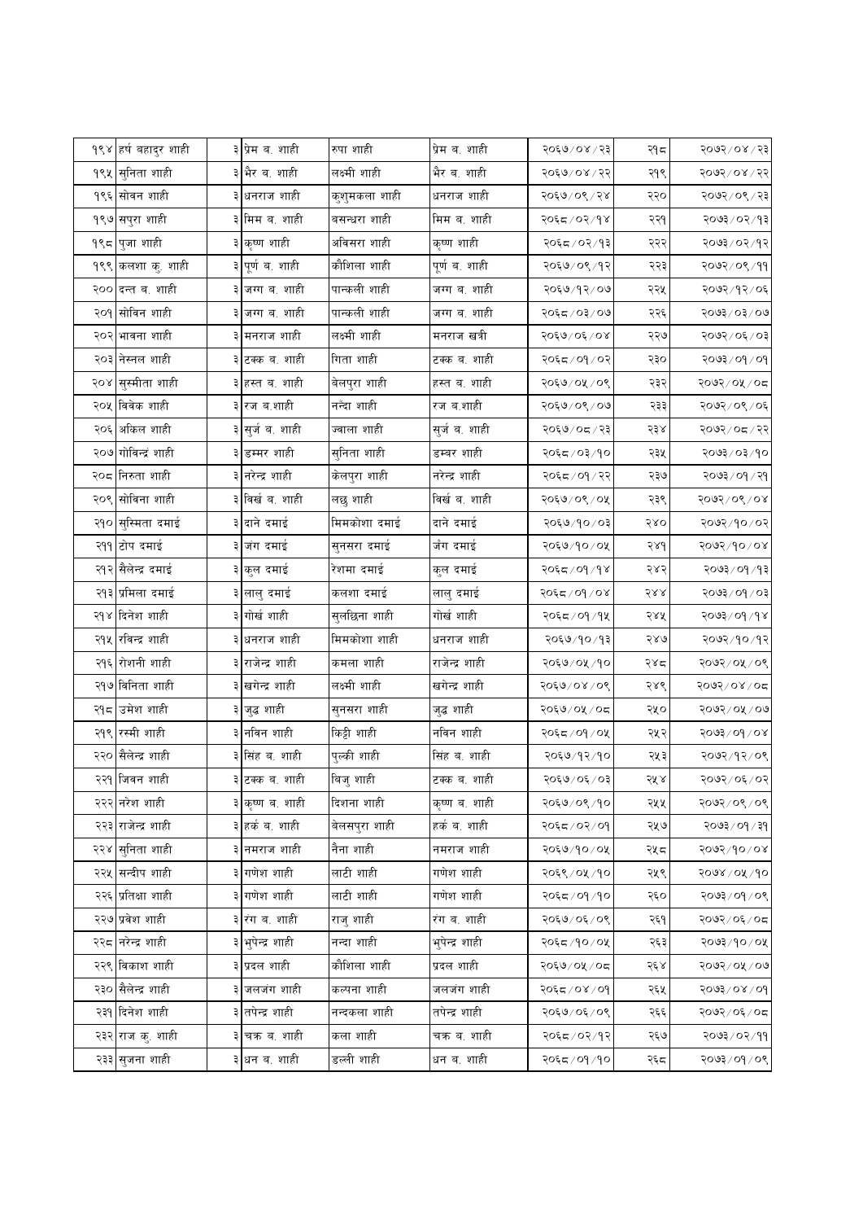| १९४ | हर्ष बहादुर शाही | ३ | प्रेम ब. शाही | रुपा शाही | प्रेम ब. शाही | २०६७/०४/२३ | २१८ | २०७२/०४/२३ |
|---|---|---|---|---|---|---|---|---|
| १९५ | सुनिता शाही | ३ | भैर ब. शाही | लक्ष्मी शाही | भैर ब. शाही | २०६७/०४/२२ | २१९ | २०७२/०४/२२ |
| १९६ | सोवन शाही | ३ | धनराज शाही | कुशुमकला शाही | धनराज शाही | २०६७/०९/२४ | २२० | २०७२/०९/२३ |
| १९७ | सपुरा शाही | ३ | मिम ब. शाही | बसन्धरा शाही | मिम ब. शाही | २०६८/०२/१४ | २२१ | २०७३/०२/१३ |
| १९८ | पुजा शाही | ३ | कृष्ण शाही | अविसरा शाही | कृष्ण शाही | २०६८/०२/१३ | २२२ | २०७३/०२/१२ |
| १९९ | कलशा कु. शाही | ३ | पूर्ण ब. शाही | कौशिला शाही | पूर्ण ब. शाही | २०६७/०९/१२ | २२३ | २०७२/०९/११ |
| २०० | दन्त ब. शाही | ३ | जग्ग ब. शाही | पान्कली शाही | जग्ग ब. शाही | २०६७/१२/०७ | २२५ | २०७२/१२/०६ |
| २०१ | सोविन शाही | ३ | जग्ग ब. शाही | पान्कली शाही | जग्ग ब. शाही | २०६८/०३/०७ | २२६ | २०७३/०३/०७ |
| २०२ | भावना शाही | ३ | मनराज शाही | लक्ष्मी शाही | मनराज खत्री | २०६७/०६/०४ | २२७ | २०७२/०६/०३ |
| २०३ | नेस्नल शाही | ३ | टक्क ब. शाही | गिता शाही | टक्क ब. शाही | २०६८/०१/०२ | २३० | २०७३/०१/०१ |
| २०४ | सुस्मीता शाही | ३ | हस्त ब. शाही | बेलपुरा शाही | हस्त ब. शाही | २०६७/०५/०९ | २३२ | २०७२/०५/०८ |
| २०५ | विवेक शाही | ३ | रज ब.शाही | नन्दा शाही | रज ब.शाही | २०६७/०९/०७ | २३३ | २०७२/०९/०६ |
| २०६ | अकिल शाही | ३ | सुर्ज ब. शाही | ज्वाला शाही | सुर्ज ब. शाही | २०६७/०८/२३ | २३४ | २०७२/०८/२२ |
| २०७ | गोविन्द्रं शाही | ३ | डम्मर शाही | सुनिता शाही | डम्बर शाही | २०६८/०३/१० | २३५ | २०७३/०३/१० |
| २०८ | निरुता शाही | ३ | नरेन्द्र शाही | केलपुरा शाही | नरेन्द्र शाही | २०६८/०१/२२ | २३७ | २०७३/०१/२१ |
| २०९ | सोविना शाही | ३ | विर्ख ब. शाही | लछु शाही | विर्ख ब. शाही | २०६७/०९/०५ | २३९ | २०७२/०९/०४ |
| २१० | सुस्मिता दमाई | ३ | दाने दमाई | मिमकोशा दमाई | दाने दमाई | २०६७/१०/०३ | २४० | २०७२/१०/०२ |
| २११ | टोप दमाई | ३ | जंग दमाई | सुनसरा दमाई | जंग दमाई | २०६७/१०/०५ | २४१ | २०७२/१०/०४ |
| २१२ | सैलेन्द्र दमाई | ३ | कुल दमाई | रेशमा दमाई | कुल दमाई | २०६८/०१/१४ | २४२ | २०७३/०१/१३ |
| २१३ | प्रमिला दमाई | ३ | लालु दमाई | कलशा दमाई | लालु दमाई | २०६८/०१/०४ | २४४ | २०७३/०१/०३ |
| २१४ | दिनेश शाही | ३ | गोर्ख शाही | सुलछिना शाही | गोर्ख शाही | २०६८/०१/१५ | २४५ | २०७३/०१/१४ |
| २१५ | रविन्द्र शाही | ३ | धनराज शाही | मिमकोशा शाही | धनराज शाही | २०६७/१०/१३ | २४७ | २०७२/१०/१२ |
| २१६ | रोशनी शाही | ३ | राजेन्द्र शाही | कमला शाही | राजेन्द्र शाही | २०६७/०५/१० | २४८ | २०७२/०५/०९ |
| २१७ | बिनिता शाही | ३ | खगेन्द्र शाही | लक्ष्मी शाही | खगेन्द्र शाही | २०६७/०४/०९ | २४९ | २०७२/०४/०८ |
| २१८ | उमेश शाही | ३ | जुद्ध शाही | सुनसरा शाही | जुद्ध शाही | २०६७/०५/०८ | २५० | २०७२/०५/०७ |
| २१९ | रस्मी शाही | ३ | नविन शाही | किट्टी शाही | नविन शाही | २०६८/०१/०५ | २५२ | २०७३/०१/०४ |
| २२० | सैलेन्द्र शाही | ३ | सिंह ब. शाही | पुल्की शाही | सिंह ब. शाही | २०६७/१२/१० | २५३ | २०७२/१२/०९ |
| २२१ | जिवन शाही | ३ | टक्क ब. शाही | बिजु शाही | टक्क ब. शाही | २०६७/०६/०३ | २५४ | २०७२/०६/०२ |
| २२२ | नरेश शाही | ३ | कृष्ण ब. शाही | दिशना शाही | कृष्ण ब. शाही | २०६७/०९/१० | २५५ | २०७२/०९/०९ |
| २२३ | राजेन्द्र शाही | ३ | हर्क ब. शाही | बेलसपुरा शाही | हर्क ब. शाही | २०६८/०२/०१ | २५७ | २०७३/०१/३१ |
| २२४ | सुनिता शाही | ३ | नमराज शाही | नैना शाही | नमराज शाही | २०६७/१०/०५ | २५८ | २०७२/१०/०४ |
| २२५ | सन्दीप शाही | ३ | गणेश शाही | लाटी शाही | गणेश शाही | २०६९/०५/१० | २५९ | २०७४/०५/१० |
| २२६ | प्रतिक्षा शाही | ३ | गणेश शाही | लाटी शाही | गणेश शाही | २०६८/०१/१० | २६० | २०७३/०१/०९ |
| २२७ | प्रवेश शाही | ३ | रंग ब. शाही | राजु शाही | रंग ब. शाही | २०६७/०६/०९ | २६१ | २०७२/०६/०८ |
| २२८ | नरेन्द्र शाही | ३ | भुपेन्द्र शाही | नन्दा शाही | भुपेन्द्र शाही | २०६८/१०/०५ | २६३ | २०७३/१०/०५ |
| २२९ | विकाश शाही | ३ | प्रदल शाही | कौशिला शाही | प्रदल शाही | २०६७/०५/०८ | २६४ | २०७२/०५/०७ |
| २३० | सैलेन्द्र शाही | ३ | जलजंग शाही | कल्पना शाही | जलजंग शाही | २०६८/०४/०१ | २६५ | २०७३/०४/०१ |
| २३१ | दिनेश शाही | ३ | तपेन्द्र शाही | नन्दकला शाही | तपेन्द्र शाही | २०६७/०६/०९ | २६६ | २०७२/०६/०८ |
| २३२ | राज कु. शाही | ३ | चक्र ब. शाही | कला शाही | चक्र ब. शाही | २०६८/०२/१२ | २६७ | २०७३/०२/११ |
| २३३ | सुजना शाही | ३ | धन ब. शाही | डल्ली शाही | धन ब. शाही | २०६८/०१/१० | २६८ | २०७३/०१/०९ |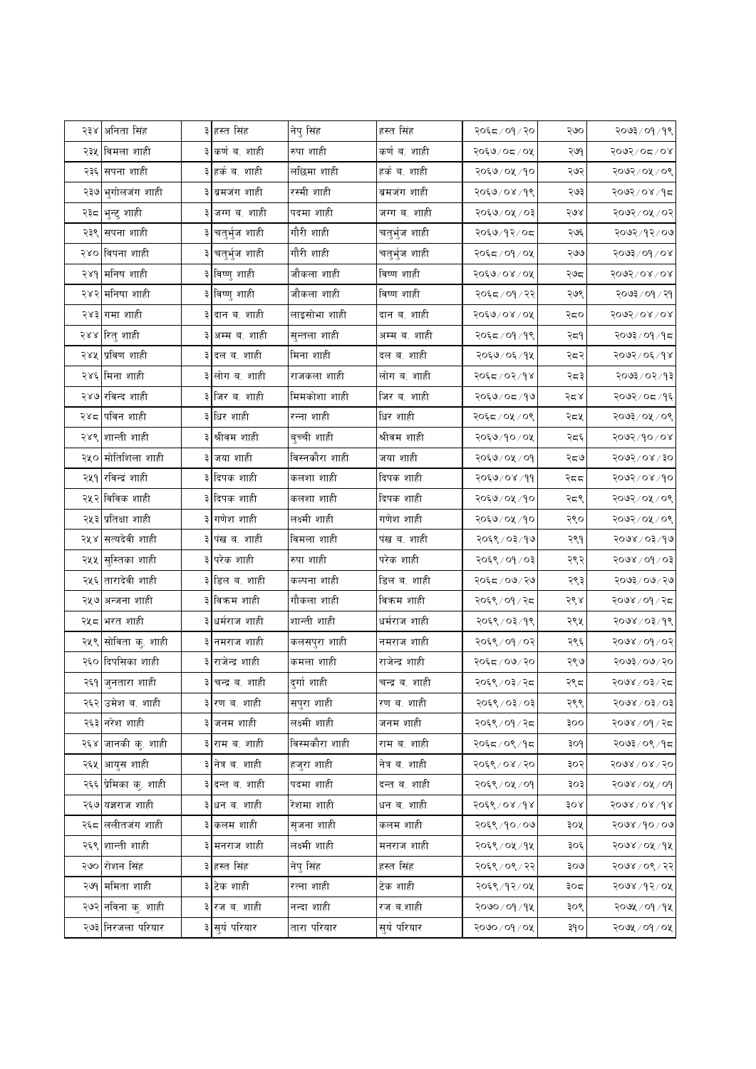| | | | | | | | | |
|---|---|---|---|---|---|---|---|---|
| २३४ | अनिता सिंह | ३ | हस्त सिंह | नेपु सिंह | हस्त सिंह | २०६८/०१/२० | २७० | २०७३/०१/१९ |
| २३५ | विमला शाही | ३ | कर्ण ब. शाही | रुपा शाही | कर्ण ब. शाही | २०६७/०८/०५ | २७१ | २०७२/०८/०४ |
| २३६ | सपना शाही | ३ | हर्क ब. शाही | लछिमा शाही | हर्क ब. शाही | २०६७/०५/१० | २७२ | २०७२/०५/०९ |
| २३७ | भुगोलजंग शाही | ३ | ब्रमजंग शाही | रस्मी शाही | ब्रमजंग शाही | २०६७/०४/१९ | २७३ | २०७२/०४/१८ |
| २३८ | भुन्टु शाही | ३ | जग्ग ब. शाही | पदमा शाही | जग्ग ब. शाही | २०६७/०५/०३ | २७४ | २०७२/०५/०२ |
| २३९ | सपना शाही | ३ | चतुर्भुज शाही | गौरी शाही | चतुर्भुज शाही | २०६७/१२/०८ | २७६ | २०७२/१२/०७ |
| २४० | विपना शाही | ३ | चतुर्भुज शाही | गौरी शाही | चतुर्भुज शाही | २०६८/०१/०५ | २७७ | २०७३/०१/०४ |
| २४१ | मनिष शाही | ३ | विष्णु शाही | जौकला शाही | विष्ण शाही | २०६७/०४/०५ | २७८ | २०७२/०४/०४ |
| २४२ | मनिषा शाही | ३ | विष्णु शाही | जौकला शाही | विष्ण शाही | २०६८/०१/२२ | २७९ | २०७३/०१/२१ |
| २४३ | गमा शाही | ३ | दान ब. शाही | लाइसोभा शाही | दान ब. शाही | २०६७/०४/०५ | २८० | २०७२/०४/०४ |
| २४४ | रितु शाही | ३ | अम्म ब. शाही | सुन्तला शाही | अम्म ब. शाही | २०६८/०१/१९ | २८१ | २०७३/०१/१८ |
| २४५ | प्रविण शाही | ३ | दल ब. शाही | मिना शाही | दल ब. शाही | २०६७/०६/१५ | २८२ | २०७२/०६/१४ |
| २४६ | मिना शाही | ३ | लोग ब. शाही | राजकला शाही | लोग ब. शाही | २०६८/०२/१४ | २८३ | २०७३/०२/१३ |
| २४७ | रविन्द शाही | ३ | जिर ब. शाही | मिमकोशा शाही | जिर ब. शाही | २०६७/०८/१७ | २८४ | २०७२/०८/१६ |
| २४८ | पविन शाही | ३ | धिर शाही | रन्ना शाही | धिर शाही | २०६८/०५/०९ | २८५ | २०७३/०५/०९ |
| २४९ | शान्ती शाही | ३ | श्रीवम शाही | बुच्ची शाही | श्रीवम शाही | २०६७/१०/०५ | २८६ | २०७२/१०/०४ |
| २५० | मोतिशिला शाही | ३ | जया शाही | विस्नकौरा शाही | जया शाही | २०६७/०५/०१ | २८७ | २०७२/०४/३० |
| २५१ | रविन्द्र शाही | ३ | दिपक शाही | कलशा शाही | दिपक शाही | २०६७/०४/११ | २८८ | २०७२/०४/१० |
| २५२ | विविक शाही | ३ | दिपक शाही | कलशा शाही | दिपक शाही | २०६७/०५/१० | २८९ | २०७२/०५/०९ |
| २५३ | प्रतिक्षा शाही | ३ | गणेश शाही | लक्ष्मी शाही | गणेश शाही | २०६७/०५/१० | २९० | २०७२/०५/०९ |
| २५४ | सत्यदेवी शाही | ३ | पंख ब. शाही | विमला शाही | पंख ब. शाही | २०६९/०३/१७ | २९१ | २०७४/०३/१७ |
| २५५ | सुस्तिका शाही | ३ | परेक शाही | रुपा शाही | परेक शाही | २०६९/०१/०३ | २९२ | २०७४/०१/०३ |
| २५६ | तारादेवी शाही | ३ | डिल ब. शाही | कल्पना शाही | डिल ब. शाही | २०६८/०७/२७ | २९३ | २०७३/०७/२७ |
| २५७ | अन्जना शाही | ३ | विक्रम शाही | गौकला शाही | विक्रम शाही | २०६९/०१/२८ | २९४ | २०७४/०१/२८ |
| २५८ | भरत शाही | ३ | धर्मराज शाही | शान्ती शाही | धर्मराज शाही | २०६९/०३/१९ | २९५ | २०७४/०३/१९ |
| २५९ | सोविता कु. शाही | ३ | नमराज शाही | कलसपुरा शाही | नमराज शाही | २०६९/०१/०२ | २९६ | २०७४/०१/०२ |
| २६० | दिपसिका शाही | ३ | राजेन्द्र शाही | कमला शाही | राजेन्द्र शाही | २०६८/०७/२० | २९७ | २०७३/०७/२० |
| २६१ | जुनतारा शाही | ३ | चन्द्र ब. शाही | दुर्गा शाही | चन्द्र ब. शाही | २०६९/०३/२८ | २९८ | २०७४/०३/२८ |
| २६२ | उमेश ब. शाही | ३ | रण ब. शाही | सपुरा शाही | रण ब. शाही | २०६९/०३/०३ | २९९ | २०७४/०३/०३ |
| २६३ | नरेश शाही | ३ | जनम शाही | लक्ष्मी शाही | जनम शाही | २०६९/०१/२८ | ३०० | २०७४/०१/२८ |
| २६४ | जानकी कु. शाही | ३ | राम ब. शाही | विस्मकौरा शाही | राम ब. शाही | २०६८/०९/१८ | ३०१ | २०७३/०९/१८ |
| २६५ | आयुस शाही | ३ | नेत्र ब. शाही | हजुरा शाही | नेत्र ब. शाही | २०६९/०४/२० | ३०२ | २०७४/०४/२० |
| २६६ | प्रेमिका कु. शाही | ३ | दन्त ब. शाही | पदमा शाही | दन्त ब. शाही | २०६९/०५/०१ | ३०३ | २०७४/०५/०१ |
| २६७ | यज्ञराज शाही | ३ | धन ब. शाही | रेशमा शाही | धन ब. शाही | २०६९/०४/१४ | ३०४ | २०७४/०४/१४ |
| २६८ | ललीतजंग शाही | ३ | कलम शाही | सृजना शाही | कलम शाही | २०६९/१०/०७ | ३०५ | २०७४/१०/०७ |
| २६९ | शान्ती शाही | ३ | मनराज शाही | लक्ष्मी शाही | मनराज शाही | २०६९/०५/१५ | ३०६ | २०७४/०५/१५ |
| २७० | रोशन सिंह | ३ | हस्त सिंह | नेपु सिंह | हस्त सिंह | २०६९/०९/२२ | ३०७ | २०७४/०९/२२ |
| २७१ | ममिता शाही | ३ | टेक शाही | रत्ना शाही | टेक शाही | २०६९/१२/०५ | ३०८ | २०७४/१२/०५ |
| २७२ | नविना कु. शाही | ३ | रज ब. शाही | नन्दा शाही | रज ब.शाही | २०७०/०१/१५ | ३०९ | २०७५/०१/१५ |
| २७३ | निरजला परियार | ३ | सुर्य परियार | तारा परियार | सुर्य परियार | २०७०/०१/०५ | ३१० | २०७५/०१/०५ |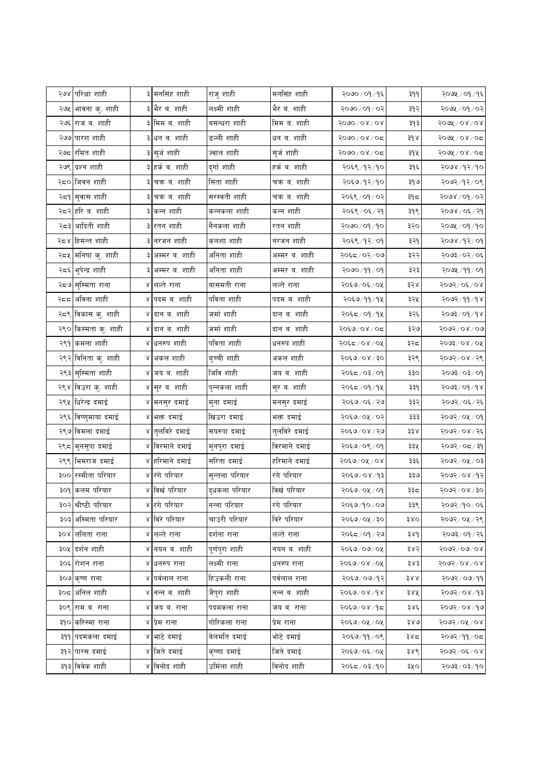| | | | | | | | | |
|---|---|---|---|---|---|---|---|---|
| २७४ | परिक्षा शाही | ३ | मनसिंह शाही | राजु शाही | मनसिंह शाही | २०७०/०१/१६ | ३११ | २०७५/०१/१६ |
| २७५ | भावना कु. शाही | ३ | भैर ब. शाही | लक्ष्मी शाही | भैर ब. शाही | २०७०/०१/०२ | ३१२ | २०७५/०१/०२ |
| २७६ | राज ब. शाही | ३ | मिम ब. शाही | बसन्धरा शाही | मिम ब. शाही | २०७०/०४/०४ | ३१३ | २०७५/०४/०४ |
| २७७ | पारश शाही | ३ | धन ब. शाही | डल्ली शाही | धन ब. शाही | २०७०/०४/०८ | ३१४ | २०७५/०४/०८ |
| २७८ | रमित शाही | ३ | सुर्ज शाही | ज्वाल शाही | सुर्ज शाही | २०७०/०४/०८ | ३१५ | २०७५/०४/०८ |
| २७९ | प्रश्न शाही | ३ | हर्क ब. शाही | दुर्गा शाही | हर्क ब. शाही | २०६९/१२/१० | ३१६ | २०७४/१२/१० |
| २८० | जिवन शाही | ३ | चक्र ब. शाही | सिता शाही | चक्र ब. शाही | २०६७/१२/१० | ३१७ | २०७२/१२/०९ |
| २८१ | सुवास शाही | ३ | चक्र ब. शाही | सरस्वती शाही | चक्र ब. शाही | २०६९/०१/०२ | ३१८ | २०७४/०१/०२ |
| २८२ | हरि ब. शाही | ३ | कन्न शाही | कन्नकला शाही | कन्न शाही | २०६९/०६/२१ | ३१९ | २०७४/०६/२१ |
| २८३ | आदिती शाही | ३ | रतन शाही | नैनकला शाही | रतन शाही | २०७०/०१/१० | ३२० | २०७५/०१/१० |
| २८४ | हिमन्त शाही | ३ | नरजन शाही | कलशा शाही | नरजन शाही | २०६९/१२/०१ | ३२१ | २०७४/१२/०१ |
| २८५ | मनिषा कु. शाही | ३ | अम्मर ब. शाही | अनिता शाही | अम्मर ब. शाही | २०६८/०२/०७ | ३२२ | २०७३/०२/०६ |
| २८६ | भुपेन्द्र शाही | ३ | अम्मर ब. शाही | अनिता शाही | अम्मर ब. शाही | २०७०/११/०१ | ३२३ | २०७५/११/०१ |
| २८७ | सुस्मिता राना | ४ | लल्ते राना | बासमती राना | लल्ते राना | २०६७/०६/०५ | ३२४ | २०७२/०६/०४ |
| २८८ | अविना शाही | ४ | पदम ब. शाही | पविता शाही | पदम ब. शाही | २०६७/११/१५ | ३२५ | २०७२/११/१४ |
| २८९ | विकास कु. शाही | ४ | दान ब. शाही | जर्मा शाही | दान ब. शाही | २०६८/०१/१५ | ३२६ | २०७३/०१/१४ |
| २९० | किस्मता कु. शाही | ४ | दान ब. शाही | जर्मा शाही | दान ब. शाही | २०६७/०४/०८ | ३२७ | २०७२/०४/०७ |
| २९१ | कमला शाही | ४ | धनरुप शाही | पविता शाही | धनरुप शाही | २०६८/०४/०५ | ३२८ | २०७३/०४/०५ |
| २९२ | विनिता कु. शाही | ४ | अकल शाही | बुच्ची शाही | अकल शाही | २०६७/०४/३० | ३२९ | २०७२/०४/२९ |
| २९३ | सुस्मिता शाही | ४ | जय ब. शाही | जिवि शाही | जय ब. शाही | २०६८/०३/०१ | ३३० | २०७३/०३/०१ |
| २९४ | विउरा कु. शाही | ४ | सुर ब. शाही | पुन्नकला शाही | सुर ब. शाही | २०६८/०१/१५ | ३३१ | २०७३/०१/१४ |
| २९५ | धिरेन्द्र दमाई | ४ | मनसुर दमाई | मुना दमाई | मनसुर दमाई | २०६७/०६/२७ | ३३२ | २०७२/०६/२६ |
| २९६ | विष्णुमाया दमाई | ४ | भक्त दमाई | खिउरा दमाई | भक्त दमाई | २०६७/०५/०२ | ३३३ | २०७२/०५/०१ |
| २९७ | विमला दमाई | ४ | तुलविरे दमाई | सयरुपा दमाई | तुलविरे दमाई | २०६७/०४/२७ | ३३४ | २०७२/०४/२६ |
| २९८ | मुनसुपा दमाई | ४ | विरमाने दमाई | मुनपुरा दमाई | विरमाने दमाई | २०६७/०९/०१ | ३३५ | २०७२/०८/३१ |
| २९९ | भिमराज दमाई | ४ | हरिमाने दमाई | सरिता दमाई | हरिमाने दमाई | २०६७/०५/०४ | ३३६ | २०७२/०५/०३ |
| ३०० | रस्मीता परियार | ४ | रंगे परियार | सुन्तला परियार | रंगे परियार | २०६७/०४/१३ | ३३७ | २०७२/०४/१२ |
| ३०१ | कलम परियार | ४ | विर्ख परियार | दुधकला परियार | विर्ख परियार | २०६७/०५/०१ | ३३८ | २०७२/०४/३० |
| ३०२ | श्रीष्टी परियार | ४ | रंगे परियार | नन्ना परियार | रंगे परियार | २०६७/१०/०७ | ३३९ | २०७२/१०/०६ |
| ३०३ | अस्मिता परियार | ४ | विरे परियार | चाउरी परियार | विरे परियार | २०६७/०५/३० | ३४० | २०७२/०५/२९ |
| ३०४ | ललिता राना | ४ | लल्ते राना | दर्शना राना | लल्ते राना | २०६८/०१/२७ | ३४१ | २०७३/०१/२६ |
| ३०५ | दर्शन शाही | ४ | नयन ब. शाही | पूर्णपुरा शाही | नयन ब. शाही | २०६७/०७/०५ | ३४२ | २०७२/०७/०४ |
| ३०६ | रोशन राना | ४ | धनरुप राना | लक्ष्मी राना | धनरुप राना | २०६७/०४/०५ | ३४३ | २०७२/०४/०४ |
| ३०७ | कृष्ण राना | ४ | पर्वलाल राना | हिउकली राना | पर्वलाल राना | २०६७/०७/१२ | ३४४ | २०७२/०७/११ |
| ३०८ | अनिल शाही | ४ | नन्न ब. शाही | जैपुरा शाही | नन्न ब. शाही | २०६७/०४/१४ | ३४५ | २०७२/०४/१३ |
| ३०९ | राम ब. राना | ४ | जय ब. राना | पदमकला राना | जय ब. राना | २०६७/०४/१८ | ३४६ | २०७२/०४/१७ |
| ३१० | करिस्मा राना | ४ | प्रेम राना | गोरिकला राना | प्रेम राना | २०६७/०५/०५ | ३४७ | २०७२/०५/०४ |
| ३११ | पदमकला दमाई | ४ | भाटे दमाई | वेलमति दमाई | भोटे दमाई | २०६७/११/०९ | ३४८ | २०७२/११/०८ |
| ३१२ | पारस दमाई | ४ | जिते दमाई | कृष्णा दमाई | जिते दमाई | २०६७/०६/०५ | ३४९ | २०७२/०६/०४ |
| ३१३ | विवेक शाही | ४ | विनोद शाही | उर्मिला शाही | विनोद शाही | २०६८/०३/१० | ३५० | २०७३/०३/१० |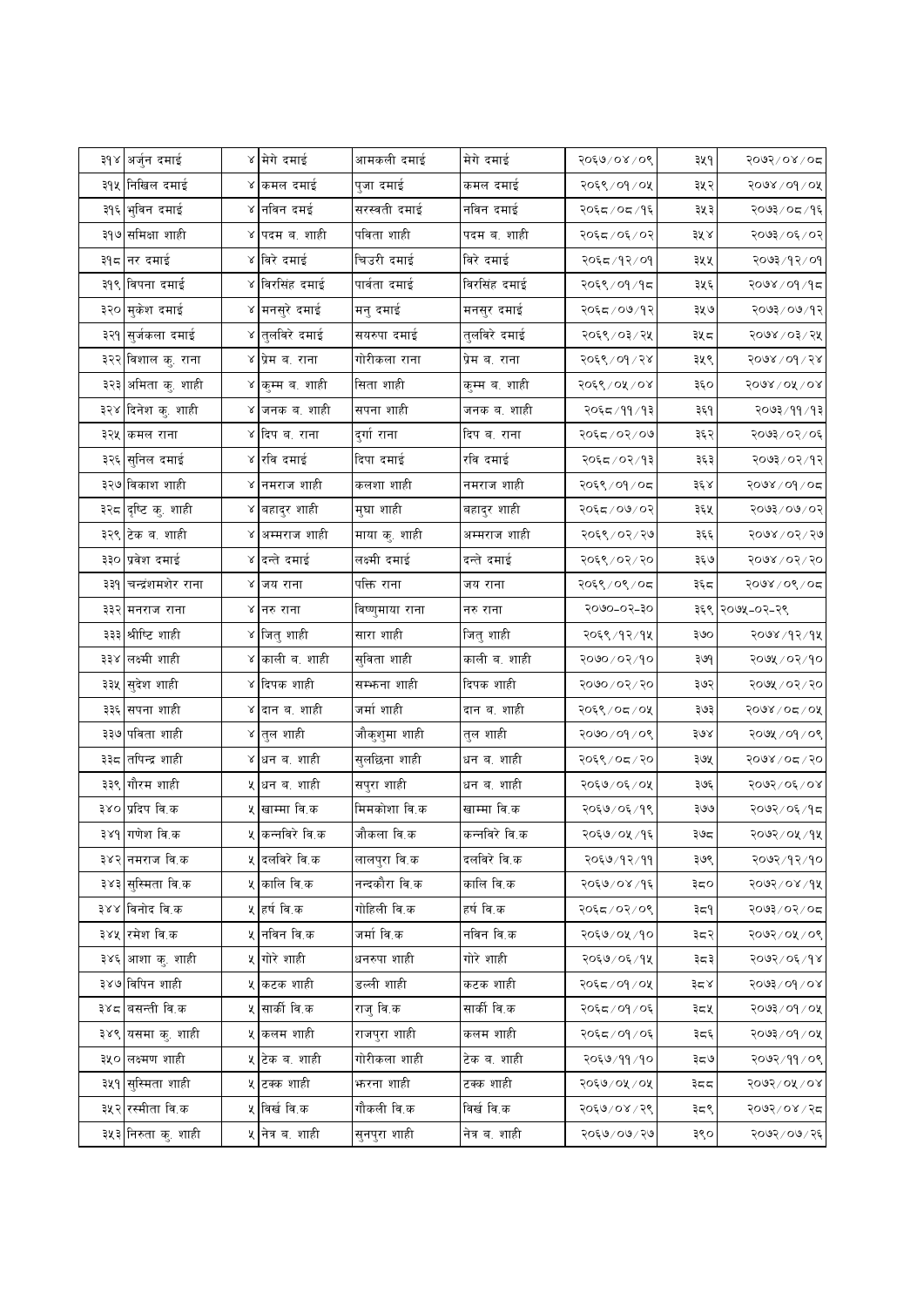| ३१४ | अर्जुन दमाई | ४ | मेगे दमाई | आमकली दमाई | मेगे दमाई | २०६७/०४/०९ | ३५१ | २०७२/०४/०८ |
|---|---|---|---|---|---|---|---|---|
| ३१५ | निखिल दमाई | ४ | कमल दमाई | पुजा दमाई | कमल दमाई | २०६९/०१/०५ | ३५२ | २०७४/०१/०५ |
| ३१६ | भुविन दमाई | ४ | नविन दमई | सरस्वती दमाई | नविन दमाई | २०६८/०८/१६ | ३५३ | २०७३/०८/१६ |
| ३१७ | समिक्षा शाही | ४ | पदम ब. शाही | पविता शाही | पदम ब. शाही | २०६८/०६/०२ | ३५४ | २०७३/०६/०२ |
| ३१८ | नर दमाई | ४ | विरे दमाई | चिउरी दमाई | विरे दमाई | २०६८/१२/०१ | ३५५ | २०७३/१२/०१ |
| ३१९ | विपना दमाई | ४ | विरसिंह दमाई | पार्वता दमाई | विरसिंह दमाई | २०६९/०१/१८ | ३५६ | २०७४/०१/१८ |
| ३२० | मुकेश दमाई | ४ | मनसुरे दमाई | मनु दमाई | मनसुर दमाई | २०६८/०७/१२ | ३५७ | २०७३/०७/१२ |
| ३२१ | सुर्जकला दमाई | ४ | तुलविरे दमाई | सयरुपा दमाई | तुलविरे दमाई | २०६९/०३/२५ | ३५८ | २०७४/०३/२५ |
| ३२२ | विशाल कु. राना | ४ | प्रेम ब. राना | गोरीकला राना | प्रेम ब. राना | २०६९/०१/२४ | ३५९ | २०७४/०१/२४ |
| ३२३ | अमिता कु. शाही | ४ | कुम्म ब. शाही | सिता शाही | कुम्म ब. शाही | २०६९/०५/०४ | ३६० | २०७४/०५/०४ |
| ३२४ | दिनेश कु. शाही | ४ | जनक ब. शाही | सपना शाही | जनक ब. शाही | २०६८/११/१३ | ३६१ | २०७३/११/१३ |
| ३२५ | कमल राना | ४ | दिप ब. राना | दुर्गा राना | दिप ब. राना | २०६८/०२/०७ | ३६२ | २०७३/०२/०६ |
| ३२६ | सुनिल दमाई | ४ | रवि दमाई | दिपा दमाई | रवि दमाई | २०६८/०२/१३ | ३६३ | २०७३/०२/१२ |
| ३२७ | विकाश शाही | ४ | नमराज शाही | कलशा शाही | नमराज शाही | २०६९/०१/०८ | ३६४ | २०७४/०१/०८ |
| ३२८ | दृष्टि कु. शाही | ४ | बहादुर शाही | मुघा शाही | बहादुर शाही | २०६८/०७/०२ | ३६५ | २०७३/०७/०२ |
| ३२९ | टेक ब. शाही | ४ | अम्मराज शाही | माया कु. शाही | अम्मराज शाही | २०६९/०२/२७ | ३६६ | २०७४/०२/२७ |
| ३३० | प्रवेश दमाई | ४ | दन्ते दमाई | लक्ष्मी दमाई | दन्ते दमाई | २०६९/०२/२० | ३६७ | २०७४/०२/२० |
| ३३१ | चन्द्रशमशेर राना | ४ | जय राना | पक्ति राना | जय राना | २०६९/०९/०८ | ३६८ | २०७४/०९/०८ |
| ३३२ | मनराज राना | ४ | नरु राना | विष्णुमाया राना | नरु राना | २०७०-०२-३० | ३६९ | २०७५-०२-२९ |
| ३३३ | श्रीष्टि शाही | ४ | जितु शाही | सारा शाही | जितु शाही | २०६९/१२/१५ | ३७० | २०७४/१२/१५ |
| ३३४ | लक्ष्मी शाही | ४ | काली ब. शाही | सुविता शाही | काली ब. शाही | २०७०/०२/१० | ३७१ | २०७५/०२/१० |
| ३३५ | सुदेश शाही | ४ | दिपक शाही | सम्भना शाही | दिपक शाही | २०७०/०२/२० | ३७२ | २०७५/०२/२० |
| ३३६ | सपना शाही | ४ | दान ब. शाही | जर्मा शाही | दान ब. शाही | २०६९/०८/०५ | ३७३ | २०७४/०८/०५ |
| ३३७ | पविता शाही | ४ | तुल शाही | जौकुशुमा शाही | तुल शाही | २०७०/०१/०९ | ३७४ | २०७५/०१/०९ |
| ३३८ | तपिन्द्र शाही | ४ | धन ब. शाही | सुलछिना शाही | धन ब. शाही | २०६९/०८/२० | ३७५ | २०७४/०८/२० |
| ३३९ | गौरम शाही | ५ | धन ब. शाही | सपुरा शाही | धन ब. शाही | २०६७/०६/०५ | ३७६ | २०७२/०६/०४ |
| ३४० | प्रदिप वि.क | ५ | खाम्मा वि.क | मिमकोशा वि.क | खाम्मा वि.क | २०६७/०६/१९ | ३७७ | २०७२/०६/१८ |
| ३४१ | गणेश वि.क | ५ | कन्नविरे वि.क | जौकला वि.क | कन्नविरे वि.क | २०६७/०५/१६ | ३७८ | २०७२/०५/१५ |
| ३४२ | नमराज वि.क | ५ | दलविरे वि.क | लालपुरा वि.क | दलविरे वि.क | २०६७/१२/११ | ३७९ | २०७२/१२/१० |
| ३४३ | सुस्मिता वि.क | ५ | कालि वि.क | नन्दकौरा वि.क | कालि वि.क | २०६७/०४/१६ | ३८० | २०७२/०४/१५ |
| ३४४ | विनोद वि.क | ५ | हर्ष वि.क | गोहिली वि.क | हर्ष वि.क | २०६८/०२/०९ | ३८१ | २०७३/०२/०८ |
| ३४५ | रमेश वि.क | ५ | नविन वि.क | जर्मा वि.क | नविन वि.क | २०६७/०५/१० | ३८२ | २०७२/०५/०९ |
| ३४६ | आशा कु. शाही | ५ | गोरे शाही | धनरुपा शाही | गोरे शाही | २०६७/०६/१५ | ३८३ | २०७२/०६/१४ |
| ३४७ | विपिन शाही | ५ | कटक शाही | डल्ली शाही | कटक शाही | २०६८/०१/०५ | ३८४ | २०७३/०१/०४ |
| ३४८ | बसन्ती वि.क | ५ | सार्की वि.क | राजु वि.क | सार्की वि.क | २०६८/०१/०६ | ३८५ | २०७३/०१/०५ |
| ३४९ | यसमा कु. शाही | ५ | कलम शाही | राजपुरा शाही | कलम शाही | २०६८/०१/०६ | ३८६ | २०७३/०१/०५ |
| ३५० | लक्ष्मण शाही | ५ | टेक ब. शाही | गोरीकला शाही | टेक ब. शाही | २०६७/११/१० | ३८७ | २०७२/११/०९ |
| ३५१ | सुस्मिता शाही | ५ | टक्क शाही | झरना शाही | टक्क शाही | २०६७/०५/०५ | ३८८ | २०७२/०५/०४ |
| ३५२ | रस्मीता वि.क | ५ | विर्ख वि.क | गौकली वि.क | विर्ख वि.क | २०६७/०४/२९ | ३८९ | २०७२/०४/२८ |
| ३५३ | निरुता कु. शाही | ५ | नेत्र ब. शाही | सुनपुरा शाही | नेत्र ब. शाही | २०६७/०७/२७ | ३९० | २०७२/०७/२६ |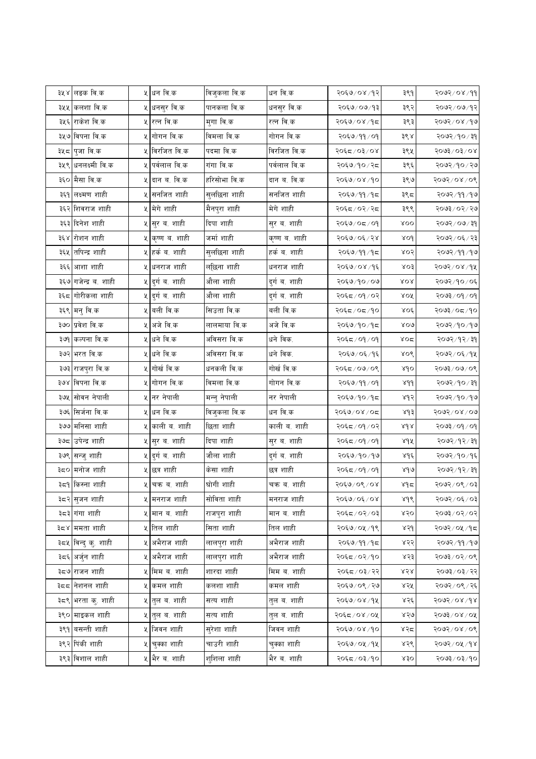| ३५४ | लङक वि.क | ५ | धन वि.क | विजुकला वि.क | धन वि.क | २०६७/०४/१२ | ३९१ | २०७२/०४/११ |
|---|---|---|---|---|---|---|---|---|
| ३५५ | कलशा वि.क | ५ | धनसुर वि.क | पानकला वि.क | धनसुर वि.क | २०६७/०७/१३ | ३९२ | २०७२/०७/१२ |
| ३५६ | राकेश वि.क | ५ | रत्न वि.क | मुगा वि.क | रत्न वि.क | २०६७/०४/१८ | ३९३ | २०७२/०४/१७ |
| ३५७ | विपना वि.क | ५ | गोगन वि.क | विमला वि.क | गोगन वि.क | २०६७/११/०१ | ३९४ | २०७२/१०/३१ |
| ३५८ | पुजा वि.क | ५ | विरजित वि.क | पदमा वि.क | विरजित वि.क | २०६८/०३/०४ | ३९५ | २०७३/०३/०४ |
| ३५९ | धनलक्ष्मी वि.क | ५ | पर्वलाल वि.क | गंगा वि.क | पर्वलाल वि.क | २०६७/१०/२८ | ३९६ | २०७२/१०/२७ |
| ३६० | मैसा वि.क | ५ | दान ब. वि.क | हरिसोभा वि.क | दान ब. वि.क | २०६७/०४/१० | ३९७ | २०७२/०४/०९ |
| ३६१ | लक्ष्मण शाही | ५ | सनजित शाही | सुलछिना शाही | सनजित शाही | २०६७/११/१८ | ३९८ | २०७२/११/१७ |
| ३६२ | शिवराज शाही | ५ | मेगे शाही | मैनपुरा शाही | मेगे शाही | २०६८/०२/२८ | ३९९ | २०७३/०२/२७ |
| ३६३ | दिनेश शाही | ५ | सुर ब. शाही | दिपा शाही | सुर ब. शाही | २०६७/०८/०१ | ४०० | २०७२/०७/३१ |
| ३६४ | रोशन शाही | ५ | कृष्ण ब. शाही | जर्मा शाही | कृष्ण ब. शाही | २०६७/०६/२४ | ४०१ | २०७२/०६/२३ |
| ३६५ | तपिन्द्र शाही | ५ | हर्क ब. शाही | सुलछिना शाही | हर्क ब. शाही | २०६७/११/१८ | ४०२ | २०७२/११/१७ |
| ३६६ | आशा शाही | ५ | धनराज शाही | लछिना शाही | धनराज शाही | २०६७/०४/१६ | ४०३ | २०७२/०४/१५ |
| ३६७ | गजेन्द्र ब. शाही | ५ | दुर्ग ब. शाही | औला शाही | दुर्ग ब. शाही | २०६७/१०/०७ | ४०४ | २०७२/१०/०६ |
| ३६८ | गोरीकला शाही | ५ | दुर्ग ब. शाही | औला शाही | दुर्ग ब. शाही | २०६८/०१/०२ | ४०५ | २०७३/०१/०१ |
| ३६९ | मनु वि.क | ५ | बली वि.क | सिउता वि.क | बली वि.क | २०६८/०८/१० | ४०६ | २०७३/०८/१० |
| ३७० | प्रवेश वि.क | ५ | अजे वि.क | लालमाया वि.क | अजे वि.क | २०६७/१०/१८ | ४०७ | २०७२/१०/१७ |
| ३७१ | कल्पना वि.क | ५ | धने वि.क | अविसरा वि.क | धने विक. | २०६८/०१/०१ | ४०८ | २०७२/१२/३१ |
| ३७२ | भरत वि.क | ५ | धने वि.क | अविसरा वि.क | धने विक. | २०६७/०६/१६ | ४०९ | २०७२/०६/१५ |
| ३७३ | राजपुरा वि.क | ५ | गोर्ख वि.क | धनकली वि.क | गोर्ख वि.क | २०६८/०७/०९ | ४१० | २०७३/०७/०९ |
| ३७४ | विपना वि.क | ५ | गोगन वि.क | विमला वि.क | गोगन वि.क | २०६७/११/०१ | ४११ | २०७२/१०/३१ |
| ३७५ | सोवन नेपाली | ५ | नर नेपाली | मन्नु नेपाली | नर नेपाली | २०६७/१०/१८ | ४१२ | २०७२/१०/१७ |
| ३७६ | सिर्जना वि.क | ५ | धन वि.क | विजुकला वि.क | धन वि.क | २०६७/०४/०८ | ४१३ | २०७२/०४/०७ |
| ३७७ | मनिसा शाही | ५ | काली ब. शाही | छिता शाही | काली ब. शाही | २०६८/०१/०२ | ४१४ | २०७३/०१/०१ |
| ३७८ | उपेन्द्र शाही | ५ | सुर ब. शाही | दिपा शाही | सुर ब. शाही | २०६८/०१/०१ | ४१५ | २०७२/१२/३१ |
| ३७९ | सन्जु शाही | ५ | दुर्ग ब. शाही | जौला शाही | दुर्ग ब. शाही | २०६७/१०/१७ | ४१६ | २०७२/१०/१६ |
| ३८० | मनोज शाही | ५ | छत्र शाही | केसा शाही | छत्र शाही | २०६८/०१/०१ | ४१७ | २०७२/१२/३१ |
| ३८१ | किस्ना शाही | ५ | चक्र ब. शाही | घोगी शाही | चक्र ब. शाही | २०६७/०९/०४ | ४१८ | २०७२/०९/०३ |
| ३८२ | सुजन शाही | ५ | मनराज शाही | सोविता शाही | मनराज शाही | २०६७/०६/०४ | ४१९ | २०७२/०६/०३ |
| ३८३ | गंगा शाही | ५ | मान ब. शाही | राजपुरा शाही | मान ब. शाही | २०६८/०२/०३ | ४२० | २०७३/०२/०२ |
| ३८४ | ममता शाही | ५ | तिल शाही | सिता शाही | तिल शाही | २०६७/०५/१९ | ४२१ | २०७२/०५/१८ |
| ३८५ | विन्दु कु. शाही | ५ | अभैराज शाही | लालपुरा शाही | अभैराज शाही | २०६७/११/१८ | ४२२ | २०७२/११/१७ |
| ३८६ | अर्जुन शाही | ५ | अभैराज शाही | लालपुरा शाही | अभैराज शाही | २०६८/०२/१० | ४२३ | २०७३/०२/०९ |
| ३८७ | राजन शाही | ५ | मिम ब. शाही | शारदा शाही | मिम ब. शाही | २०६८/०३/२२ | ४२४ | २०७३/०३/२२ |
| ३८८ | नेशनल शाही | ५ | कमल शाही | कलशा शाही | कमल शाही | २०६७/०९/२७ | ४२५ | २०७२/०९/२६ |
| ३८९ | भरता कु. शाही | ५ | तुल ब. शाही | सत्य शाही | तुल ब. शाही | २०६७/०४/१५ | ४२६ | २०७२/०४/१४ |
| ३९० | माइकल शाही | ५ | तुल ब. शाही | सत्य शाही | तुल ब. शाही | २०६८/०४/०५ | ४२७ | २०७३/०४/०५ |
| ३९१ | बसन्ती शाही | ५ | जिवन शाही | सुरेशा शाही | जिवन शाही | २०६७/०४/१० | ४२८ | २०७२/०४/०९ |
| ३९२ | पिंकी शाही | ५ | चुक्का शाही | चाउरी शाही | चुक्का शाही | २०६७/०५/१५ | ४२९ | २०७२/०५/१४ |
| ३९३ | विशाल शाही | ५ | भैर ब. शाही | शुशिला शाही | भैर ब. शाही | २०६८/०३/१० | ४३० | २०७३/०३/१० |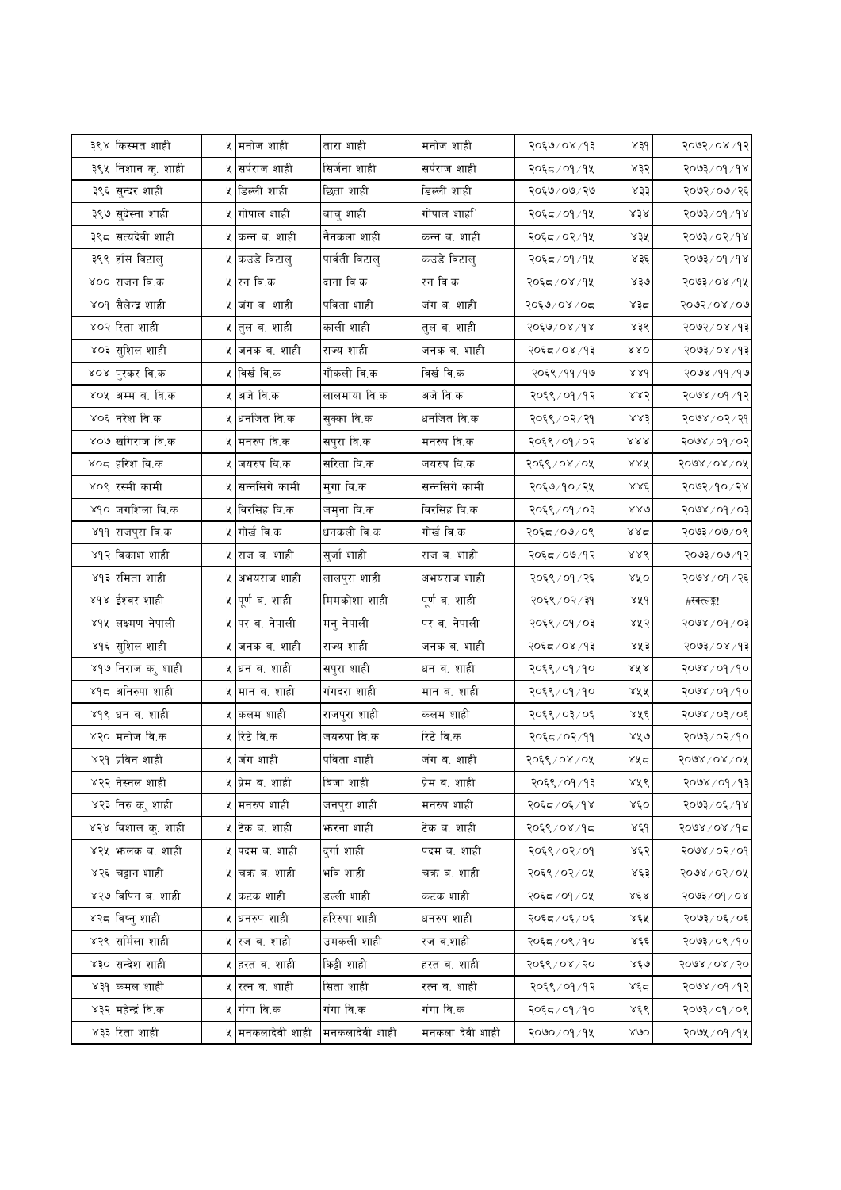| ३९४ | किस्मत शाही | ५ | मनोज शाही | तारा शाही | मनोज शाही | २०६७/०४/१३ | ४३१ | २०७२/०४/१२ |
|---|---|---|---|---|---|---|---|---|
| ३९५ | निशान कु. शाही | ५ | सर्पराज शाही | सिर्जना शाही | सर्पराज शाही | २०६८/०१/१५ | ४३२ | २०७३/०१/१४ |
| ३९६ | सुन्दर शाही | ५ | डिल्ली शाही | छिता शाही | डिल्ली शाही | २०६७/०७/२७ | ४३३ | २०७२/०७/२६ |
| ३९७ | सुदेस्ना शाही | ५ | गोपाल शाही | बाचु शाही | गोपाल शाहीं | २०६८/०१/१५ | ४३४ | २०७३/०१/१४ |
| ३९८ | सत्यदेवी शाही | ५ | कन्न ब. शाही | नैनकला शाही | कन्न ब. शाही | २०६८/०२/१५ | ४३५ | २०७३/०२/१४ |
| ३९९ | हाँस विटालु | ५ | कउडे विटालु | पार्वती विटालु | कउडे विटालु | २०६८/०१/१५ | ४३६ | २०७३/०१/१४ |
| ४०० | राजन वि.क | ५ | रन वि.क | दाना वि.क | रन वि.क | २०६८/०४/१५ | ४३७ | २०७३/०४/१५ |
| ४०१ | सैलेन्द्र शाही | ५ | जंग ब. शाही | पविता शाही | जंग ब. शाही | २०६७/०४/०८ | ४३८ | २०७२/०४/०७ |
| ४०२ | रिता शाही | ५ | तुल ब. शाही | काली शाही | तुल ब. शाही | २०६७/०४/१४ | ४३९ | २०७२/०४/१३ |
| ४०३ | सुशिल शाही | ५ | जनक ब. शाही | राज्य शाही | जनक ब. शाही | २०६८/०४/१३ | ४४० | २०७३/०४/१३ |
| ४०४ | पुस्कर वि.क | ५ | विर्ख वि.क | गौकली वि.क | विर्ख वि.क | २०६९/११/१७ | ४४१ | २०७४/११/१७ |
| ४०५ | अम्म ब. वि.क | ५ | अजे वि.क | लालमाया वि.क | अजे वि.क | २०६९/०१/१२ | ४४२ | २०७४/०१/१२ |
| ४०६ | नरेश वि.क | ५ | धनजित वि.क | सुक्का वि.क | धनजित वि.क | २०६९/०२/२१ | ४४३ | २०७४/०२/२१ |
| ४०७ | खगिराज वि.क | ५ | मनरुप वि.क | सपुरा वि.क | मनरुप वि.क | २०६९/०१/०२ | ४४४ | २०७४/०१/०२ |
| ४०८ | हरिश वि.क | ५ | जयरुप वि.क | सरिता वि.क | जयरुप वि.क | २०६९/०४/०५ | ४४५ | २०७४/०४/०५ |
| ४०९ | रस्मी कामी | ५ | सन्नसिगे कामी | मुगा वि.क | सन्नसिगे कामी | २०६७/१०/२५ | ४४६ | २०७२/१०/२४ |
| ४१० | जगशिला वि.क | ५ | विरसिंह वि.क | जमुना वि.क | विरसिंह वि.क | २०६९/०१/०३ | ४४७ | २०७४/०१/०३ |
| ४११ | राजपुरा वि.क | ५ | गोर्ख वि.क | धनकली वि.क | गोर्ख वि.क | २०६८/०७/०९ | ४४८ | २०७३/०७/०९ |
| ४१२ | विकाश शाही | ५ | राज ब. शाही | सुर्जा शाही | राज ब. शाही | २०६८/०७/१२ | ४४९ | २०७३/०७/१२ |
| ४१३ | रमिता शाही | ५ | अभयराज शाही | लालपुरा शाही | अभयराज शाही | २०६९/०१/२६ | ४५० | २०७४/०१/२६ |
| ४१४ | ईश्वर शाही | ५ | पूर्ण ब. शाही | मिमकोशा शाही | पूर्ण ब. शाही | २०६९/०२/३१ | ४५१ | #स्वल्ङ्ग! |
| ४१५ | लक्ष्मण नेपाली | ५ | पर ब. नेपाली | मनु नेपाली | पर ब. नेपाली | २०६९/०१/०३ | ४५२ | २०७४/०१/०३ |
| ४१६ | सुशिल शाही | ५ | जनक ब. शाही | राज्य शाही | जनक ब. शाही | २०६८/०४/१३ | ४५३ | २०७३/०४/१३ |
| ४१७ | निराज कु. शाही | ५ | धन ब. शाही | सपुरा शाही | धन ब. शाही | २०६९/०१/१० | ४५४ | २०७४/०१/१० |
| ४१८ | अनिरुपा शाही | ५ | मान ब. शाही | गंगदरा शाही | मान ब. शाही | २०६९/०१/१० | ४५५ | २०७४/०१/१० |
| ४१९ | धन ब. शाही | ५ | कलम शाही | राजपुरा शाही | कलम शाही | २०६९/०३/०६ | ४५६ | २०७४/०३/०६ |
| ४२० | मनोज वि.क | ५ | रिटे वि.क | जयरुपा वि.क | रिटे वि.क | २०६८/०२/११ | ४५७ | २०७३/०२/१० |
| ४२१ | प्रविन शाही | ५ | जंग शाही | पविता शाही | जंग ब. शाही | २०६९/०४/०५ | ४५८ | २०७४/०४/०५ |
| ४२२ | नेस्नल शाही | ५ | प्रेम ब. शाही | विजा शाही | प्रेम ब. शाही | २०६९/०१/१३ | ४५९ | २०७४/०१/१३ |
| ४२३ | निरु कु. शाही | ५ | मनरुप शाही | जनपुरा शाही | मनरुप शाही | २०६८/०६/१४ | ४६० | २०७३/०६/१४ |
| ४२४ | विशाल कु. शाही | ५ | टेक ब. शाही | झरना शाही | टेक ब. शाही | २०६९/०४/१८ | ४६१ | २०७४/०४/१८ |
| ४२५ | झलक ब. शाही | ५ | पदम ब. शाही | दुर्गा शाही | पदम ब. शाही | २०६९/०२/०१ | ४६२ | २०७४/०२/०१ |
| ४२६ | चट्टान शाही | ५ | चक्र ब. शाही | भवि शाही | चक्र ब. शाही | २०६९/०२/०५ | ४६३ | २०७४/०२/०५ |
| ४२७ | विपिन ब. शाही | ५ | कटक शाही | डल्ली शाही | कटक शाही | २०६८/०१/०५ | ४६४ | २०७३/०१/०४ |
| ४२८ | विष्नु शाही | ५ | धनरुप शाही | हरिरुपा शाही | धनरुप शाही | २०६८/०६/०६ | ४६५ | २०७३/०६/०६ |
| ४२९ | सर्मिला शाही | ५ | रज ब. शाही | उमकली शाही | रज ब.शाही | २०६८/०९/१० | ४६६ | २०७३/०९/१० |
| ४३० | सन्देश शाही | ५ | हस्त ब. शाही | किट्टी शाही | हस्त ब. शाही | २०६९/०४/२० | ४६७ | २०७४/०४/२० |
| ४३१ | कमल शाही | ५ | रत्न ब. शाही | सिता शाही | रत्न ब. शाही | २०६९/०१/१२ | ४६८ | २०७४/०१/१२ |
| ४३२ | महेन्द्र वि.क | ५ | गंगा वि.क | गंगा वि.क | गंगा वि.क | २०६८/०१/१० | ४६९ | २०७३/०१/०९ |
| ४३३ | रिता शाही | ५ | मनकलादेवी शाही | मनकलादेवी शाही | मनकला देवी शाही | २०७०/०१/१५ | ४७० | २०७५/०१/१५ |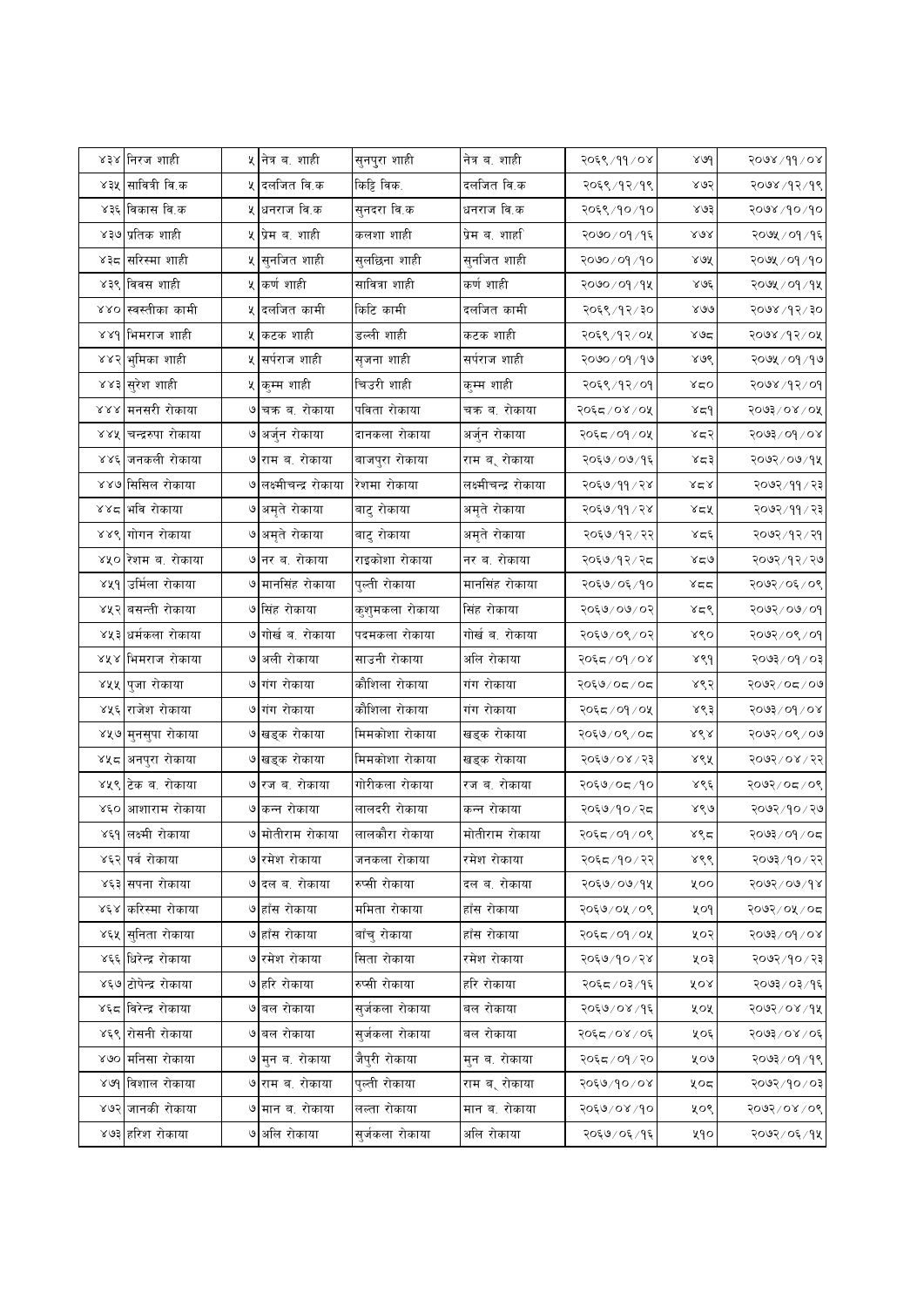| ४३४ | निरज शाही | ५ | नेत्र ब. शाही | सुनपुरा शाही | नेत्र ब. शाही | २०६९/११/०४ | ४७१ | २०७४/११/०४ |
|---|---|---|---|---|---|---|---|---|
| ४३५ | सावित्री वि.क | ५ | दलजित वि.क | किट्टि विक. | दलजित वि.क | २०६९/१२/१९ | ४७२ | २०७४/१२/१९ |
| ४३६ | विकास वि.क | ५ | धनराज वि.क | सुनदरा वि.क | धनराज वि.क | २०६९/१०/१० | ४७३ | २०७४/१०/१० |
| ४३७ | प्रतिक शाही | ५ | प्रेम ब. शाही | कलशा शाही | प्रेम ब. शाहि | २०७०/०१/१६ | ४७४ | २०७५/०१/१६ |
| ४३८ | सरिस्मा शाही | ५ | सुनजित शाही | सुलछिना शाही | सुनजित शाही | २०७०/०१/१० | ४७५ | २०७५/०१/१० |
| ४३९ | विवस शाही | ५ | कर्ण शाही | सावित्रा शाही | कर्ण शाही | २०७०/०१/१५ | ४७६ | २०७५/०१/१५ |
| ४४० | स्वस्तीका कामी | ५ | दलजित कामी | किटि कामी | दलजित कामी | २०६९/१२/३० | ४७७ | २०७४/१२/३० |
| ४४१ | भिमराज शाही | ५ | कटक शाही | डल्ली शाही | कटक शाही | २०६९/१२/०५ | ४७८ | २०७४/१२/०५ |
| ४४२ | भुमिका शाही | ५ | सर्पराज शाही | सृजना शाही | सर्पराज शाही | २०७०/०१/१७ | ४७९ | २०७५/०१/१७ |
| ४४३ | सुरेश शाही | ५ | कुम्म शाही | चिउरी शाही | कुम्म शाही | २०६९/१२/०१ | ४८० | २०७४/१२/०१ |
| ४४४ | मनसरी रोकाया | ७ | चक्र ब. रोकाया | पविता रोकाया | चक्र ब. रोकाया | २०६८/०४/०५ | ४८१ | २०७३/०४/०५ |
| ४४५ | चन्द्ररुपा रोकाया | ७ | अर्जुन रोकाया | दानकला रोकाया | अर्जुन रोकाया | २०६८/०१/०५ | ४८२ | २०७३/०१/०४ |
| ४४६ | जनकली रोकाया | ७ | राम ब. रोकाया | बाजपुरा रोकाया | राम ब. रोकाया | २०६७/०७/१६ | ४८३ | २०७२/०७/१५ |
| ४४७ | सिसिल रोकाया | ७ | लक्ष्मीचन्द्र रोकाया | रेशमा रोकाया | लक्ष्मीचन्द्र रोकाया | २०६७/११/२४ | ४८४ | २०७२/११/२३ |
| ४४८ | भवि रोकाया | ७ | अमृते रोकाया | बाटु रोकाया | अमृते रोकाया | २०६७/११/२४ | ४८५ | २०७२/११/२३ |
| ४४९ | गोगन रोकाया | ७ | अमृते रोकाया | बाटु रोकाया | अमृते रोकाया | २०६७/१२/२२ | ४८६ | २०७२/१२/२१ |
| ४५० | रेशम ब. रोकाया | ७ | नर ब. रोकाया | राइकोशा रोकाया | नर ब. रोकाया | २०६७/१२/२८ | ४८७ | २०७२/१२/२७ |
| ४५१ | उर्मिला रोकाया | ७ | मानसिंह रोकाया | पुल्ती रोकाया | मानसिंह रोकाया | २०६७/०६/१० | ४८८ | २०७२/०६/०९ |
| ४५२ | बसन्ती रोकाया | ७ | सिंह रोकाया | कुशुमकला रोकाया | सिंह रोकाया | २०६७/०७/०२ | ४८९ | २०७२/०७/०१ |
| ४५३ | धर्मकला रोकाया | ७ | गोर्ख ब. रोकाया | पदमकला रोकाया | गोर्ख ब. रोकाया | २०६७/०९/०२ | ४९० | २०७२/०९/०१ |
| ४५४ | भिमराज रोकाया | ७ | अली रोकाया | साउनी रोकाया | अलि रोकाया | २०६८/०१/०४ | ४९१ | २०७३/०१/०३ |
| ४५५ | पुजा रोकाया | ७ | गंग रोकाया | कौशिला रोकाया | गंग रोकाया | २०६७/०८/०८ | ४९२ | २०७२/०८/०७ |
| ४५६ | राजेश रोकाया | ७ | गंग रोकाया | कौशिला रोकाया | गंग रोकाया | २०६८/०१/०५ | ४९३ | २०७३/०१/०४ |
| ४५७ | मुनसुपा रोकाया | ७ | खड्क रोकाया | मिमकोशा रोकाया | खड्क रोकाया | २०६७/०९/०८ | ४९४ | २०७२/०९/०७ |
| ४५८ | अनपुरा रोकाया | ७ | खड्क रोकाया | मिमकोशा रोकाया | खड्क रोकाया | २०६७/०४/२३ | ४९५ | २०७२/०४/२२ |
| ४५९ | टेक ब. रोकाया | ७ | रज ब. रोकाया | गोरीकला रोकाया | रज ब. रोकाया | २०६७/०८/१० | ४९६ | २०७२/०८/०९ |
| ४६० | आशाराम रोकाया | ७ | कन्न रोकाया | लालदरी रोकाया | कन्न रोकाया | २०६७/१०/२८ | ४९७ | २०७२/१०/२७ |
| ४६१ | लक्ष्मी रोकाया | ७ | मोतीराम रोकाया | लालकौरा रोकाया | मोतीराम रोकाया | २०६८/०१/०९ | ४९८ | २०७३/०१/०८ |
| ४६२ | पर्व रोकाया | ७ | रमेश रोकाया | जनकला रोकाया | रमेश रोकाया | २०६८/१०/२२ | ४९९ | २०७३/१०/२२ |
| ४६३ | सपना रोकाया | ७ | दल ब. रोकाया | रुप्सी रोकाया | दल ब. रोकाया | २०६७/०७/१५ | ५०० | २०७२/०७/१४ |
| ४६४ | करिस्मा रोकाया | ७ | हाँस रोकाया | ममिता रोकाया | हाँस रोकाया | २०६७/०५/०९ | ५०१ | २०७२/०५/०८ |
| ४६५ | सुनिता रोकाया | ७ | हाँस रोकाया | बाँचु रोकाया | हाँस रोकाया | २०६८/०१/०५ | ५०२ | २०७३/०१/०४ |
| ४६६ | धिरेन्द्र रोकाया | ७ | रमेश रोकाया | सिता रोकाया | रमेश रोकाया | २०६७/१०/२४ | ५०३ | २०७२/१०/२३ |
| ४६७ | टोपेन्द्र रोकाया | ७ | हरि रोकाया | रुप्सी रोकाया | हरि रोकाया | २०६८/०३/१६ | ५०४ | २०७३/०३/१६ |
| ४६८ | विरेन्द्र रोकाया | ७ | बल रोकाया | सुर्जकला रोकाया | बल रोकाया | २०६७/०४/१६ | ५०५ | २०७२/०४/१५ |
| ४६९ | रोसनी रोकाया | ७ | बल रोकाया | सुर्जकला रोकाया | बल रोकाया | २०६८/०४/०६ | ५०६ | २०७३/०४/०६ |
| ४७० | मनिसा रोकाया | ७ | मुन ब. रोकाया | जैपुरी रोकाया | मुन ब. रोकाया | २०६८/०१/२० | ५०७ | २०७३/०१/१९ |
| ४७१ | विशाल रोकाया | ७ | राम ब. रोकाया | पुल्ती रोकाया | राम ब. रोकाया | २०६७/१०/०४ | ५०८ | २०७२/१०/०३ |
| ४७२ | जानकी रोकाया | ७ | मान ब. रोकाया | लल्ला रोकाया | मान ब. रोकाया | २०६७/०४/१० | ५०९ | २०७२/०४/०९ |
| ४७३ | हरिश रोकाया | ७ | अलि रोकाया | सुर्जकला रोकाया | अलि रोकाया | २०६७/०६/१६ | ५१० | २०७२/०६/१५ |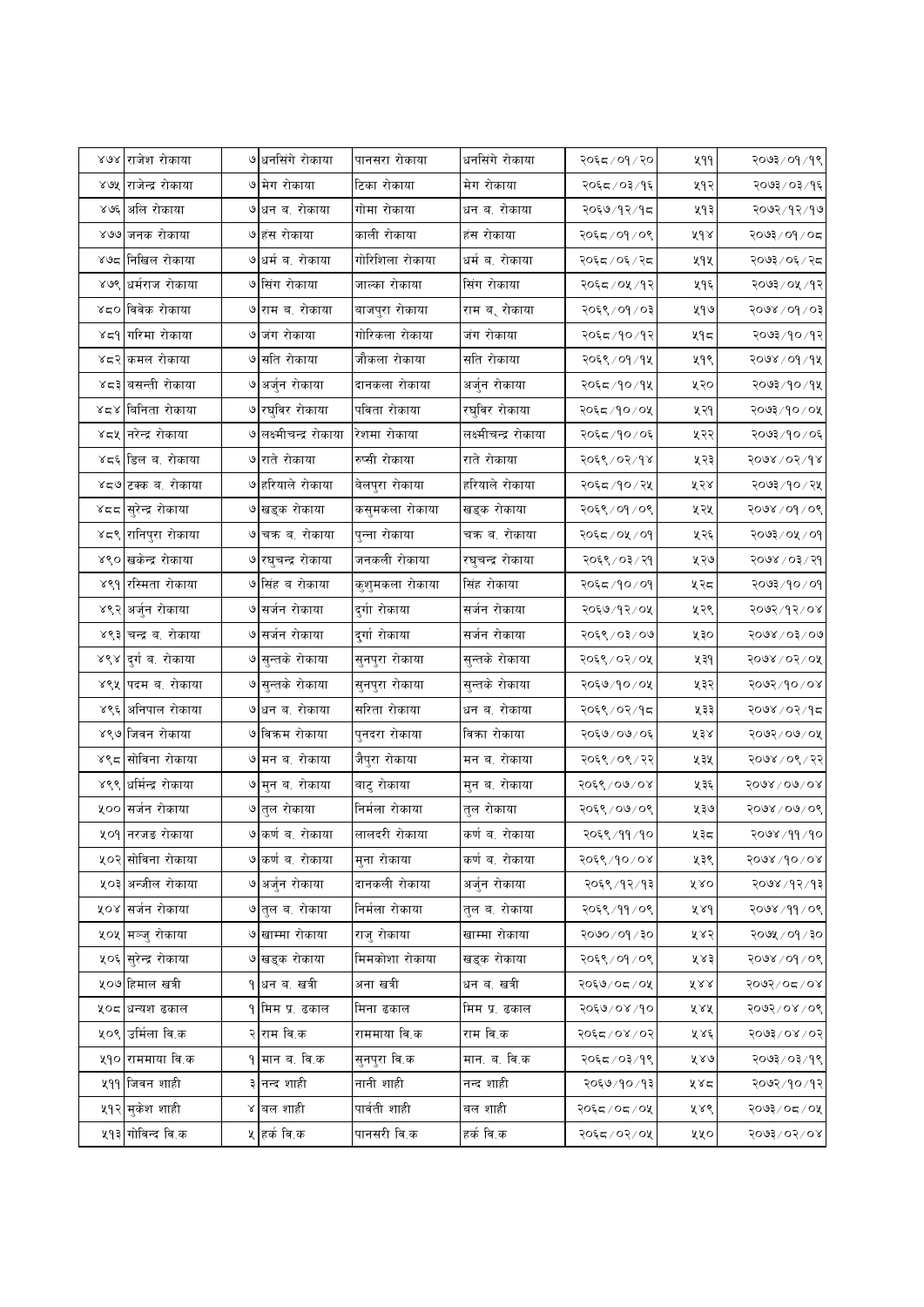| | | | | | | | | |
|---|---|---|---|---|---|---|---|---|
| ४७४ | राजेश रोकाया | ७ | धनसिंगे रोकाया | पानसरा रोकाया | धनसिंगे रोकाया | २०६८/०१/२० | ५११ | २०७३/०१/१९ |
| ४७५ | राजेन्द्र रोकाया | ७ | मेग रोकाया | टिका रोकाया | मेग रोकाया | २०६८/०३/१६ | ५१२ | २०७३/०३/१६ |
| ४७६ | अलि रोकाया | ७ | धन ब. रोकाया | गोमा रोकाया | धन ब. रोकाया | २०६७/१२/१८ | ५१३ | २०७२/१२/१७ |
| ४७७ | जनक रोकाया | ७ | हंस रोकाया | काली रोकाया | हंस रोकाया | २०६८/०१/०९ | ५१४ | २०७३/०१/०८ |
| ४७८ | निखिल रोकाया | ७ | धर्म ब. रोकाया | गोरिशिला रोकाया | धर्म ब. रोकाया | २०६८/०६/२८ | ५१५ | २०७३/०६/२८ |
| ४७९ | धर्मराज रोकाया | ७ | सिंग रोकाया | जाल्का रोकाया | सिंग रोकाया | २०६८/०५/१२ | ५१६ | २०७३/०५/१२ |
| ४८० | विवेक रोकाया | ७ | राम ब. रोकाया | बाजपुरा रोकाया | राम ब. रोकाया | २०६९/०१/०३ | ५१७ | २०७४/०१/०३ |
| ४८१ | गरिमा रोकाया | ७ | जंग रोकाया | गोरिकला रोकाया | जंग रोकाया | २०६८/१०/१२ | ५१८ | २०७३/१०/१२ |
| ४८२ | कमल रोकाया | ७ | सति रोकाया | जौकला रोकाया | सति रोकाया | २०६९/०१/१५ | ५१९ | २०७४/०१/१५ |
| ४८३ | बसन्ती रोकाया | ७ | अर्जुन रोकाया | दानकला रोकाया | अर्जुन रोकाया | २०६८/१०/१५ | ५२० | २०७३/१०/१५ |
| ४८४ | विनिता रोकाया | ७ | रघुविर रोकाया | पविता रोकाया | रघुविर रोकाया | २०६८/१०/०५ | ५२१ | २०७३/१०/०५ |
| ४८५ | नरेन्द्र रोकाया | ७ | लक्ष्मीचन्द्र रोकाया | रेशमा रोकाया | लक्ष्मीचन्द्र रोकाया | २०६८/१०/०६ | ५२२ | २०७३/१०/०६ |
| ४८६ | डिल ब. रोकाया | ७ | राते रोकाया | रुप्सी रोकाया | राते रोकाया | २०६९/०२/१४ | ५२३ | २०७४/०२/१४ |
| ४८७ | टक्क ब. रोकाया | ७ | हरियाले रोकाया | बेलपुरा रोकाया | हरियाले रोकाया | २०६८/१०/२५ | ५२४ | २०७३/१०/२५ |
| ४८८ | सुरेन्द्र रोकाया | ७ | खड्क रोकाया | कसुमकला रोकाया | खड्क रोकाया | २०६९/०१/०९ | ५२५ | २०७४/०१/०९ |
| ४८९ | रानिपुरा रोकाया | ७ | चक्र ब. रोकाया | पुन्ना रोकाया | चक्र ब. रोकाया | २०६८/०५/०१ | ५२६ | २०७३/०५/०१ |
| ४९० | खकेन्द्र रोकाया | ७ | रघुचन्द्र रोकाया | जनकली रोकाया | रघुचन्द्र रोकाया | २०६९/०३/२१ | ५२७ | २०७४/०३/२१ |
| ४९१ | रस्मिता रोकाया | ७ | सिंह ब रोकाया | कुशुमकला रोकाया | सिंह रोकाया | २०६८/१०/०१ | ५२८ | २०७३/१०/०१ |
| ४९२ | अर्जुन रोकाया | ७ | सर्जन रोकाया | दुर्गा रोकाया | सर्जन रोकाया | २०६७/१२/०५ | ५२९ | २०७२/१२/०४ |
| ४९३ | चन्द्र ब. रोकाया | ७ | सर्जन रोकाया | दुर्गा रोकाया | सर्जन रोकाया | २०६९/०३/०७ | ५३० | २०७४/०३/०७ |
| ४९४ | दुर्ग ब. रोकाया | ७ | सुन्तके रोकाया | सुनपुरा रोकाया | सुन्तके रोकाया | २०६९/०२/०५ | ५३१ | २०७४/०२/०५ |
| ४९५ | पदम ब. रोकाया | ७ | सुन्तके रोकाया | सुनपुरा रोकाया | सुन्तके रोकाया | २०६७/१०/०५ | ५३२ | २०७२/१०/०४ |
| ४९६ | अनिपाल रोकाया | ७ | धन ब. रोकाया | सरिता रोकाया | धन ब. रोकाया | २०६९/०२/१८ | ५३३ | २०७४/०२/१८ |
| ४९७ | जिवन रोकाया | ७ | विक्रम रोकाया | पुनदरा रोकाया | विक्रा रोकाया | २०६७/०७/०६ | ५३४ | २०७२/०७/०५ |
| ४९८ | सोविना रोकाया | ७ | मन ब. रोकाया | जैपुरा रोकाया | मन ब. रोकाया | २०६९/०९/२२ | ५३५ | २०७४/०९/२२ |
| ४९९ | धर्मिन्द्र रोकाया | ७ | मुन ब. रोकाया | बाटु रोकाया | मुन ब. रोकाया | २०६९/०७/०४ | ५३६ | २०७४/०७/०४ |
| ५०० | सर्जन रोकाया | ७ | तुल रोकाया | निर्मला रोकाया | तुल रोकाया | २०६९/०७/०९ | ५३७ | २०७४/०७/०९ |
| ५०१ | नरजङ रोकाया | ७ | कर्ण ब. रोकाया | लालदरी रोकाया | कर्ण ब. रोकाया | २०६९/११/१० | ५३८ | २०७४/११/१० |
| ५०२ | सोविना रोकाया | ७ | कर्ण ब. रोकाया | मुना रोकाया | कर्ण ब. रोकाया | २०६९/१०/०४ | ५३९ | २०७४/१०/०४ |
| ५०३ | अन्जील रोकाया | ७ | अर्जुन रोकाया | दानकली रोकाया | अर्जुन रोकाया | २०६९/१२/१३ | ५४० | २०७४/१२/१३ |
| ५०४ | सर्जन रोकाया | ७ | तुल ब. रोकाया | निर्मला रोकाया | तुल ब. रोकाया | २०६९/११/०९ | ५४१ | २०७४/११/०९ |
| ५०५ | मञ्जु रोकाया | ७ | खाम्मा रोकाया | राजु रोकाया | खाम्मा रोकाया | २०७०/०१/३० | ५४२ | २०७५/०१/३० |
| ५०६ | सुरेन्द्र रोकाया | ७ | खड्क रोकाया | मिमकोशा रोकाया | खड्क रोकाया | २०६९/०१/०९ | ५४३ | २०७४/०१/०९ |
| ५०७ | हिमाल खत्री | १ | धन ब. खत्री | अना खत्री | धन ब. खत्री | २०६७/०८/०५ | ५४४ | २०७२/०८/०४ |
| ५०८ | धन्यश ढकाल | १ | मिम प्र. ढकाल | मिना ढकाल | मिम प्र. ढकाल | २०६७/०४/१० | ५४५ | २०७२/०४/०९ |
| ५०९ | उर्मिला वि.क | २ | राम वि.क | राममाया वि.क | राम वि.क | २०६८/०४/०२ | ५४६ | २०७३/०४/०२ |
| ५१० | राममाया वि.क | १ | मान ब. वि.क | सुनपुरा वि.क | मान. ब. वि.क | २०६८/०३/१९ | ५४७ | २०७३/०३/१९ |
| ५११ | जिवन शाही | ३ | नन्द शाही | नानी शाही | नन्द शाही | २०६७/१०/१३ | ५४८ | २०७२/१०/१२ |
| ५१२ | मुकेश शाही | ४ | बल शाही | पार्वती शाही | बल शाही | २०६८/०८/०५ | ५४९ | २०७३/०८/०५ |
| ५१३ | गोविन्द वि.क | ५ | हर्क वि.क | पानसरी वि.क | हर्क वि.क | २०६८/०२/०५ | ५५० | २०७३/०२/०४ |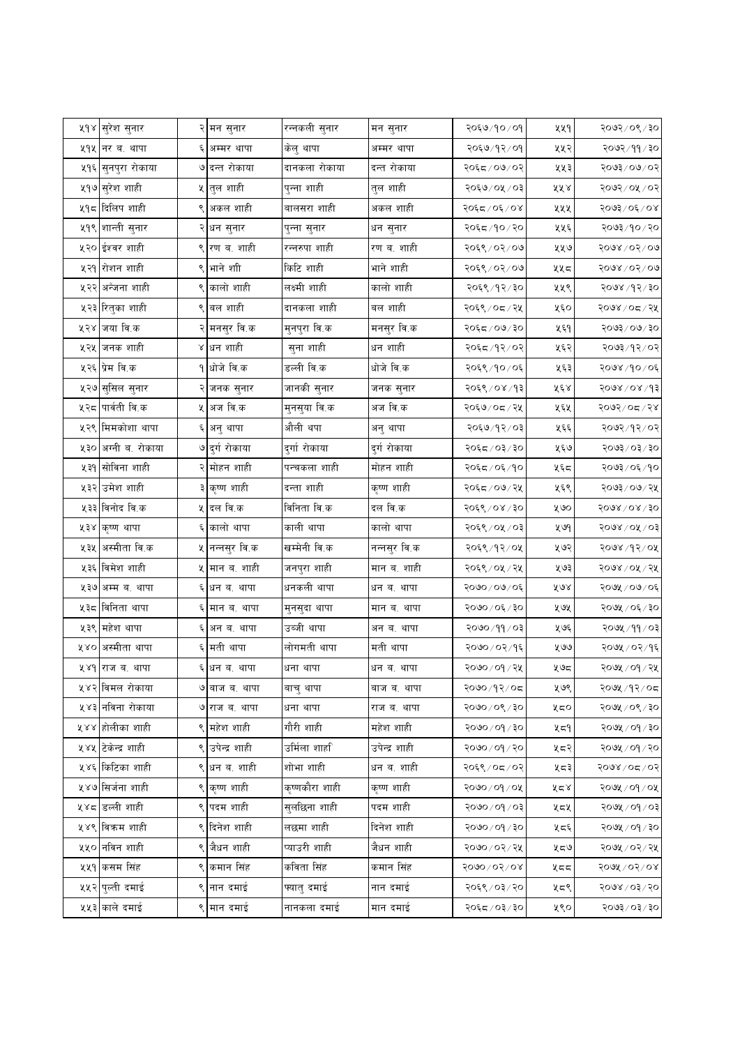| | | | | | | | |
|---|---|---|---|---|---|---|---|
| ५१४ | सुरेश सुनार | २ | मन सुनार | रन्नकली सुनार | मन सुनार | २०६७/१०/०१ | ५५१ | २०७२/०९/३० |
| ५१५ | नर ब. थापा | ६ | अम्मर थापा | केलु थापा | अम्मर थापा | २०६७/१२/०१ | ५५२ | २०७२/११/३० |
| ५१६ | सुनपुरा रोकाया | ७ | दन्त रोकाया | दानकला रोकाया | दन्त रोकाया | २०६८/०७/०२ | ५५३ | २०७३/०७/०२ |
| ५१७ | सुरेश शाही | ५ | तुल शाही | पुन्ना शाही | तुल शाही | २०६७/०५/०३ | ५५४ | २०७२/०५/०२ |
| ५१८ | दिलिप शाही | ९ | अकल शाही | बालसरा शाही | अकल शाही | २०६८/०६/०४ | ५५५ | २०७३/०६/०४ |
| ५१९ | शान्ती सुनार | २ | धन सुनार | पुन्ना सुनार | धन सुनार | २०६८/१०/२० | ५५६ | २०७३/१०/२० |
| ५२० | ईश्वर शाही | ९ | रण ब. शाही | रन्नरुपा शाही | रण ब. शाही | २०६९/०२/०७ | ५५७ | २०७४/०२/०७ |
| ५२१ | रोशन शाही | ९ | भाने शाी | किटि शाही | भाने शाही | २०६९/०२/०७ | ५५८ | २०७४/०२/०७ |
| ५२२ | अन्जना शाही | ९ | कालो शाही | लक्ष्मी शाही | कालो शाही | २०६९/१२/३० | ५५९ | २०७४/१२/३० |
| ५२३ | रितुका शाही | ९ | बल शाही | दानकला शाही | बल शाही | २०६९/०८/२५ | ५६० | २०७४/०८/२५ |
| ५२४ | जया वि.क | २ | मनसुर वि.क | मुनपुरा वि.क | मनसुर वि.क | २०६८/०७/३० | ५६१ | २०७३/०७/३० |
| ५२५ | जनक शाही | ४ | धन शाही | सुना शाही | धन शाही | २०६८/१२/०२ | ५६२ | २०७३/१२/०२ |
| ५२६ | प्रेम वि.क | १ | धोजे वि.क | डल्ली वि.क | धोजे वि.क | २०६९/१०/०६ | ५६३ | २०७४/१०/०६ |
| ५२७ | सुसिल सुनार | २ | जनक सुनार | जानकी सुनार | जनक सुनार | २०६९/०४/१३ | ५६४ | २०७४/०४/१३ |
| ५२८ | पार्वती वि.क | ५ | अज वि.क | मुनसुया वि.क | अज वि.क | २०६७/०८/२५ | ५६५ | २०७२/०८/२४ |
| ५२९ | मिमकोशा थापा | ६ | अनु थापा | औली थपा | अनु थापा | २०६७/१२/०३ | ५६६ | २०७२/१२/०२ |
| ५३० | अग्नी ब. रोकाया | ७ | दुर्ग रोकाया | दुर्गा रोकाया | दुर्ग रोकाया | २०६८/०३/३० | ५६७ | २०७३/०३/३० |
| ५३१ | सोविना शाही | २ | मोहन शाही | पन्चकला शाही | मोहन शाही | २०६८/०६/१० | ५६८ | २०७३/०६/१० |
| ५३२ | उमेश शाही | ३ | कृष्ण शाही | दन्ता शाही | कृष्ण शाही | २०६८/०७/२५ | ५६९ | २०७३/०७/२५ |
| ५३३ | विनोद वि.क | ५ | दल वि.क | विनिता वि.क | दल वि.क | २०६९/०४/३० | ५७० | २०७४/०४/३० |
| ५३४ | कृष्ण थापा | ६ | कालो थापा | काली थापा | कालो थापा | २०६९/०५/०३ | ५७१ | २०७४/०५/०३ |
| ५३५ | अस्मीता वि.क | ५ | नन्नसुर वि.क | खम्मेनी वि.क | नन्नसुर वि.क | २०६९/१२/०५ | ५७२ | २०७४/१२/०५ |
| ५३६ | विमेश शाही | ५ | मान ब. शाही | जनपुरा शाही | मान ब. शाही | २०६९/०५/२५ | ५७३ | २०७४/०५/२५ |
| ५३७ | अम्म ब. थापा | ६ | धन ब. थापा | धनकली थापा | धन ब. थापा | २०७०/०७/०६ | ५७४ | २०७५/०७/०६ |
| ५३८ | विनिता थापा | ६ | मान ब. थापा | मुनसुदा थापा | मान ब. थापा | २०७०/०६/३० | ५७५ | २०७५/०६/३० |
| ५३९ | महेश थापा | ६ | अन ब. थापा | उब्जी थापा | अन ब. थापा | २०७०/११/०३ | ५७६ | २०७५/११/०३ |
| ५४० | अस्मीता थापा | ६ | मती थापा | लोगमती थापा | मती थापा | २०७०/०२/१६ | ५७७ | २०७५/०२/१६ |
| ५४१ | राज ब. थापा | ६ | धन ब. थापा | धना थापा | धन ब. थापा | २०७०/०१/२५ | ५७८ | २०७५/०१/२५ |
| ५४२ | विमल रोकाया | ७ | बाज ब. थापा | बाचु थापा | बाज ब. थापा | २०७०/१२/०८ | ५७९ | २०७५/१२/०८ |
| ५४३ | नविना रोकाया | ७ | राज ब. थापा | धना थापा | राज ब. थापा | २०७०/०९/३० | ५८० | २०७५/०९/३० |
| ५४४ | होलीका शाही | ९ | महेश शाही | गौरी शाही | महेश शाही | २०७०/०१/३० | ५८१ | २०७५/०१/३० |
| ५४५ | टेकेन्द्र शाही | ९ | उपेन्द्र शाही | उर्मिला शाही | उपेन्द्र शाही | २०७०/०१/२० | ५८२ | २०७५/०१/२० |
| ५४६ | किटिका शाही | ९ | धन ब. शाही | शोभा शाही | धन ब. शाही | २०६९/०८/०२ | ५८३ | २०७४/०८/०२ |
| ५४७ | सिर्जना शाही | ९ | कृष्ण शाही | कृष्णकौरा शाही | कृष्ण शाही | २०७०/०१/०५ | ५८४ | २०७५/०१/०५ |
| ५४८ | डल्ली शाही | ९ | पदम शाही | सुलछिना शाही | पदम शाही | २०७०/०१/०३ | ५८५ | २०७५/०१/०३ |
| ५४९ | विक्रम शाही | ९ | दिनेश शाही | लछमा शाही | दिनेश शाही | २०७०/०१/३० | ५८६ | २०७५/०१/३० |
| ५५० | नविन शाही | ९ | जैधन शाही | प्याउरी शाही | जैधन शाही | २०७०/०२/२५ | ५८७ | २०७५/०२/२५ |
| ५५१ | कसम सिंह | ९ | कमान सिंह | कविता सिंह | कमान सिंह | २०७०/०२/०४ | ५८८ | २०७५/०२/०४ |
| ५५२ | पुल्ती दमाई | ९ | नान दमाई | फ्यातु दमाई | नान दमाई | २०६९/०३/२० | ५८९ | २०७४/०३/२० |
| ५५३ | काले दमाई | ९ | मान दमाई | नानकला दमाई | मान दमाई | २०६८/०३/३० | ५९० | २०७३/०३/३० |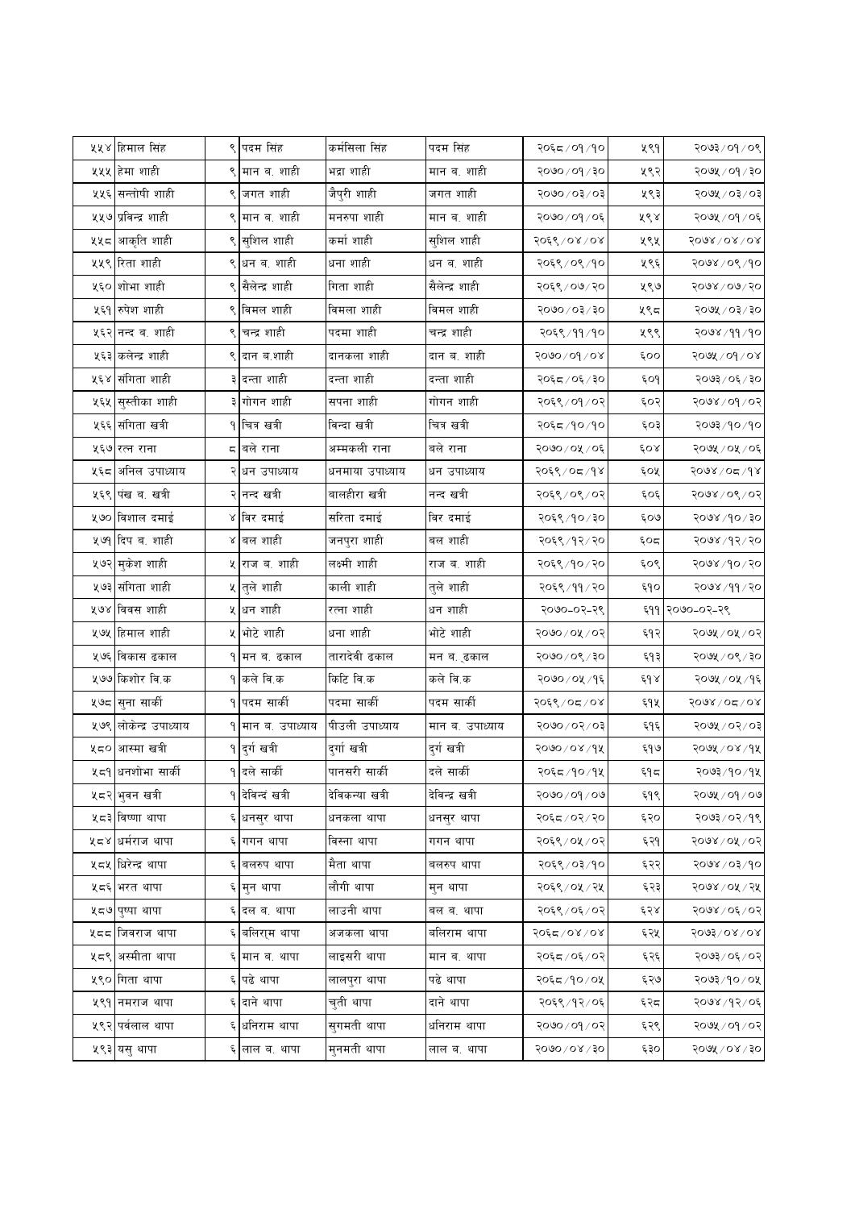| | | | | | | | | |
|---|---|---|---|---|---|---|---|---|
| ५५४ | हिमाल सिंह | ९ | पदम सिंह | कर्मसिला सिंह | पदम सिंह | २०६८/०१/१० | ५९१ | २०७३/०१/०९ |
| ५५५ | हेमा शाही | ९ | मान ब. शाही | भद्रा शाही | मान ब. शाही | २०७०/०१/३० | ५९२ | २०७५/०१/३० |
| ५५६ | सन्तोषी शाही | ९ | जगत शाही | जैपुरी शाही | जगत शाही | २०७०/०३/०३ | ५९३ | २०७५/०३/०३ |
| ५५७ | प्रविन्द्र शाही | ९ | मान ब. शाही | मनरुपा शाही | मान ब. शाही | २०७०/०१/०६ | ५९४ | २०७५/०१/०६ |
| ५५८ | आकृति शाही | ९ | सुशिल शाही | कर्मा शाही | सुशिल शाही | २०६९/०४/०४ | ५९५ | २०७४/०४/०४ |
| ५५९ | रिता शाही | ९ | धन ब. शाही | धना शाही | धन ब. शाही | २०६९/०९/१० | ५९६ | २०७४/०९/१० |
| ५६० | शोभा शाही | ९ | सैलेन्द्र शाही | गिता शाही | सैलेन्द्र शाही | २०६९/०७/२० | ५९७ | २०७४/०७/२० |
| ५६१ | रुपेश शाही | ९ | विमल शाही | विमला शाही | विमल शाही | २०७०/०३/३० | ५९८ | २०७५/०३/३० |
| ५६२ | नन्द ब. शाही | ९ | चन्द्र शाही | पदमा शाही | चन्द्र शाही | २०६९/११/१० | ५९९ | २०७४/११/१० |
| ५६३ | कलेन्द्र शाही | ९ | दान ब.शाही | दानकला शाही | दान ब. शाही | २०७०/०१/०४ | ६०० | २०७५/०१/०४ |
| ५६४ | संगिता शाही | ३ | दन्ता शाही | दन्ता शाही | दन्ता शाही | २०६८/०६/३० | ६०१ | २०७३/०६/३० |
| ५६५ | सुस्तीका शाही | ३ | गोगन शाही | सपना शाही | गोगन शाही | २०६९/०१/०२ | ६०२ | २०७४/०१/०२ |
| ५६६ | संगिता खत्री | १ | चित्र खत्री | विन्दा खत्री | चित्र खत्री | २०६८/१०/१० | ६०३ | २०७३/१०/१० |
| ५६७ | रत्न राना | ८ | बले राना | अम्मकली राना | बले राना | २०७०/०५/०६ | ६०४ | २०७५/०५/०६ |
| ५६८ | अनिल उपाध्याय | २ | धन उपाध्याय | धनमाया उपाध्याय | धन उपाध्याय | २०६९/०८/१४ | ६०५ | २०७४/०८/१४ |
| ५६९ | पंख ब. खत्री | २ | नन्द खत्री | बालहीरा खत्री | नन्द खत्री | २०६९/०९/०२ | ६०६ | २०७४/०९/०२ |
| ५७० | विशाल दमाई | ४ | विर दमाई | सरिता दमाई | विर दमाई | २०६९/१०/३० | ६०७ | २०७४/१०/३० |
| ५७१ | दिप ब. शाही | ४ | बल शाही | जनपुरा शाही | बल शाही | २०६९/१२/२० | ६०८ | २०७४/१२/२० |
| ५७२ | मुकेश शाही | ५ | राज ब. शाही | लक्ष्मी शाही | राज ब. शाही | २०६९/१०/२० | ६०९ | २०७४/१०/२० |
| ५७३ | संगिता शाही | ५ | तुले शाही | काली शाही | तुले शाही | २०६९/११/२० | ६१० | २०७४/११/२० |
| ५७४ | विवस शाही | ५ | धन शाही | रत्ना शाही | धन शाही | २०७०-०२-२९ | ६११ | २०७०-०२-२९ |
| ५७५ | हिमाल शाही | ५ | भोटे शाही | धना शाही | भोटे शाही | २०७०/०५/०२ | ६१२ | २०७५/०५/०२ |
| ५७६ | विकास ढकाल | १ | मन ब. ढकाल | तारादेवी ढकाल | मन ब. ढकाल | २०७०/०९/३० | ६१३ | २०७५/०९/३० |
| ५७७ | किशोर वि.क | १ | कले वि.क | किटि वि.क | कले वि.क | २०७०/०५/१६ | ६१४ | २०७५/०५/१६ |
| ५७८ | सुना सार्की | १ | पदम सार्की | पदमा सार्की | पदम सार्की | २०६९/०८/०४ | ६१५ | २०७४/०८/०४ |
| ५७९ | लोकेन्द्र उपाध्याय | १ | मान ब. उपाध्याय | पीउली उपाध्याय | मान ब. उपाध्याय | २०७०/०२/०३ | ६१६ | २०७५/०२/०३ |
| ५८० | आस्मा खत्री | १ | दुर्ग खत्री | दुर्गा खत्री | दुर्ग खत्री | २०७०/०४/१५ | ६१७ | २०७५/०४/१५ |
| ५८१ | धनशोभा सार्की | १ | दले सार्की | पानसरी सार्की | दले सार्की | २०६८/१०/१५ | ६१८ | २०७३/१०/१५ |
| ५८२ | भुवन खत्री | १ | देविन्द खत्री | देविकन्या खत्री | देविन्द्र खत्री | २०७०/०१/०७ | ६१९ | २०७५/०१/०७ |
| ५८३ | विष्णा थापा | ६ | धनसुर थापा | धनकला थापा | धनसुर थापा | २०६८/०२/२० | ६२० | २०७३/०२/१९ |
| ५८४ | धर्मराज थापा | ६ | गगन थापा | विस्ना थापा | गगन थापा | २०६९/०५/०२ | ६२१ | २०७४/०५/०२ |
| ५८५ | धिरेन्द्र थापा | ६ | बलरुप थापा | मैता थापा | बलरुप थापा | २०६९/०३/१० | ६२२ | २०७४/०३/१० |
| ५८६ | भरत थापा | ६ | मुन थापा | लौगी थापा | मुन थापा | २०६९/०५/२५ | ६२३ | २०७४/०५/२५ |
| ५८७ | पुष्पा थापा | ६ | दल ब. थापा | लाउनी थापा | बल ब. थापा | २०६९/०६/०२ | ६२४ | २०७४/०६/०२ |
| ५८८ | जिवराज थापा | ६ | बलिराम थापा | अजकला थापा | बलिराम थापा | २०६८/०४/०४ | ६२५ | २०७३/०४/०४ |
| ५८९ | अस्मीता थापा | ६ | मान ब. थापा | लाइसरी थापा | मान ब. थापा | २०६८/०६/०२ | ६२६ | २०७३/०६/०२ |
| ५९० | गिता थापा | ६ | पढे थापा | लालपुरा थापा | पढे थापा | २०६८/१०/०५ | ६२७ | २०७३/१०/०५ |
| ५९१ | नमराज थापा | ६ | दाने थापा | चुती थापा | दाने थापा | २०६९/१२/०६ | ६२८ | २०७४/१२/०६ |
| ५९२ | पर्वलाल थापा | ६ | धनिराम थापा | सुगमती थापा | धनिराम थापा | २०७०/०१/०२ | ६२९ | २०७५/०१/०२ |
| ५९३ | यसु थापा | ६ | लाल ब. थापा | मुनमती थापा | लाल ब. थापा | २०७०/०४/३० | ६३० | २०७५/०४/३० |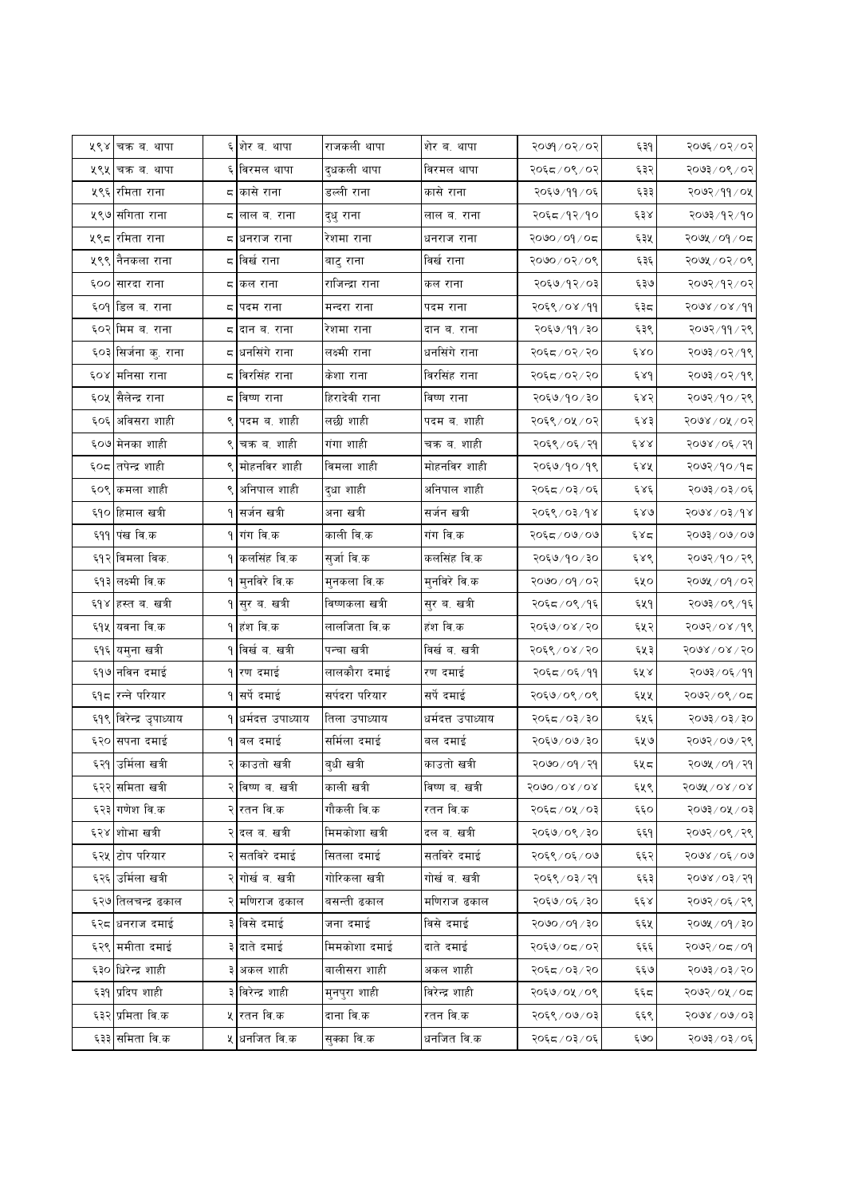| ५९४ | चक्र ब. थापा | ६ | शेर ब. थापा | राजकली थापा | शेर ब. थापा | २०७१/०२/०२ | ६३१ | २०७६/०२/०२ |
|---|---|---|---|---|---|---|---|---|
| ५९५ | चक्र ब. थापा | ६ | बिरमल थापा | दुधकली थापा | बिरमल थापा | २०६८/०९/०२ | ६३२ | २०७३/०९/०२ |
| ५९६ | रमिता राना | ८ | कासे राना | डल्ली राना | कासे राना | २०६७/११/०६ | ६३३ | २०७२/११/०५ |
| ५९७ | सगिता राना | ८ | लाल ब. राना | दुधु राना | लाल ब. राना | २०६८/१२/१० | ६३४ | २०७३/१२/१० |
| ५९८ | रमिता राना | ८ | धनराज राना | रेशमा राना | धनराज राना | २०७०/०१/०८ | ६३५ | २०७५/०१/०८ |
| ५९९ | नैनकला राना | ८ | बिर्ख राना | बाटु राना | बिर्ख राना | २०७०/०२/०९ | ६३६ | २०७५/०२/०९ |
| ६०० | सारदा राना | ८ | कल राना | राजिन्द्रा राना | कल राना | २०६७/१२/०३ | ६३७ | २०७२/१२/०२ |
| ६०१ | डिल ब. राना | ८ | पदम राना | मन्दरा राना | पदम राना | २०६९/०४/११ | ६३८ | २०७४/०४/११ |
| ६०२ | मिम ब. राना | ८ | दान ब. राना | रेशमा राना | दान ब. राना | २०६७/११/३० | ६३९ | २०७२/११/२९ |
| ६०३ | सिर्जना कु. राना | ८ | धनसिंगे राना | लक्ष्मी राना | धनसिंगे राना | २०६८/०२/२० | ६४० | २०७३/०२/१९ |
| ६०४ | मनिसा राना | ८ | बिरसिंह राना | केशा राना | बिरसिंह राना | २०६८/०२/२० | ६४१ | २०७३/०२/१९ |
| ६०५ | सैलेन्द्र राना | ८ | बिष्ण राना | हिरादेवी राना | बिष्ण राना | २०६७/१०/३० | ६४२ | २०७२/१०/२९ |
| ६०६ | अबिसरा शाही | ९ | पदम ब. शाही | लछी शाही | पदम ब. शाही | २०६९/०५/०२ | ६४३ | २०७४/०५/०२ |
| ६०७ | मेनका शाही | ९ | चक्र ब. शाही | गंगा शाही | चक्र ब. शाही | २०६९/०६/२१ | ६४४ | २०७४/०६/२१ |
| ६०८ | तपेन्द्र शाही | ९ | मोहनबिर शाही | बिमला शाही | मोहनबिर शाही | २०६७/१०/१९ | ६४५ | २०७२/१०/१८ |
| ६०९ | कमला शाही | ९ | अनिपाल शाही | दुधा शाही | अनिपाल शाही | २०६८/०३/०६ | ६४६ | २०७३/०३/०६ |
| ६१० | हिमाल खत्री | १ | सर्जन खत्री | अना खत्री | सर्जन खत्री | २०६९/०३/१४ | ६४७ | २०७४/०३/१४ |
| ६११ | पंख वि.क | १ | गंग वि.क | काली वि.क | गंग वि.क | २०६८/०७/०७ | ६४८ | २०७३/०७/०७ |
| ६१२ | बिमला विक. | १ | कलसिंह वि.क | सुर्जा वि.क | कलसिंह वि.क | २०६७/१०/३० | ६४९ | २०७२/१०/२९ |
| ६१३ | लक्ष्मी वि.क | १ | मुनबिरे वि.क | मुनकला वि.क | मुनबिरे वि.क | २०७०/०१/०२ | ६५० | २०७५/०१/०२ |
| ६१४ | हस्त ब. खत्री | १ | सुर ब. खत्री | बिष्णकला खत्री | सुर ब. खत्री | २०६८/०९/१६ | ६५१ | २०७३/०९/१६ |
| ६१५ | यवना वि.क | १ | हंश वि.क | लालजिता वि.क | हंश वि.क | २०६७/०४/२० | ६५२ | २०७२/०४/१९ |
| ६१६ | यमुना खत्री | १ | बिर्ख ब. खत्री | पन्चा खत्री | बिर्ख ब. खत्री | २०६९/०४/२० | ६५३ | २०७४/०४/२० |
| ६१७ | नविन दमाई | १ | रण दमाई | लालकौरा दमाई | रण दमाई | २०६८/०६/११ | ६५४ | २०७३/०६/११ |
| ६१८ | रन्ने परियार | १ | सर्पे दमाई | सर्पदरा परियार | सर्पे दमाई | २०६७/०९/०९ | ६५५ | २०७२/०९/०८ |
| ६१९ | बिरेन्द्र उपाध्याय | १ | धर्मदत्त उपाध्याय | तिला उपाध्याय | धर्मदत्त उपाध्याय | २०६८/०३/३० | ६५६ | २०७३/०३/३० |
| ६२० | सपना दमाई | १ | बल दमाई | सर्मिला दमाई | बल दमाई | २०६७/०७/३० | ६५७ | २०७२/०७/२९ |
| ६२१ | उर्मिला खत्री | २ | काउतो खत्री | बुधी खत्री | काउतो खत्री | २०७०/०१/२१ | ६५८ | २०७५/०१/२१ |
| ६२२ | समिता खत्री | २ | बिष्ण ब. खत्री | काली खत्री | बिष्ण ब. खत्री | २०७०/०४/०४ | ६५९ | २०७५/०४/०४ |
| ६२३ | गणेश वि.क | २ | रतन वि.क | गौकली वि.क | रतन वि.क | २०६८/०५/०३ | ६६० | २०७३/०५/०३ |
| ६२४ | शोभा खत्री | २ | दल ब. खत्री | मिमकोशा खत्री | दल ब. खत्री | २०६७/०९/३० | ६६१ | २०७२/०९/२९ |
| ६२५ | टोप परियार | २ | सतबिरे दमाई | सितला दमाई | सतबिरे दमाई | २०६९/०६/०७ | ६६२ | २०७४/०६/०७ |
| ६२६ | उर्मिला खत्री | २ | गोर्ख ब. खत्री | गोरिकला खत्री | गोर्ख ब. खत्री | २०६९/०३/२१ | ६६३ | २०७४/०३/२१ |
| ६२७ | तिलचन्द्र ढकाल | २ | मणिराज ढकाल | बसन्ती ढकाल | मणिराज ढकाल | २०६७/०६/३० | ६६४ | २०७२/०६/२९ |
| ६२८ | धनराज दमाई | ३ | बिसे दमाई | जना दमाई | बिसे दमाई | २०७०/०१/३० | ६६५ | २०७५/०१/३० |
| ६२९ | ममीता दमाई | ३ | दाते दमाई | मिमकोशा दमाई | दाते दमाई | २०६७/०८/०२ | ६६६ | २०७२/०८/०१ |
| ६३० | धिरेन्द्र शाही | ३ | अकल शाही | बालीसरा शाही | अकल शाही | २०६८/०३/२० | ६६७ | २०७३/०३/२० |
| ६३१ | प्रदिप शाही | ३ | बिरेन्द्र शाही | मुनपुरा शाही | बिरेन्द्र शाही | २०६७/०५/०९ | ६६८ | २०७२/०५/०८ |
| ६३२ | प्रमिता वि.क | ५ | रतन वि.क | दाना वि.क | रतन वि.क | २०६९/०७/०३ | ६६९ | २०७४/०७/०३ |
| ६३३ | समिता वि.क | ५ | धनजित वि.क | सुक्का वि.क | धनजित वि.क | २०६८/०३/०६ | ६७० | २०७३/०३/०६ |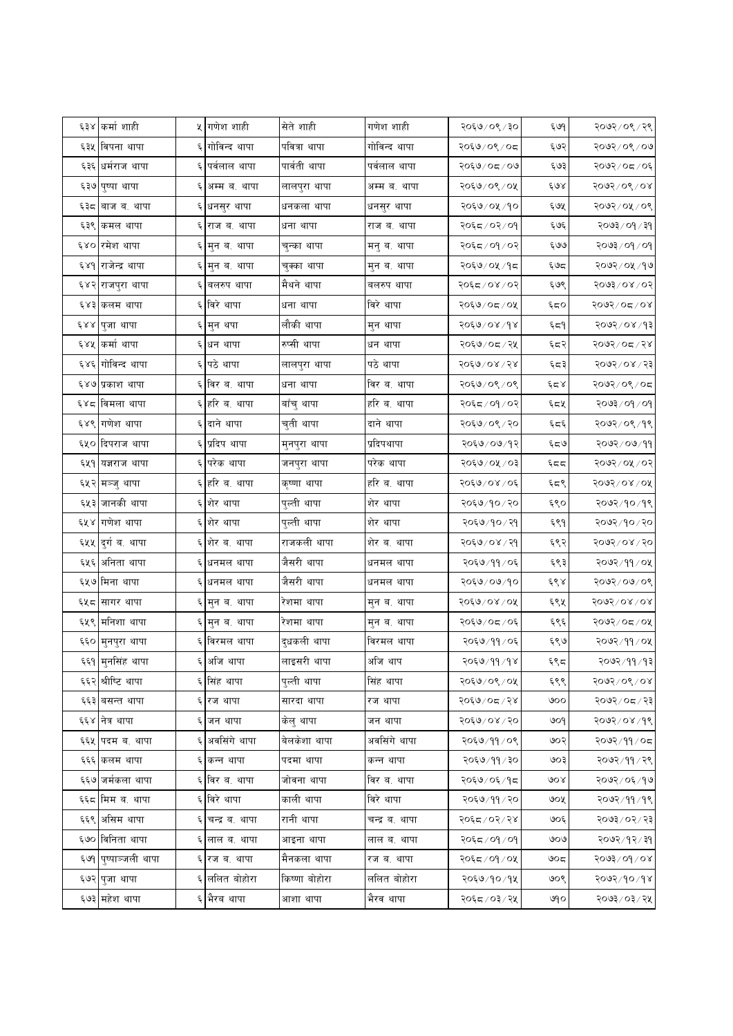| | | | | | | | |
|---|---|---|---|---|---|---|---|
| ६३४ | कर्मा शाही | ५ | गणेश शाही | सेते शाही | गणेश शाही | २०६७/०९/३० | ६७१ | २०७२/०९/२९ |
| ६३५ | विपना थापा | ६ | गोविन्द थापा | पवित्रा थापा | गोविन्द थापा | २०६७/०९/०८ | ६७२ | २०७२/०९/०७ |
| ६३६ | धर्मराज थापा | ६ | पर्वलाल थापा | पार्वती थापा | पर्वलाल थापा | २०६७/०८/०७ | ६७३ | २०७२/०८/०६ |
| ६३७ | पुष्पा थापा | ६ | अम्म ब. थापा | लालपुरा थापा | अम्म ब. थापा | २०६७/०९/०५ | ६७४ | २०७२/०९/०४ |
| ६३८ | बाज ब. थापा | ६ | धनसुर थापा | धनकला थापा | धनसुर थापा | २०६७/०५/१० | ६७५ | २०७२/०५/०९ |
| ६३९ | कमल थापा | ६ | राज ब. थापा | धना थापा | राज ब. थापा | २०६८/०२/०१ | ६७६ | २०७३/०१/३१ |
| ६४० | रमेश थापा | ६ | मुन ब. थापा | चुन्का थापा | मनु ब. थापा | २०६८/०१/०२ | ६७७ | २०७३/०१/०१ |
| ६४१ | राजेन्द्र थापा | ६ | मुन ब. थापा | चुक्का थापा | मुन ब. थापा | २०६७/०५/१८ | ६७८ | २०७२/०५/१७ |
| ६४२ | राजपुरा थापा | ६ | बलरुप थापा | मैथने थापा | बलरुप थापा | २०६८/०४/०२ | ६७९ | २०७३/०४/०२ |
| ६४३ | कलम थापा | ६ | विरे थापा | धना थापा | विरे थापा | २०६७/०८/०५ | ६८० | २०७२/०८/०४ |
| ६४४ | पुजा थापा | ६ | मुन थपा | लौकी थापा | मुन थापा | २०६७/०४/१४ | ६८१ | २०७२/०४/१३ |
| ६४५ | कर्मा थापा | ६ | धन थापा | रुप्सी थापा | धन थापा | २०६७/०८/२५ | ६८२ | २०७२/०८/२४ |
| ६४६ | गोविन्द थापा | ६ | पठे थापा | लालपुरा थापा | पठे थापा | २०६७/०४/२४ | ६८३ | २०७२/०४/२३ |
| ६४७ | प्रकाश थापा | ६ | विर ब. थापा | धना थापा | विर ब. थापा | २०६७/०९/०९ | ६८४ | २०७२/०९/०८ |
| ६४८ | विमला थापा | ६ | हरि ब. थापा | बाँचु थापा | हरि ब. थापा | २०६८/०१/०२ | ६८५ | २०७३/०१/०१ |
| ६४९ | गणेश थापा | ६ | दाने थापा | चुती थापा | दाने थापा | २०६७/०९/२० | ६८६ | २०७२/०९/१९ |
| ६५० | दिपराज थापा | ६ | प्रदिप थापा | मुनपुरा थापा | प्रदिपथापा | २०६७/०७/१२ | ६८७ | २०७२/०७/११ |
| ६५१ | यज्ञराज थापा | ६ | परेक थापा | जनपुरा थापा | परेक थापा | २०६७/०५/०३ | ६८८ | २०७२/०५/०२ |
| ६५२ | मञ्जु थापा | ६ | हरि ब. थापा | कृष्णा थापा | हरि ब. थापा | २०६७/०४/०६ | ६८९ | २०७२/०४/०५ |
| ६५३ | जानकी थापा | ६ | शेर थापा | पुल्ती थापा | शेर थापा | २०६७/१०/२० | ६९० | २०७२/१०/१९ |
| ६५४ | गणेश थापा | ६ | शेर थापा | पुल्ती थापा | शेर थापा | २०६७/१०/२१ | ६९१ | २०७२/१०/२० |
| ६५५ | दुर्ग ब. थापा | ६ | शेर ब. थापा | राजकली थापा | शेर ब. थापा | २०६७/०४/२१ | ६९२ | २०७२/०४/२० |
| ६५६ | अनिता थापा | ६ | धनमल थापा | जैसरी थापा | धनमल थापा | २०६७/११/०६ | ६९३ | २०७२/११/०५ |
| ६५७ | मिना थापा | ६ | धनमल थापा | जैसरी थापा | धनमल थापा | २०६७/०७/१० | ६९४ | २०७२/०७/०९ |
| ६५८ | सागर थापा | ६ | मुन ब. थापा | रेशमा थापा | मुन ब. थापा | २०६७/०४/०५ | ६९५ | २०७२/०४/०४ |
| ६५९ | मनिशा थापा | ६ | मुन ब. थापा | रेशमा थापा | मुन ब. थापा | २०६७/०८/०६ | ६९६ | २०७२/०८/०५ |
| ६६० | मुनपुरा थापा | ६ | विरमल थापा | दुधकली थापा | विरमल थापा | २०६७/११/०६ | ६९७ | २०७२/११/०५ |
| ६६१ | मुनसिंह थापा | ६ | अजि थापा | लाइसरी थापा | अजि थाप | २०६७/११/१४ | ६९८ | २०७२/११/१३ |
| ६६२ | श्रीष्टि थापा | ६ | सिंह थापा | पुल्ती थापा | सिंह थापा | २०६७/०९/०५ | ६९९ | २०७२/०९/०४ |
| ६६३ | बसन्त थापा | ६ | रज थापा | सारदा थापा | रज थापा | २०६७/०८/२४ | ७०० | २०७२/०८/२३ |
| ६६४ | नेत्र थापा | ६ | जन थापा | केलु थापा | जन थापा | २०६७/०४/२० | ७०१ | २०७२/०४/१९ |
| ६६५ | पदम ब. थापा | ६ | अवसिंगे थापा | वेलकेशा थापा | अवसिंगे थापा | २०६७/११/०९ | ७०२ | २०७२/११/०८ |
| ६६६ | कलम थापा | ६ | कन्न थापा | पदमा थापा | कन्न थापा | २०६७/११/३० | ७०३ | २०७२/११/२९ |
| ६६७ | जर्मकला थापा | ६ | विर ब. थापा | जोवना थापा | विर ब. थापा | २०६७/०६/१८ | ७०४ | २०७२/०६/१७ |
| ६६८ | मिम ब. थापा | ६ | विरे थापा | काली थापा | विरे थापा | २०६७/११/२० | ७०५ | २०७२/११/१९ |
| ६६९ | असिम थापा | ६ | चन्द्र ब. थापा | रानी थापा | चन्द्र ब. थापा | २०६८/०२/२४ | ७०६ | २०७३/०२/२३ |
| ६७० | विनिता थापा | ६ | लाल ब. थापा | आइना थापा | लाल ब. थापा | २०६८/०१/०१ | ७०७ | २०७२/१२/३१ |
| ६७१ | पुष्पाञ्जली थापा | ६ | रज ब. थापा | मैनकला थापा | रज ब. थापा | २०६८/०१/०५ | ७०८ | २०७३/०१/०४ |
| ६७२ | पुजा थापा | ६ | ललित बोहोरा | किष्णा बोहोरा | ललित बोहोरा | २०६७/१०/१५ | ७०९ | २०७२/१०/१४ |
| ६७३ | महेश थापा | ६ | भैरव थापा | आशा थापा | भैरव थापा | २०६८/०३/२५ | ७१० | २०७३/०३/२५ |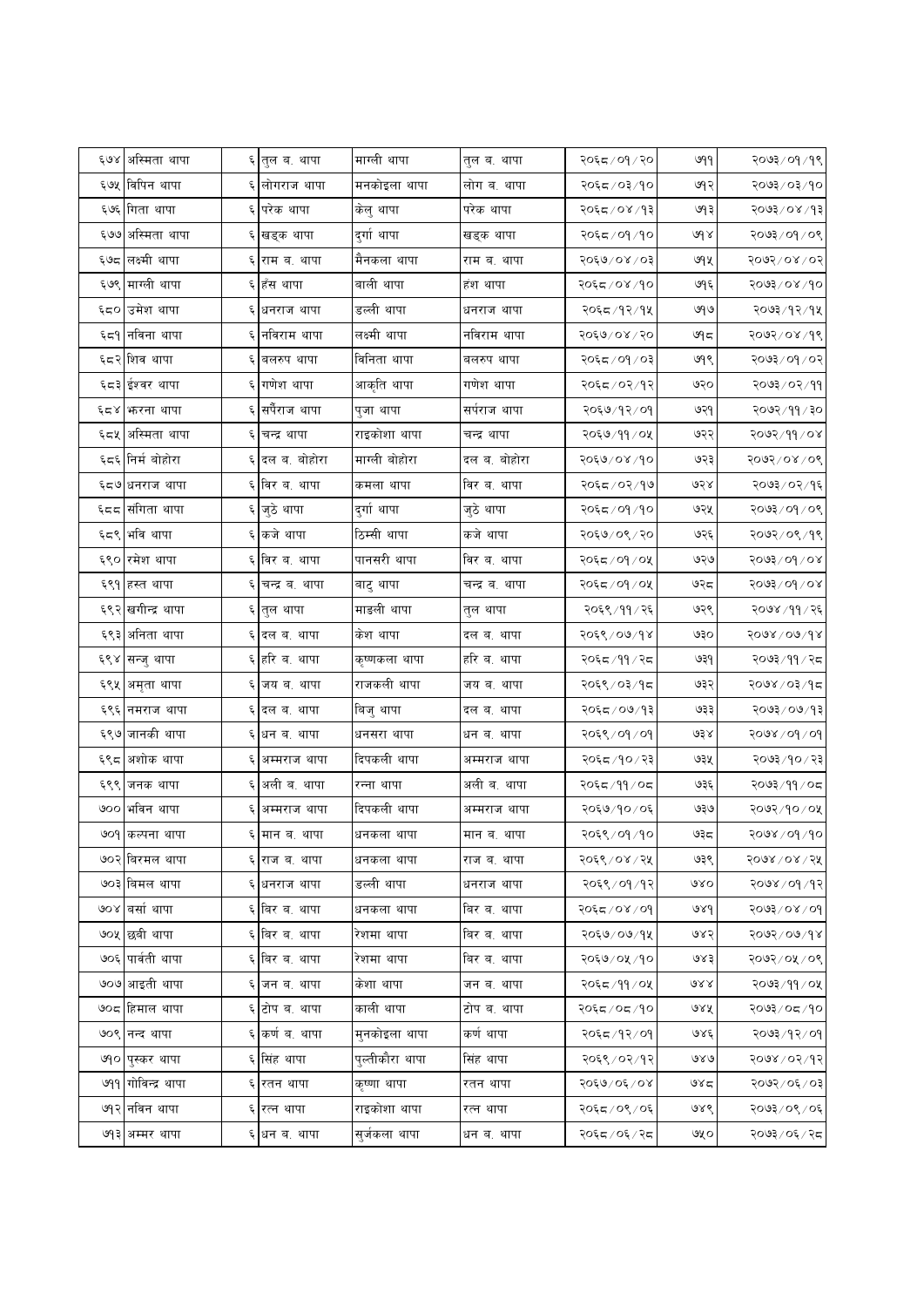| | | | | | | | |
|---|---|---|---|---|---|---|---|
| ६७४ | अस्मिता थापा | ६ | तुल ब. थापा | माग्ली थापा | तुल ब. थापा | २०६८/०१/२० | ७११ | २०७३/०१/१९ |
| ६७५ | विपिन थापा | ६ | लोगराज थापा | मनकोइला थापा | लोग ब. थापा | २०६८/०३/१० | ७१२ | २०७३/०३/१० |
| ६७६ | गिता थापा | ६ | परेक थापा | केलु थापा | परेक थापा | २०६८/०४/१३ | ७१३ | २०७३/०४/१३ |
| ६७७ | अस्मिता थापा | ६ | खड्क थापा | दुर्गा थापा | खड्क थापा | २०६८/०१/१० | ७१४ | २०७३/०१/०९ |
| ६७८ | लक्ष्मी थापा | ६ | राम ब. थापा | मैनकला थापा | राम ब. थापा | २०६७/०४/०३ | ७१५ | २०७२/०४/०२ |
| ६७९ | माग्ली थापा | ६ | हँस थापा | बाली थापा | हंश थापा | २०६८/०४/१० | ७१६ | २०७३/०४/१० |
| ६८० | उमेश थापा | ६ | धनराज थापा | डल्ली थापा | धनराज थापा | २०६८/१२/१५ | ७१७ | २०७३/१२/१५ |
| ६८१ | नविना थापा | ६ | नविराम थापा | लक्ष्मी थापा | नविराम थापा | २०६७/०४/२० | ७१८ | २०७२/०४/१९ |
| ६८२ | शिव थापा | ६ | बलरुप थापा | विनिता थापा | बलरुप थापा | २०६८/०१/०३ | ७१९ | २०७३/०१/०२ |
| ६८३ | ईश्वर थापा | ६ | गणेश थापा | आकृति थापा | गणेश थापा | २०६८/०२/१२ | ७२० | २०७३/०२/११ |
| ६८४ | झरना थापा | ६ | सर्पैराज थापा | पुजा थापा | सर्पराज थापा | २०६७/१२/०१ | ७२१ | २०७२/११/३० |
| ६८५ | अस्मिता थापा | ६ | चन्द्र थापा | राइकोशा थापा | चन्द्र थापा | २०६७/११/०५ | ७२२ | २०७२/११/०४ |
| ६८६ | निर्म बोहोरा | ६ | दल ब. बोहोरा | माग्ली बोहोरा | दल ब. बोहोरा | २०६७/०४/१० | ७२३ | २०७२/०४/०९ |
| ६८७ | धनराज थापा | ६ | विर ब. थापा | कमला थापा | विर ब. थापा | २०६८/०२/१७ | ७२४ | २०७३/०२/१६ |
| ६८८ | संगिता थापा | ६ | जुठे थापा | दुर्गा थापा | जुठे थापा | २०६८/०१/१० | ७२५ | २०७३/०१/०९ |
| ६८९ | भवि थापा | ६ | कजे थापा | ठिम्सी थापा | कजे थापा | २०६७/०९/२० | ७२६ | २०७२/०९/१९ |
| ६९० | रमेश थापा | ६ | विर ब. थापा | पानसरी थापा | विर ब. थापा | २०६८/०१/०५ | ७२७ | २०७३/०१/०४ |
| ६९१ | हस्त थापा | ६ | चन्द्र ब. थापा | बाटु थापा | चन्द्र ब. थापा | २०६८/०१/०५ | ७२८ | २०७३/०१/०४ |
| ६९२ | खगीन्द्र थापा | ६ | तुल थापा | माडली थापा | तुल थापा | २०६९/११/२६ | ७२९ | २०७४/११/२६ |
| ६९३ | अनिता थापा | ६ | दल ब. थापा | केश थापा | दल ब. थापा | २०६९/०७/१४ | ७३० | २०७४/०७/१४ |
| ६९४ | सन्जु थापा | ६ | हरि ब. थापा | कृष्णकला थापा | हरि ब. थापा | २०६८/११/२८ | ७३१ | २०७३/११/२८ |
| ६९५ | अमृता थापा | ६ | जय ब. थापा | राजकली थापा | जय ब. थापा | २०६९/०३/१८ | ७३२ | २०७४/०३/१८ |
| ६९६ | नमराज थापा | ६ | दल ब. थापा | बिजु थापा | दल ब. थापा | २०६८/०७/१३ | ७३३ | २०७३/०७/१३ |
| ६९७ | जानकी थापा | ६ | धन ब. थापा | धनसरा थापा | धन ब. थापा | २०६९/०१/०१ | ७३४ | २०७४/०१/०१ |
| ६९८ | अशोक थापा | ६ | अम्मराज थापा | दिपकली थापा | अम्मराज थापा | २०६८/१०/२३ | ७३५ | २०७३/१०/२३ |
| ६९९ | जनक थापा | ६ | अली ब. थापा | रन्ना थापा | अली ब. थापा | २०६८/११/०८ | ७३६ | २०७३/११/०८ |
| ७०० | भविन थापा | ६ | अम्मराज थापा | दिपकली थापा | अम्मराज थापा | २०६७/१०/०६ | ७३७ | २०७२/१०/०५ |
| ७०१ | कल्पना थापा | ६ | मान ब. थापा | धनकला थापा | मान ब. थापा | २०६९/०१/१० | ७३८ | २०७४/०१/१० |
| ७०२ | विरमल थापा | ६ | राज ब. थापा | धनकला थापा | राज ब. थापा | २०६९/०४/२५ | ७३९ | २०७४/०४/२५ |
| ७०३ | विमल थापा | ६ | धनराज थापा | डल्ली थापा | धनराज थापा | २०६९/०१/१२ | ७४० | २०७४/०१/१२ |
| ७०४ | बर्सा थापा | ६ | विर ब. थापा | धनकला थापा | विर ब. थापा | २०६८/०४/०१ | ७४१ | २०७३/०४/०१ |
| ७०५ | छवी थापा | ६ | विर ब. थापा | रेशमा थापा | विर ब. थापा | २०६७/०७/१५ | ७४२ | २०७२/०७/१४ |
| ७०६ | पार्वती थापा | ६ | विर ब. थापा | रेशमा थापा | विर ब. थापा | २०६७/०५/१० | ७४३ | २०७२/०५/०९ |
| ७०७ | आइती थापा | ६ | जन ब. थापा | केशा थापा | जन ब. थापा | २०६८/११/०५ | ७४४ | २०७३/११/०५ |
| ७०८ | हिमाल थापा | ६ | टोप ब. थापा | काली थापा | टोप ब. थापा | २०६८/०८/१० | ७४५ | २०७३/०८/१० |
| ७०९ | नन्द थापा | ६ | कर्ण ब. थापा | मुनकोइला थापा | कर्ण थापा | २०६८/१२/०१ | ७४६ | २०७३/१२/०१ |
| ७१० | पुस्कर थापा | ६ | सिंह थापा | पुल्तीकौरा थापा | सिंह थापा | २०६९/०२/१२ | ७४७ | २०७४/०२/१२ |
| ७११ | गोविन्द्र थापा | ६ | रतन थापा | कृष्णा थापा | रतन थापा | २०६७/०६/०४ | ७४८ | २०७२/०६/०३ |
| ७१२ | नविन थापा | ६ | रत्न थापा | राइकोशा थापा | रत्न थापा | २०६८/०९/०६ | ७४९ | २०७३/०९/०६ |
| ७१३ | अम्मर थापा | ६ | धन ब. थापा | सुर्जकला थापा | धन ब. थापा | २०६८/०६/२८ | ७५० | २०७३/०६/२८ |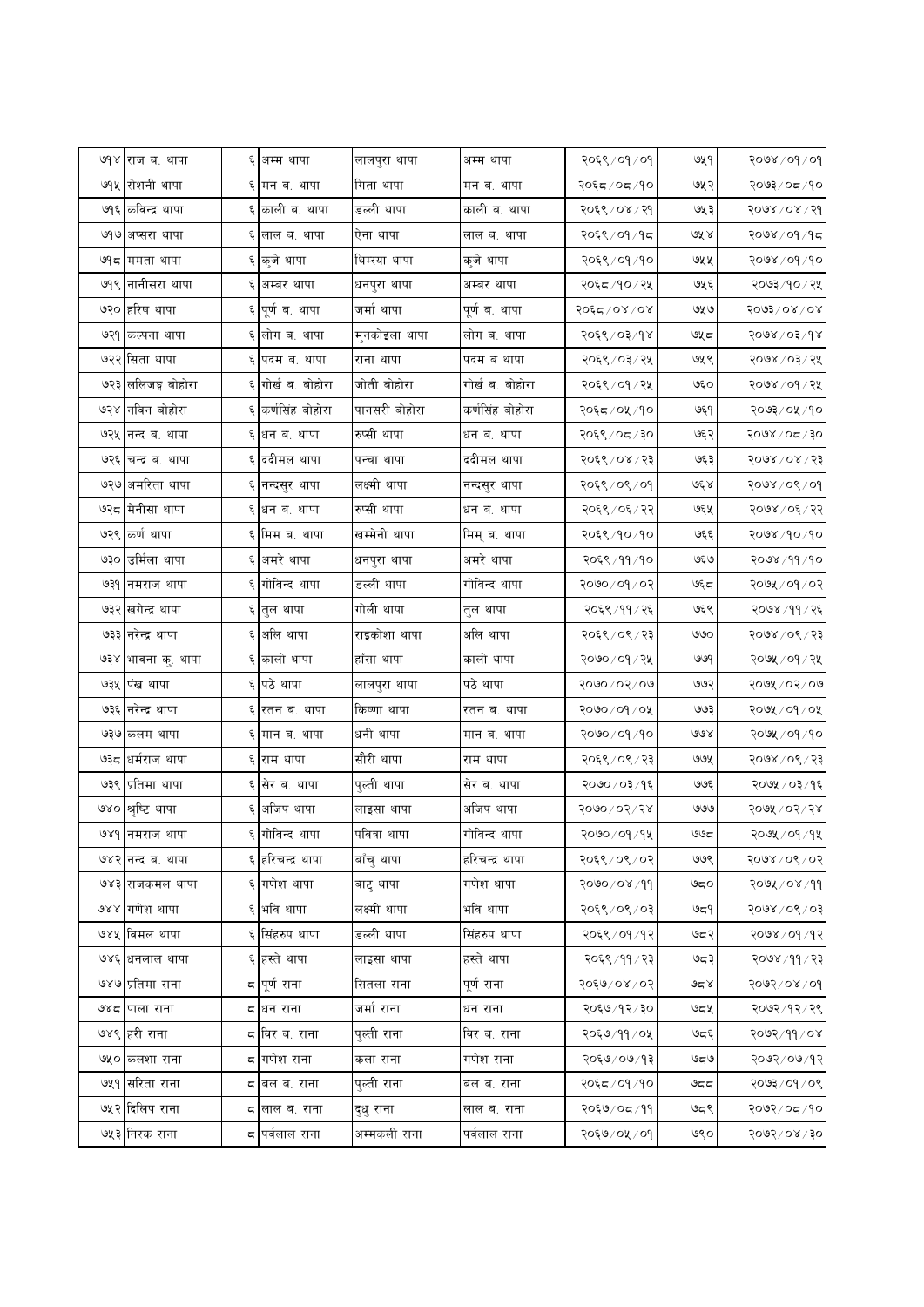| ७१४ | राज ब. थापा | ६ | अम्म थापा | लालपुरा थापा | अम्म थापा | २०६९/०१/०१ | ७५१ | २०७४/०१/०१ |
|---|---|---|---|---|---|---|---|---|
| ७१५ | रोशनी थापा | ६ | मन ब. थापा | गिता थापा | मन ब. थापा | २०६८/०८/१० | ७५२ | २०७३/०८/१० |
| ७१६ | कविन्द्र थापा | ६ | काली ब. थापा | डल्ली थापा | काली ब. थापा | २०६९/०४/२१ | ७५३ | २०७४/०४/२१ |
| ७१७ | अप्सरा थापा | ६ | लाल ब. थापा | ऐना थापा | लाल ब. थापा | २०६९/०१/१८ | ७५४ | २०७४/०१/१८ |
| ७१८ | ममता थापा | ६ | कुजे थापा | थिम्स्या थापा | कुजे थापा | २०६९/०१/१० | ७५५ | २०७४/०१/१० |
| ७१९ | नानीसरा थापा | ६ | अम्बर थापा | धनपुरा थापा | अम्बर थापा | २०६८/१०/२५ | ७५६ | २०७३/१०/२५ |
| ७२० | हरिष थापा | ६ | पूर्ण ब. थापा | जर्मा थापा | पूर्ण ब. थापा | २०६८/०४/०४ | ७५७ | २०७३/०४/०४ |
| ७२१ | कल्पना थापा | ६ | लोग ब. थापा | मुनकोइला थापा | लोग ब. थापा | २०६९/०३/१४ | ७५८ | २०७४/०३/१४ |
| ७२२ | सिता थापा | ६ | पदम ब. थापा | राना थापा | पदम ब थापा | २०६९/०३/२५ | ७५९ | २०७४/०३/२५ |
| ७२३ | ललिजङ्ग बोहोरा | ६ | गोर्ख ब. बोहोरा | जोती बोहोरा | गोर्ख ब. बोहोरा | २०६९/०१/२५ | ७६० | २०७४/०१/२५ |
| ७२४ | नविन बोहोरा | ६ | कर्णसिंह बोहोरा | पानसरी बोहोरा | कर्णसिंह बोहोरा | २०६८/०५/१० | ७६१ | २०७३/०५/१० |
| ७२५ | नन्द ब. थापा | ६ | धन ब. थापा | रुप्सी थापा | धन ब. थापा | २०६९/०८/३० | ७६२ | २०७४/०८/३० |
| ७२६ | चन्द्र ब. थापा | ६ | ददीमल थापा | पन्चा थापा | ददीमल थापा | २०६९/०४/२३ | ७६३ | २०७४/०४/२३ |
| ७२७ | अमरिता थापा | ६ | नन्दसुर थापा | लक्ष्मी थापा | नन्दसुर थापा | २०६९/०९/०१ | ७६४ | २०७४/०९/०१ |
| ७२८ | मेनीसा थापा | ६ | धन ब. थापा | रुप्सी थापा | धन ब. थापा | २०६९/०६/२२ | ७६५ | २०७४/०६/२२ |
| ७२९ | कर्ण थापा | ६ | मिम ब. थापा | खम्मेनी थापा | मिम् ब. थापा | २०६९/१०/१० | ७६६ | २०७४/१०/१० |
| ७३० | उर्मिला थापा | ६ | अमरे थापा | धनपुरा थापा | अमरे थापा | २०६९/११/१० | ७६७ | २०७४/११/१० |
| ७३१ | नमराज थापा | ६ | गोविन्द थापा | डल्ली थापा | गोविन्द थापा | २०७०/०१/०२ | ७६८ | २०७५/०१/०२ |
| ७३२ | खगेन्द्र थापा | ६ | तुल थापा | गोली थापा | तुल थापा | २०६९/११/२६ | ७६९ | २०७४/११/२६ |
| ७३३ | नरेन्द्र थापा | ६ | अलि थापा | राइकोशा थापा | अलि थापा | २०६९/०९/२३ | ७७० | २०७४/०९/२३ |
| ७३४ | भावना कु. थापा | ६ | कालो थापा | हाँसा थापा | कालो थापा | २०७०/०१/२५ | ७७१ | २०७५/०१/२५ |
| ७३५ | पंख थापा | ६ | पठे थापा | लालपुरा थापा | पठे थापा | २०७०/०२/०७ | ७७२ | २०७५/०२/०७ |
| ७३६ | नरेन्द्र थापा | ६ | रतन ब. थापा | किष्णा थापा | रतन ब. थापा | २०७०/०१/०५ | ७७३ | २०७५/०१/०५ |
| ७३७ | कलम थापा | ६ | मान ब. थापा | धनी थापा | मान ब. थापा | २०७०/०१/१० | ७७४ | २०७५/०१/१० |
| ७३८ | धर्मराज थापा | ६ | राम थापा | सौरी थापा | राम थापा | २०६९/०९/२३ | ७७५ | २०७४/०९/२३ |
| ७३९ | प्रतिमा थापा | ६ | सेर ब. थापा | पुल्ती थापा | सेर ब. थापा | २०७०/०३/१६ | ७७६ | २०७५/०३/१६ |
| ७४० | श्रृष्टि थापा | ६ | अजिप थापा | लाइसा थापा | अजिप थापा | २०७०/०२/२४ | ७७७ | २०७५/०२/२४ |
| ७४१ | नमराज थापा | ६ | गोविन्द थापा | पवित्रा थापा | गोविन्द थापा | २०७०/०१/१५ | ७७८ | २०७५/०१/१५ |
| ७४२ | नन्द ब. थापा | ६ | हरिचन्द्र थापा | बाँचु थापा | हरिचन्द्र थापा | २०६९/०९/०२ | ७७९ | २०७४/०९/०२ |
| ७४३ | राजकमल थापा | ६ | गणेश थापा | बाटु थापा | गणेश थापा | २०७०/०४/११ | ७८० | २०७५/०४/११ |
| ७४४ | गणेश थापा | ६ | भवि थापा | लक्ष्मी थापा | भवि थापा | २०६९/०९/०३ | ७८१ | २०७४/०९/०३ |
| ७४५ | विमल थापा | ६ | सिंहरुप थापा | डल्ली थापा | सिंहरुप थापा | २०६९/०१/१२ | ७८२ | २०७४/०१/१२ |
| ७४६ | धनलाल थापा | ६ | हस्ते थापा | लाइसा थापा | हस्ते थापा | २०६९/११/२३ | ७८३ | २०७४/११/२३ |
| ७४७ | प्रतिमा राना | ८ | पूर्ण राना | सितला राना | पूर्ण राना | २०६७/०४/०२ | ७८४ | २०७२/०४/०१ |
| ७४८ | पाला राना | ८ | धन राना | जर्मा राना | धन राना | २०६७/१२/३० | ७८५ | २०७२/१२/२९ |
| ७४९ | हरी राना | ८ | विर ब. राना | पुल्ती राना | विर ब. राना | २०६७/११/०५ | ७८६ | २०७२/११/०४ |
| ७५० | कलशा राना | ८ | गणेश राना | कला राना | गणेश राना | २०६७/०७/१३ | ७८७ | २०७२/०७/१२ |
| ७५१ | सरिता राना | ८ | बल ब. राना | पुल्ती राना | बल ब. राना | २०६८/०१/१० | ७८८ | २०७३/०१/०९ |
| ७५२ | दिलिप राना | ८ | लाल ब. राना | दुधु राना | लाल ब. राना | २०६७/०८/११ | ७८९ | २०७२/०८/१० |
| ७५३ | निरक राना | ८ | पर्वलाल राना | अम्मकली राना | पर्वलाल राना | २०६७/०५/०१ | ७९० | २०७२/०४/३० |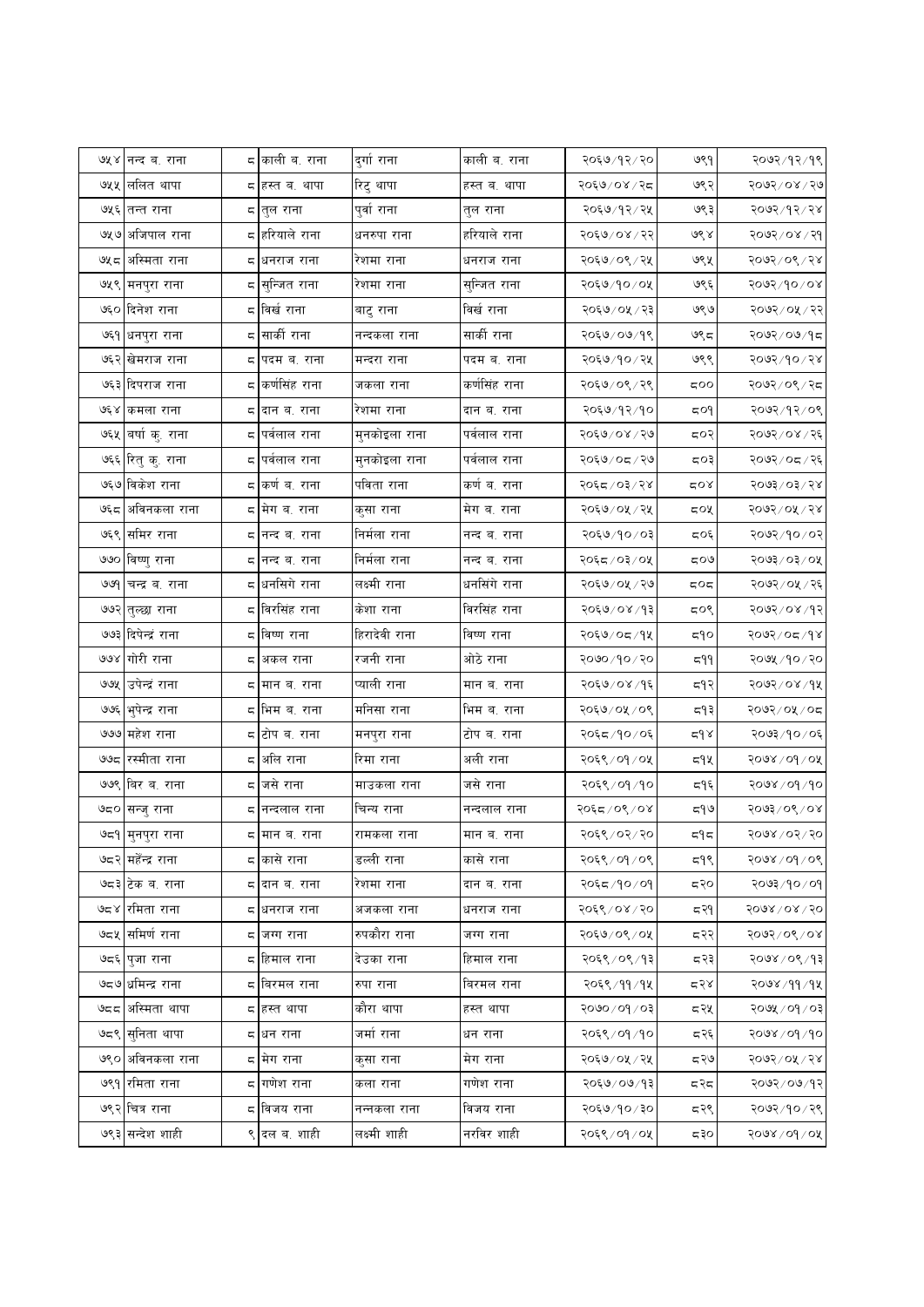| | | | | | | | | |
|---|---|---|---|---|---|---|---|---|
| ७५४ | नन्द ब. राना | ८ | काली ब. राना | दुर्गा राना | काली ब. राना | २०६७/१२/२० | ७९१ | २०७२/१२/१९ |
| ७५५ | ललित थापा | ८ | हस्त ब. थापा | रिटु थापा | हस्त ब. थापा | २०६७/०४/२८ | ७९२ | २०७२/०४/२७ |
| ७५६ | तन्त राना | ८ | तुल राना | पुर्वा राना | तुल राना | २०६७/१२/२५ | ७९३ | २०७२/१२/२४ |
| ७५७ | अजिपाल राना | ८ | हरियाले राना | धनरुपा राना | हरियाले राना | २०६७/०४/२२ | ७९४ | २०७२/०४/२१ |
| ७५८ | अस्मिता राना | ८ | धनराज राना | रेशमा राना | धनराज राना | २०६७/०९/२५ | ७९५ | २०७२/०९/२४ |
| ७५९ | मनपुरा राना | ८ | सुन्जित राना | रेशमा राना | सुन्जित राना | २०६७/१०/०५ | ७९६ | २०७२/१०/०४ |
| ७६० | दिनेश राना | ८ | विर्ख राना | बाटु राना | विर्ख राना | २०६७/०५/२३ | ७९७ | २०७२/०५/२२ |
| ७६१ | धनपुरा राना | ८ | सार्की राना | नन्दकला राना | सार्की राना | २०६७/०७/१९ | ७९८ | २०७२/०७/१८ |
| ७६२ | खेमराज राना | ८ | पदम ब. राना | मन्दरा राना | पदम ब. राना | २०६७/१०/२५ | ७९९ | २०७२/१०/२४ |
| ७६३ | दिपराज राना | ८ | कर्णसिंह राना | जकला राना | कर्णसिंह राना | २०६७/०९/२९ | ८०० | २०७२/०९/२८ |
| ७६४ | कमला राना | ८ | दान ब. राना | रेशमा राना | दान ब. राना | २०६७/१२/१० | ८०१ | २०७२/१२/०९ |
| ७६५ | बर्षा कु. राना | ८ | पर्वलाल राना | मुनकोइला राना | पर्वलाल राना | २०६७/०४/२७ | ८०२ | २०७२/०४/२६ |
| ७६६ | रितु कु. राना | ८ | पर्वलाल राना | मुनकोइला राना | पर्वलाल राना | २०६७/०८/२७ | ८०३ | २०७२/०८/२६ |
| ७६७ | विकेश राना | ८ | कर्ण ब. राना | पविता राना | कर्ण ब. राना | २०६८/०३/२४ | ८०४ | २०७३/०३/२४ |
| ७६८ | अविनकला राना | ८ | मेग ब. राना | कुसा राना | मेग ब. राना | २०६७/०५/२५ | ८०५ | २०७२/०५/२४ |
| ७६९ | समिर राना | ८ | नन्द ब. राना | निर्मला राना | नन्द ब. राना | २०६७/१०/०३ | ८०६ | २०७२/१०/०२ |
| ७७० | विष्णु राना | ८ | नन्द ब. राना | निर्मला राना | नन्द ब. राना | २०६८/०३/०५ | ८०७ | २०७३/०३/०५ |
| ७७१ | चन्द्र ब. राना | ८ | धनसिगे राना | लक्ष्मी राना | धनसिंगे राना | २०६७/०५/२७ | ८०८ | २०७२/०५/२६ |
| ७७२ | तुल्छा राना | ८ | विरसिंह राना | केशा राना | विरसिंह राना | २०६७/०४/१३ | ८०९ | २०७२/०४/१२ |
| ७७३ | दिपेन्द्र राना | ८ | विष्ण राना | हिरादेवी राना | विष्ण राना | २०६७/०८/१५ | ८१० | २०७२/०८/१४ |
| ७७४ | गोरी राना | ८ | अकल राना | रजनी राना | ओठे राना | २०७०/१०/२० | ८११ | २०७५/१०/२० |
| ७७५ | उपेन्द्र राना | ८ | मान ब. राना | प्याली राना | मान ब. राना | २०६७/०४/१६ | ८१२ | २०७२/०४/१५ |
| ७७६ | भुपेन्द्र राना | ८ | भिम ब. राना | मनिसा राना | भिम ब. राना | २०६७/०५/०९ | ८१३ | २०७२/०५/०८ |
| ७७७ | महेश राना | ८ | टोप ब. राना | मनपुरा राना | टोप ब. राना | २०६८/१०/०६ | ८१४ | २०७३/१०/०६ |
| ७७८ | रस्मीता राना | ८ | अलि राना | रिमा राना | अली राना | २०६९/०१/०५ | ८१५ | २०७४/०१/०५ |
| ७७९ | विर ब. राना | ८ | जसे राना | माउकला राना | जसे राना | २०६९/०१/१० | ८१६ | २०७४/०१/१० |
| ७८० | सन्जु राना | ८ | नन्दलाल राना | चिन्य राना | नन्दलाल राना | २०६८/०९/०४ | ८१७ | २०७३/०९/०४ |
| ७८१ | मुनपुरा राना | ८ | मान ब. राना | रामकला राना | मान ब. राना | २०६९/०२/२० | ८१८ | २०७४/०२/२० |
| ७८२ | महेँन्द्र राना | ८ | कासे राना | डल्ली राना | कासे राना | २०६९/०१/०९ | ८१९ | २०७४/०१/०९ |
| ७८३ | टेक ब. राना | ८ | दान ब. राना | रेशमा राना | दान ब. राना | २०६८/१०/०१ | ८२० | २०७३/१०/०१ |
| ७८४ | रमिता राना | ८ | धनराज राना | अजकला राना | धनराज राना | २०६९/०४/२० | ८२१ | २०७४/०४/२० |
| ७८५ | समिर्ण राना | ८ | जग्ग राना | रुपकौरा राना | जग्ग राना | २०६७/०९/०५ | ८२२ | २०७२/०९/०४ |
| ७८६ | पुजा राना | ८ | हिमाल राना | देउका राना | हिमाल राना | २०६९/०९/१३ | ८२३ | २०७४/०९/१३ |
| ७८७ | धमिन्द्र राना | ८ | विरमल राना | रुपा राना | विरमल राना | २०६९/११/१५ | ८२४ | २०७४/११/१५ |
| ७८८ | अस्मिता थापा | ८ | हस्त थापा | कौरा थापा | हस्त थापा | २०७०/०१/०३ | ८२५ | २०७५/०१/०३ |
| ७८९ | सुनिता थापा | ८ | धन राना | जर्मा राना | धन राना | २०६९/०१/१० | ८२६ | २०७४/०१/१० |
| ७९० | अविनकला राना | ८ | मेग राना | कुसा राना | मेग राना | २०६७/०५/२५ | ८२७ | २०७२/०५/२४ |
| ७९१ | रमिता राना | ८ | गणेश राना | कला राना | गणेश राना | २०६७/०७/१३ | ८२८ | २०७२/०७/१२ |
| ७९२ | चित्र राना | ८ | विजय राना | नन्नकला राना | विजय राना | २०६७/१०/३० | ८२९ | २०७२/१०/२९ |
| ७९३ | सन्देश शाही | ९ | दल ब. शाही | लक्ष्मी शाही | नरविर शाही | २०६९/०१/०५ | ८३० | २०७४/०१/०५ |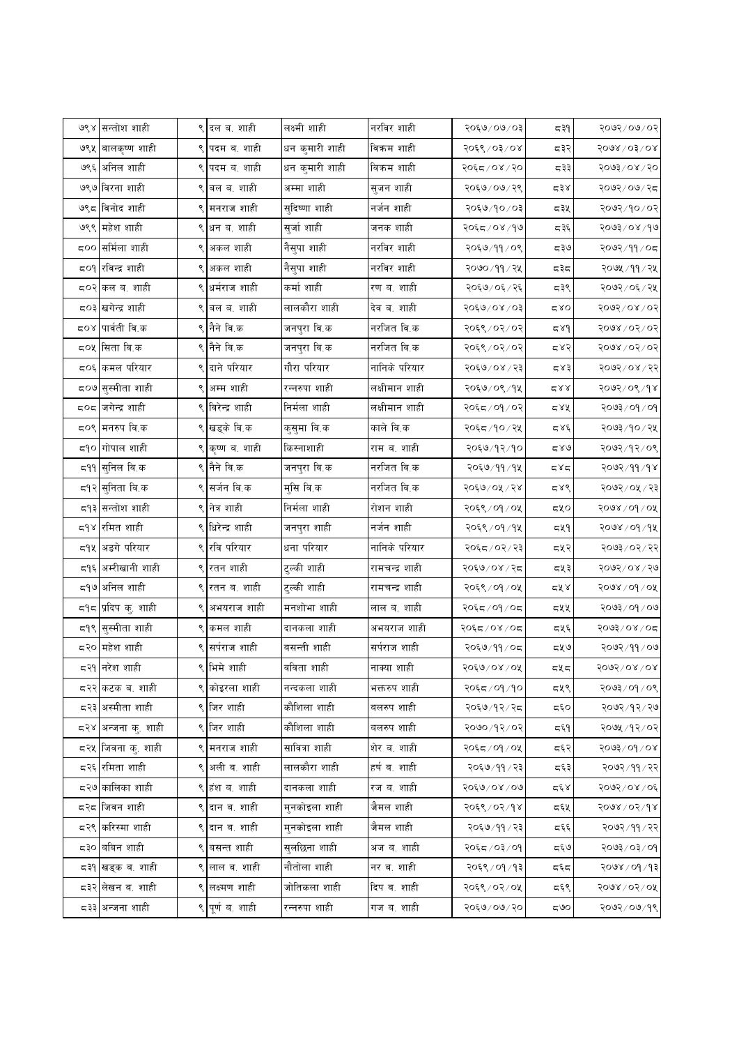| ७९४ | सन्तोश शाही | ९ | दल ब. शाही | लक्ष्मी शाही | नरविर शाही | २०६७/०७/०३ | ८३१ | २०७२/०७/०२ |
|---|---|---|---|---|---|---|---|---|
| ७९५ | बालकृष्ण शाही | ९ | पदम ब. शाही | धन कुमारी शाही | विक्रम शाही | २०६९/०३/०४ | ८३२ | २०७४/०३/०४ |
| ७९६ | अनिल शाही | ९ | पदम ब. शाही | धन कुमारी शाही | विक्रम शाही | २०६८/०४/२० | ८३३ | २०७३/०४/२० |
| ७९७ | विरना शाही | ९ | बल ब. शाही | अम्मा शाही | सुजन शाही | २०६७/०७/२९ | ८३४ | २०७२/०७/२८ |
| ७९८ | विनोद शाही | ९ | मनराज शाही | सुदिष्णा शाही | नर्जन शाही | २०६७/१०/०३ | ८३५ | २०७२/१०/०२ |
| ७९९ | महेश शाही | ९ | धन ब. शाही | सुर्जा शाही | जनक शाही | २०६८/०४/१७ | ८३६ | २०७३/०४/१७ |
| ८०० | सर्मिला शाही | ९ | अकल शाही | नैसुपा शाही | नरविर शाही | २०६७/११/०९ | ८३७ | २०७२/११/०८ |
| ८०१ | रविन्द्र शाही | ९ | अकल शाही | नैसुपा शाही | नरविर शाही | २०७०/११/२५ | ८३८ | २०७५/११/२५ |
| ८०२ | कल ब. शाही | ९ | धर्मराज शाही | कर्मा शाही | रण ब. शाही | २०६७/०६/२६ | ८३९ | २०७२/०६/२५ |
| ८०३ | खगेन्द्र शाही | ९ | बल ब. शाही | लालकौरा शाही | देव ब. शाही | २०६७/०४/०३ | ८४० | २०७२/०४/०२ |
| ८०४ | पार्वती वि.क | ९ | नैने वि.क | जनपुरा वि.क | नरजित वि.क | २०६९/०२/०२ | ८४१ | २०७४/०२/०२ |
| ८०५ | सिता वि.क | ९ | नैने वि.क | जनपुरा वि.क | नरजित वि.क | २०६९/०२/०२ | ८४२ | २०७४/०२/०२ |
| ८०६ | कमल परियार | ९ | दाने परियार | गौरा परियार | नानिके परियार | २०६७/०४/२३ | ८४३ | २०७२/०४/२२ |
| ८०७ | सुस्मीता शाही | ९ | अम्म शाही | रन्नरुपा शाही | लक्षीमान शाही | २०६७/०९/१५ | ८४४ | २०७२/०९/१४ |
| ८०८ | जगेन्द्र शाही | ९ | विरेन्द्र शाही | निर्मला शाही | लक्षीमान शाही | २०६८/०१/०२ | ८४५ | २०७३/०१/०१ |
| ८०९ | मनरुप वि.क | ९ | खड्के वि.क | कुसुमा वि.क | काले वि.क | २०६८/१०/२५ | ८४६ | २०७३/१०/२५ |
| ८१० | गोपाल शाही | ९ | कृष्ण ब. शाही | किस्नाशाही | राम ब. शाही | २०६७/१२/१० | ८४७ | २०७२/१२/०९ |
| ८११ | सुनिल वि.क | ९ | नैने वि.क | जनपुरा वि.क | नरजित वि.क | २०६७/११/१५ | ८४८ | २०७२/११/१४ |
| ८१२ | सुनिता वि.क | ९ | सर्जन वि.क | मुसि वि.क | नरजित वि.क | २०६७/०५/२४ | ८४९ | २०७२/०५/२३ |
| ८१३ | सन्तोश शाही | ९ | नेत्र शाही | निर्मला शाही | रोशन शाही | २०६९/०१/०५ | ८५० | २०७४/०१/०५ |
| ८१४ | रमित शाही | ९ | धिरेन्द्र शाही | जनपुरा शाही | नर्जन शाही | २०६९/०१/१५ | ८५१ | २०७४/०१/१५ |
| ८१५ | अडगे परियार | ९ | रवि परियार | धना परियार | नानिके परियार | २०६८/०२/२३ | ८५२ | २०७३/०२/२२ |
| ८१६ | अम्रीखानी शाही | ९ | रतन शाही | टुल्की शाही | रामचन्द्र शाही | २०६७/०४/२८ | ८५३ | २०७२/०४/२७ |
| ८१७ | अनिल शाही | ९ | रतन ब. शाही | टुल्की शाही | रामचन्द्र शाही | २०६९/०१/०५ | ८५४ | २०७४/०१/०५ |
| ८१८ | प्रदिप कु. शाही | ९ | अभयराज शाही | मनशोभा शाही | लाल ब. शाही | २०६८/०१/०८ | ८५५ | २०७३/०१/०७ |
| ८१९ | सुस्मीता शाही | ९ | कमल शाही | दानकला शाही | अभयराज शाही | २०६८/०४/०८ | ८५६ | २०७३/०४/०८ |
| ८२० | महेश शाही | ९ | सर्पराज शाही | बसन्ती शाही | सर्पराज शाही | २०६७/११/०८ | ८५७ | २०७२/११/०७ |
| ८२१ | नरेश शाही | ९ | भिमे शाही | वविता शाही | नाक्या शाही | २०६७/०४/०५ | ८५८ | २०७२/०४/०४ |
| ८२२ | कटक ब. शाही | ९ | कोइरला शाही | नन्दकला शाही | भक्तरुप शाही | २०६८/०१/१० | ८५९ | २०७३/०१/०९ |
| ८२३ | अस्मीता शाही | ९ | जिर शाही | कौशिला शाही | बलरुप शाही | २०६७/१२/२८ | ८६० | २०७२/१२/२७ |
| ८२४ | अन्जना कु. शाही | ९ | जिर शाही | कौशिला शाही | बलरुप शाही | २०७०/१२/०२ | ८६१ | २०७५/१२/०२ |
| ८२५ | जिवना कु. शाही | ९ | मनराज शाही | सावित्रा शाही | शेर ब. शाही | २०६८/०१/०५ | ८६२ | २०७३/०१/०४ |
| ८२६ | रमिता शाही | ९ | अली ब. शाही | लालकौरा शाही | हर्ष ब. शाही | २०६७/११/२३ | ८६३ | २०७२/११/२२ |
| ८२७ | कालिका शाही | ९ | हंश ब. शाही | दानकला शाही | रज ब. शाही | २०६७/०४/०७ | ८६४ | २०७२/०४/०६ |
| ८२८ | जिवन शाही | ९ | दान ब. शाही | मुनकोइला शाही | जैमल शाही | २०६९/०२/१४ | ८६५ | २०७४/०२/१४ |
| ८२९ | करिस्मा शाही | ९ | दान ब. शाही | मुनकोइला शाही | जैमल शाही | २०६७/११/२३ | ८६६ | २०७२/११/२२ |
| ८३० | बबिन शाही | ९ | बसन्त शाही | सुलछिना शाही | अज ब. शाही | २०६८/०३/०१ | ८६७ | २०७३/०३/०१ |
| ८३१ | खड्क ब. शाही | ९ | लाल ब. शाही | नौतोला शाही | नर ब. शाही | २०६९/०१/१३ | ८६८ | २०७४/०१/१३ |
| ८३२ | लेखन ब. शाही | ९ | लक्ष्मण शाही | जोतिकला शाही | दिप ब. शाही | २०६९/०२/०५ | ८६९ | २०७४/०२/०५ |
| ८३३ | अन्जना शाही | ९ | पूर्ण ब. शाही | रन्नरुपा शाही | गज ब. शाही | २०६७/०७/२० | ८७० | २०७२/०७/१९ |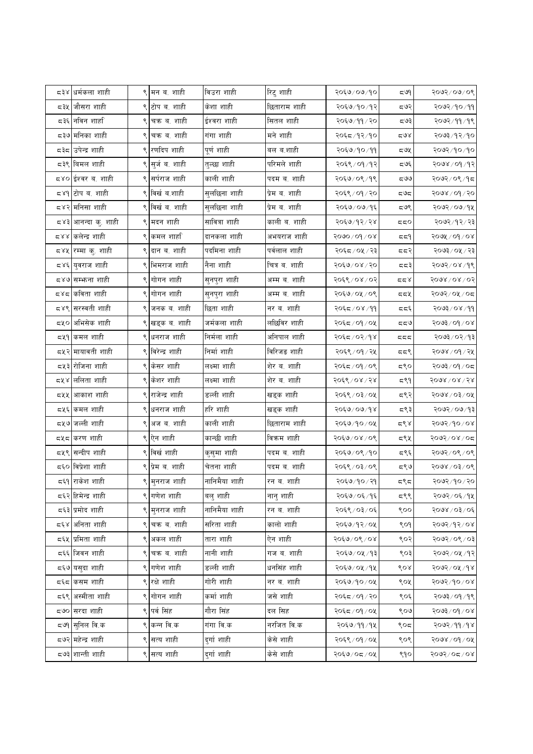| | | | | | | | |
|---|---|---|---|---|---|---|---|
| ८३४ | धर्मकला शाही | ९ | मन ब. शाही | विउरा शाही | रिटु शाही | २०६७/०७/१० | ८७१ | २०७२/०७/०९ |
| ८३५ | जौसरा शाही | ९ | टोप ब. शाही | केशा शाही | छिताराम शाही | २०६७/१०/१२ | ८७२ | २०७२/१०/११ |
| ८३६ | नविन शाही | ९ | चक्र ब. शाही | ईश्वरा शाही | सितल शाही | २०६७/११/२० | ८७३ | २०७२/११/१९ |
| ८३७ | मनिका शाही | ९ | चक्र ब. शाही | गंगा शाही | मने शाही | २०६८/१२/१० | ८७४ | २०७३/१२/१० |
| ८३८ | उपेन्द्र शाही | ९ | रणदिप शाही | पूर्ण शाही | बल ब.शाही | २०६७/१०/११ | ८७५ | २०७२/१०/१० |
| ८३९ | बिमल शाही | ९ | सुर्ज ब. शाही | तुल्छा शाही | परिमले शाही | २०६९/०१/१२ | ८७६ | २०७४/०१/१२ |
| ८४० | ईश्वर ब. शाही | ९ | सर्पराज शाही | काली शाही | पदम ब. शाही | २०६७/०९/१९ | ८७७ | २०७२/०९/१८ |
| ८४१ | टोप ब. शाही | ९ | बिर्ख ब.शाही | सुलछिना शाही | प्रेम ब. शाही | २०६९/०१/२० | ८७८ | २०७४/०१/२० |
| ८४२ | मनिसा शाही | ९ | बिर्ख ब. शाही | सुलछिना शाही | प्रेम ब. शाही | २०६७/०७/१६ | ८७९ | २०७२/०७/१५ |
| ८४३ | आनन्दा कु. शाही | ९ | मदन शाही | सावित्रा शाही | काली ब. शाही | २०६७/१२/२४ | ८८० | २०७२/१२/२३ |
| ८४४ | कलेन्द्र शाही | ९ | कमल शाही | दानकला शाही | अभयराज शाही | २०७०/०१/०४ | ८८१ | २०७५/०१/०४ |
| ८४५ | रम्मा कु. शाही | ९ | दान ब. शाही | पदमिना शाही | पर्वलाल शाही | २०६८/०५/२३ | ८८२ | २०७३/०५/२३ |
| ८४६ | युवराज शाही | ९ | भिमराज शाही | नैना शाही | चित्र ब. शाही | २०६७/०४/२० | ८८३ | २०७२/०४/१९ |
| ८४७ | सम्फना शाही | ९ | गोगन शाही | सुनपुरा शाही | अम्म ब. शाही | २०६९/०४/०२ | ८८४ | २०७४/०४/०२ |
| ८४८ | कविता शाही | ९ | गोगन शाही | सुनपुरा शाही | अम्म ब. शाही | २०६७/०५/०९ | ८८५ | २०७२/०५/०८ |
| ८४९ | सरस्वती शाही | ९ | जनक ब. शाही | छिता शाही | नर ब. शाही | २०६८/०४/११ | ८८६ | २०७३/०४/११ |
| ८५० | अभिसेक शाही | ९ | खड्क ब. शाही | जर्मकला शाही | लछिविर शाही | २०६८/०१/०५ | ८८७ | २०७३/०१/०४ |
| ८५१ | कमल शाही | ९ | धनराज शाही | निर्मला शाही | अनिपाल शाही | २०६८/०२/१४ | ८८८ | २०७३/०२/१३ |
| ८५२ | मायावती शाही | ९ | बिरेन्द्र शाही | निर्मा शाही | बिरिजङ शाही | २०६९/०१/२५ | ८८९ | २०७४/०१/२५ |
| ८५३ | रोजिना शाही | ९ | केसर शाही | लक्ष्मा शाही | शेर ब. शाही | २०६८/०१/०९ | ८९० | २०७३/०१/०८ |
| ८५४ | ललिता शाही | ९ | केशर शाही | लक्ष्मा शाही | शेर ब. शाही | २०६९/०४/२४ | ८९१ | २०७४/०४/२४ |
| ८५५ | आकाश शाही | ९ | राजेन्द्र शाही | डल्ली शाही | खड्क शाही | २०६९/०३/०५ | ८९२ | २०७४/०३/०५ |
| ८५६ | कमल शाही | ९ | धनराज शाही | हरि शाही | खड्क शाही | २०६७/०७/१४ | ८९३ | २०७२/०७/१३ |
| ८५७ | जल्ली शाही | ९ | अज ब. शाही | काली शाही | छिताराम शाही | २०६७/१०/०५ | ८९४ | २०७२/१०/०४ |
| ८५८ | करण शाही | ९ | ऐन शाही | कान्छी शाही | विक्रम शाही | २०६७/०४/०९ | ८९५ | २०७२/०४/०८ |
| ८५९ | सन्दीप शाही | ९ | बिर्ख शाही | कुसुमा शाही | पदम ब. शाही | २०६७/०९/१० | ८९६ | २०७२/०९/०९ |
| ८६० | बिप्रेशा शाही | ९ | प्रेम ब. शाही | चेतना शाही | पदम ब. शाही | २०६९/०३/०९ | ८९७ | २०७४/०३/०९ |
| ८६१ | राकेश शाही | ९ | मुनराज शाही | नानिमैया शाही | रन ब. शाही | २०६७/१०/२१ | ८९८ | २०७२/१०/२० |
| ८६२ | हिमेन्द्र शाही | ९ | गणेश शाही | बलु शाही | नानु शाही | २०६७/०६/१६ | ८९९ | २०७२/०६/१५ |
| ८६३ | प्रमोद शाही | ९ | मुनराज शाही | नानिमैया शाही | रन ब. शाही | २०६९/०३/०६ | ९०० | २०७४/०३/०६ |
| ८६४ | अनिता शाही | ९ | चक्र ब. शाही | सरिता शाही | कालो शाही | २०६७/१२/०५ | ९०१ | २०७२/१२/०४ |
| ८६५ | प्रमिता शाही | ९ | अकल शाही | तारा शाही | ऐन शाही | २०६७/०९/०४ | ९०२ | २०७२/०९/०३ |
| ८६६ | जिवन शाही | ९ | चक्र ब. शाही | नानी शाही | गज ब. शाही | २०६७/०५/१३ | ९०३ | २०७२/०५/१२ |
| ८६७ | यसुदा शाही | ९ | गणेश शाही | डल्ली शाही | धनसिंह शाही | २०६७/०५/१५ | ९०४ | २०७२/०५/१४ |
| ८६८ | कसम शाही | ९ | रक्षे शाही | गोरी शाही | नर ब. शाही | २०६७/१०/०५ | ९०५ | २०७२/१०/०४ |
| ८६९ | अस्मीता शाही | ९ | गोगन शाही | कर्मा शाही | जसे शाही | २०६८/०१/२० | ९०६ | २०७३/०१/१९ |
| ८७० | सरदा शाही | ९ | पर्व सिंह | गौरा सिंह | दल सिह | २०६८/०१/०५ | ९०७ | २०७३/०१/०४ |
| ८७१ | सुनिल वि.क | ९ | कन्न वि.क | गंगा वि.क | नरजित वि.क | २०६७/११/१५ | ९०८ | २०७२/११/१४ |
| ८७२ | महेन्द्र शाही | ९ | सत्य शाही | दुर्गा शाही | केसे शाही | २०६९/०१/०५ | ९०९ | २०७४/०१/०५ |
| ८७३ | शान्ती शाही | ९ | सत्य शाही | दुर्गा शाही | केसे शाही | २०६७/०८/०५ | ९१० | २०७२/०८/०४ |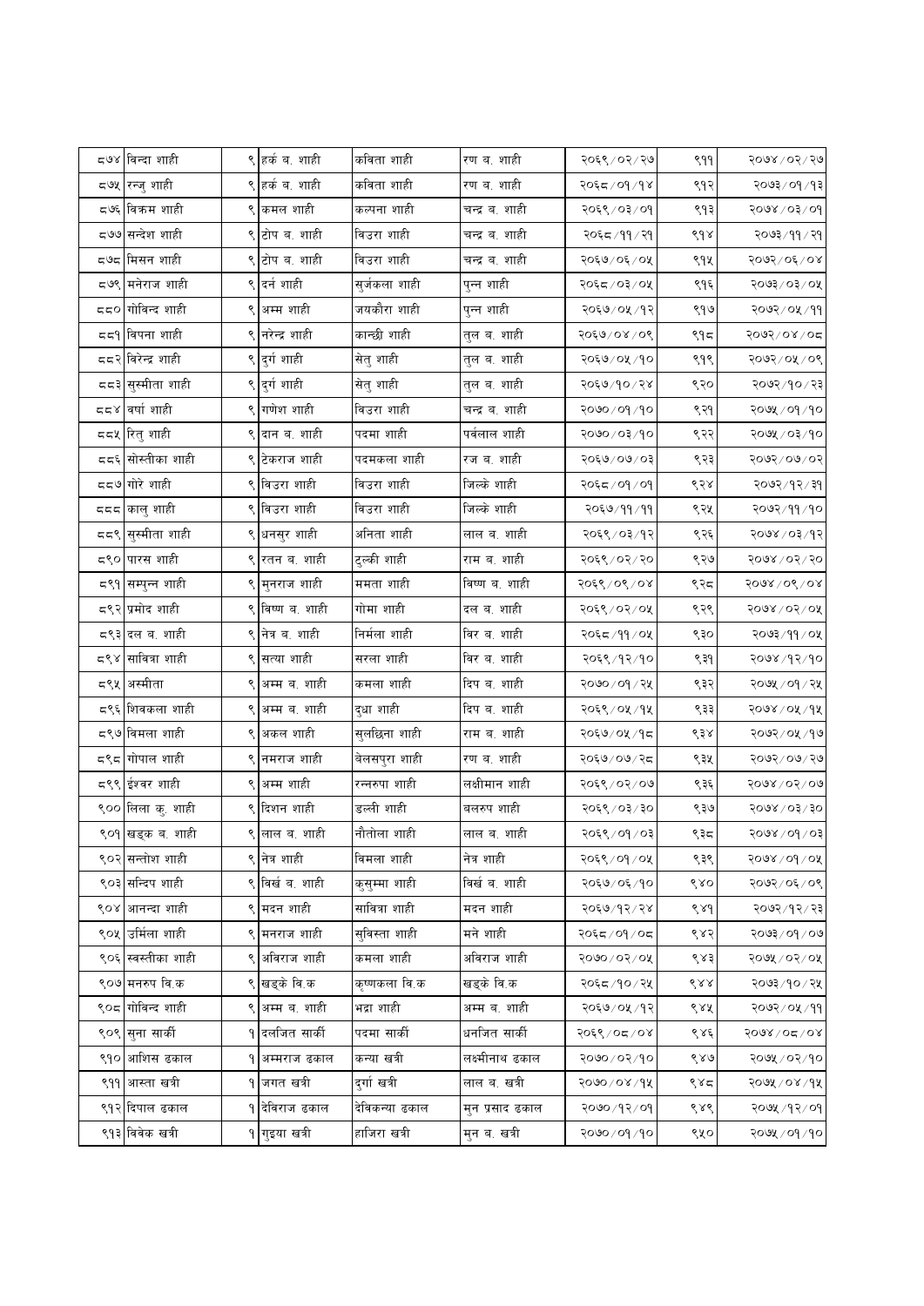| | | | | | | | | |
|---|---|---|---|---|---|---|---|---|
| ८७४ | विन्दा शाही | ९ | हर्क ब. शाही | कविता शाही | रण ब. शाही | २०६९/०२/२७ | ९११ | २०७४/०२/२७ |
| ८७५ | रन्जु शाही | ९ | हर्क ब. शाही | कविता शाही | रण ब. शाही | २०६८/०१/१४ | ९१२ | २०७३/०१/१३ |
| ८७६ | विक्रम शाही | ९ | कमल शाही | कल्पना शाही | चन्द्र ब. शाही | २०६९/०३/०१ | ९१३ | २०७४/०३/०१ |
| ८७७ | सन्देश शाही | ९ | टोप ब. शाही | विउरा शाही | चन्द्र ब. शाही | २०६८/११/२१ | ९१४ | २०७३/११/२१ |
| ८७८ | मिसन शाही | ९ | टोप ब. शाही | विउरा शाही | चन्द्र ब. शाही | २०६७/०६/०५ | ९१५ | २०७२/०६/०४ |
| ८७९ | मनेराज शाही | ९ | दर्न शाही | सुर्जकला शाही | पुन्न शाही | २०६८/०३/०५ | ९१६ | २०७३/०३/०५ |
| ८८० | गोविन्द शाही | ९ | अम्म शाही | जयकौरा शाही | पुन्न शाही | २०६७/०५/१२ | ९१७ | २०७२/०५/११ |
| ८८१ | विपना शाही | ९ | नरेन्द्र शाही | कान्छी शाही | तुल ब. शाही | २०६७/०४/०९ | ९१८ | २०७२/०४/०८ |
| ८८२ | विरेन्द्र शाही | ९ | दुर्ग शाही | सेतु शाही | तुल ब. शाही | २०६७/०५/१० | ९१९ | २०७२/०५/०९ |
| ८८३ | सुस्मीता शाही | ९ | दुर्ग शाही | सेतु शाही | तुल ब. शाही | २०६७/१०/२४ | ९२० | २०७२/१०/२३ |
| ८८४ | वर्षा शाही | ९ | गणेश शाही | विउरा शाही | चन्द्र ब. शाही | २०७०/०१/१० | ९२१ | २०७५/०१/१० |
| ८८५ | रितु शाही | ९ | दान ब. शाही | पदमा शाही | पर्वलाल शाही | २०७०/०३/१० | ९२२ | २०७५/०३/१० |
| ८८६ | सोस्तीका शाही | ९ | टेकराज शाही | पदमकला शाही | रज ब. शाही | २०६७/०७/०३ | ९२३ | २०७२/०७/०२ |
| ८८७ | गोरे शाही | ९ | विउरा शाही | विउरा शाही | जिल्के शाही | २०६८/०१/०१ | ९२४ | २०७२/१२/३१ |
| ८८८ | कालु शाही | ९ | विउरा शाही | विउरा शाही | जिल्के शाही | २०६७/११/११ | ९२५ | २०७२/११/१० |
| ८८९ | सुस्मीता शाही | ९ | धनसुर शाही | अनिता शाही | लाल ब. शाही | २०६९/०३/१२ | ९२६ | २०७४/०३/१२ |
| ८९० | पारस शाही | ९ | रतन ब. शाही | टुल्की शाही | राम ब. शाही | २०६९/०२/२० | ९२७ | २०७४/०२/२० |
| ८९१ | सम्पुन्न शाही | ९ | मुनराज शाही | ममता शाही | विष्ण ब. शाही | २०६९/०९/०४ | ९२८ | २०७४/०९/०४ |
| ८९२ | प्रमोद शाही | ९ | विष्ण ब. शाही | गोमा शाही | दल ब. शाही | २०६९/०२/०५ | ९२९ | २०७४/०२/०५ |
| ८९३ | दल ब. शाही | ९ | नेत्र ब. शाही | निर्मला शाही | विर ब. शाही | २०६८/११/०५ | ९३० | २०७३/११/०५ |
| ८९४ | सावित्रा शाही | ९ | सत्या शाही | सरला शाही | विर ब. शाही | २०६९/१२/१० | ९३१ | २०७४/१२/१० |
| ८९५ | अस्मीता | ९ | अम्म ब. शाही | कमला शाही | दिप ब. शाही | २०७०/०१/२५ | ९३२ | २०७५/०१/२५ |
| ८९६ | शिवकला शाही | ९ | अम्म ब. शाही | दुधा शाही | दिप ब. शाही | २०६९/०५/१५ | ९३३ | २०७४/०५/१५ |
| ८९७ | विमला शाही | ९ | अकल शाही | सुलछिना शाही | राम ब. शाही | २०६७/०५/१८ | ९३४ | २०७२/०५/१७ |
| ८९८ | गोपाल शाही | ९ | नमराज शाही | वेलसपुरा शाही | रण ब. शाही | २०६७/०७/२८ | ९३५ | २०७२/०७/२७ |
| ८९९ | ईश्वर शाही | ९ | अम्म शाही | रन्नरुपा शाही | लक्ष्मीमान शाही | २०६९/०२/०७ | ९३६ | २०७४/०२/०७ |
| ९०० | लिला कु. शाही | ९ | दिशन शाही | डल्ली शाही | बलरुप शाही | २०६९/०३/३० | ९३७ | २०७४/०३/३० |
| ९०१ | खड्क ब. शाही | ९ | लाल ब. शाही | नौतोला शाही | लाल ब. शाही | २०६९/०१/०३ | ९३८ | २०७४/०१/०३ |
| ९०२ | सन्तोश शाही | ९ | नेत्र शाही | विमला शाही | नेत्र शाही | २०६९/०१/०५ | ९३९ | २०७४/०१/०५ |
| ९०३ | सन्दिप शाही | ९ | विर्ख ब. शाही | कुसुम्मा शाही | विर्ख ब. शाही | २०६७/०६/१० | ९४० | २०७२/०६/०९ |
| ९०४ | आनन्दा शाही | ९ | मदन शाही | सावित्रा शाही | मदन शाही | २०६७/१२/२४ | ९४१ | २०७२/१२/२३ |
| ९०५ | उर्मिला शाही | ९ | मनराज शाही | सुविस्ता शाही | मने शाही | २०६८/०१/०८ | ९४२ | २०७३/०१/०७ |
| ९०६ | स्वस्तीका शाही | ९ | अविराज शाही | कमला शाही | अविराज शाही | २०७०/०२/०५ | ९४३ | २०७५/०२/०५ |
| ९०७ | मनरुप वि.क | ९ | खड्के वि.क | कृष्णकला वि.क | खड्के वि.क | २०६८/१०/२५ | ९४४ | २०७३/१०/२५ |
| ९०८ | गोविन्द शाही | ९ | अम्म ब. शाही | भद्रा शाही | अम्म ब. शाही | २०६७/०५/१२ | ९४५ | २०७२/०५/११ |
| ९०९ | सुना सार्की | १ | दलजित सार्की | पदमा सार्की | धनजित सार्की | २०६९/०८/०४ | ९४६ | २०७४/०८/०४ |
| ९१० | आशिस ढकाल | १ | अम्मराज ढकाल | कन्या खत्री | लक्ष्मीनाथ ढकाल | २०७०/०२/१० | ९४७ | २०७५/०२/१० |
| ९११ | आस्ता खत्री | १ | जगत खत्री | दुर्गा खत्री | लाल ब. खत्री | २०७०/०४/१५ | ९४८ | २०७५/०४/१५ |
| ९१२ | दिपाल ढकाल | १ | देविराज ढकाल | देविकन्या ढकाल | मुन प्रसाद ढकाल | २०७०/१२/०१ | ९४९ | २०७५/१२/०१ |
| ९१३ | विवेक खत्री | १ | गुइया खत्री | हाजिरा खत्री | मुन ब. खत्री | २०७०/०१/१० | ९५० | २०७५/०१/१० |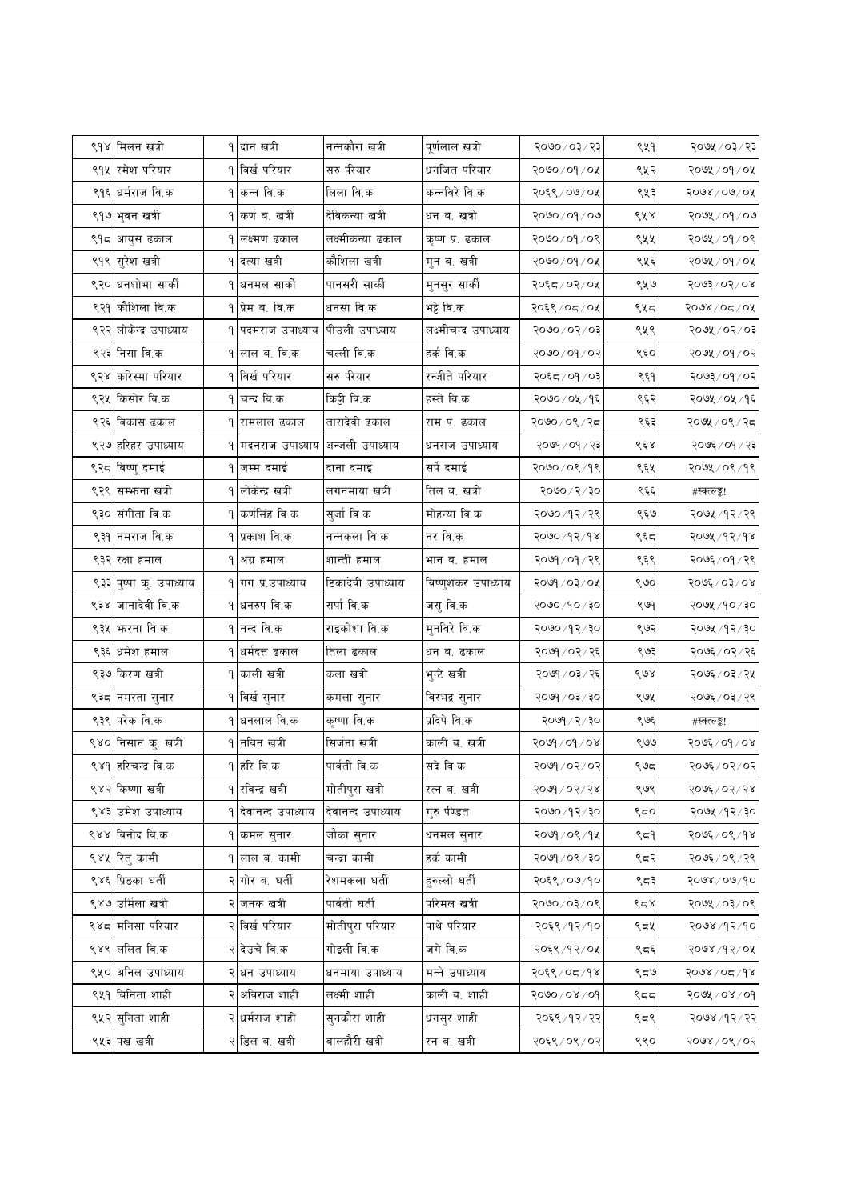| ९१४ | मिलन खत्री | १ | दान खत्री | नन्नकौरा खत्री | पूर्णलाल खत्री | २०७०/०३/२३ | ९५१ | २०७५/०३/२३ |
|---|---|---|---|---|---|---|---|---|
| ९१५ | रमेश परियार | १ | विर्ख परियार | सरु परियार | धनजित परियार | २०७०/०१/०५ | ९५२ | २०७५/०१/०५ |
| ९१६ | धर्मराज वि.क | १ | कन्न वि.क | लिला वि.क | कन्नविरे वि.क | २०६९/०७/०५ | ९५३ | २०७४/०७/०५ |
| ९१७ | भुवन खत्री | १ | कर्ण ब. खत्री | देविकन्या खत्री | धन ब. खत्री | २०७०/०१/०७ | ९५४ | २०७५/०१/०७ |
| ९१८ | आयुस ढकाल | १ | लक्ष्मण ढकाल | लक्ष्मीकन्या ढकाल | कृष्ण प्र. ढकाल | २०७०/०१/०९ | ९५५ | २०७५/०१/०९ |
| ९१९ | सुरेश खत्री | १ | दत्या खत्री | कौशिला खत्री | मुन ब. खत्री | २०७०/०१/०५ | ९५६ | २०७५/०१/०५ |
| ९२० | धनशोभा सार्की | १ | धनमल सार्की | पानसरी सार्की | मुनसुर सार्की | २०६८/०२/०५ | ९५७ | २०७३/०२/०४ |
| ९२१ | कौशिला वि.क | १ | प्रेम ब. वि.क | धनसा वि.क | भट्टे वि.क | २०६९/०८/०५ | ९५८ | २०७४/०८/०५ |
| ९२२ | लोकेन्द्र उपाध्याय | १ | पदमराज उपाध्याय | पीउली उपाध्याय | लक्ष्मीचन्द उपाध्याय | २०७०/०२/०३ | ९५९ | २०७५/०२/०३ |
| ९२३ | निसा वि.क | १ | लाल ब. वि.क | चल्ली वि.क | हर्क वि.क | २०७०/०१/०२ | ९६० | २०७५/०१/०२ |
| ९२४ | करिस्मा परियार | १ | विर्ख परियार | सरु परियार | रन्जीते परियार | २०६८/०१/०३ | ९६१ | २०७३/०१/०२ |
| ९२५ | किसोर वि.क | १ | चन्द्र वि.क | किट्टी वि.क | हस्ते वि.क | २०७०/०५/१६ | ९६२ | २०७५/०५/१६ |
| ९२६ | विकास ढकाल | १ | रामलाल ढकाल | तारादेवी ढकाल | राम प. ढकाल | २०७०/०९/२८ | ९६३ | २०७५/०९/२८ |
| ९२७ | हरिहर उपाध्याय | १ | मदनराज उपाध्याय | अन्जली उपाध्याय | धनराज उपाध्याय | २०७१/०१/२३ | ९६४ | २०७६/०१/२३ |
| ९२८ | विष्णु दमाई | १ | जम्म दमाई | दाना दमाई | सर्पे दमाई | २०७०/०९/१९ | ९६५ | २०७५/०९/१९ |
| ९२९ | सम्झना खत्री | १ | लोकेन्द्र खत्री | लगनमाया खत्री | तिल ब. खत्री | २०७०/२/३० | ९६६ | #स्वल्ड्ड! |
| ९३० | संगीता वि.क | १ | कर्णसिंह वि.क | सुर्जा वि.क | मोहन्या वि.क | २०७०/१२/२९ | ९६७ | २०७५/१२/२९ |
| ९३१ | नमराज वि.क | १ | प्रकाश वि.क | नन्नकला वि.क | नर वि.क | २०७०/१२/१४ | ९६८ | २०७५/१२/१४ |
| ९३२ | रक्षा हमाल | १ | अग्र हमाल | शान्ती हमाल | भान ब. हमाल | २०७१/०१/२९ | ९६९ | २०७६/०१/२९ |
| ९३३ | पुष्पा कु. उपाध्याय | १ | गंग प्र.उपाध्याय | टिकादेवी उपाध्याय | विष्णुशंकर उपाध्याय | २०७१/०३/०५ | ९७० | २०७६/०३/०४ |
| ९३४ | जानादेवी वि.क | १ | धनरुप वि.क | सर्पा वि.क | जसु वि.क | २०७०/१०/३० | ९७१ | २०७५/१०/३० |
| ९३५ | झरना वि.क | १ | नन्द वि.क | राइकोशा वि.क | मुनविरे वि.क | २०७०/१२/३० | ९७२ | २०७५/१२/३० |
| ९३६ | धमेश हमाल | १ | धर्मदत्त ढकाल | तिला ढकाल | धन ब. ढकाल | २०७१/०२/२६ | ९७३ | २०७६/०२/२६ |
| ९३७ | किरण खत्री | १ | काली खत्री | कला खत्री | भुन्टे खत्री | २०७१/०३/२६ | ९७४ | २०७६/०३/२५ |
| ९३८ | नमरता सुनार | १ | विर्ख सुनार | कमला सुनार | विरभद्र सुनार | २०७१/०३/३० | ९७५ | २०७६/०३/२९ |
| ९३९ | परेक वि.क | १ | धनलाल वि.क | कृष्णा वि.क | प्रदिपे वि.क | २०७१/२/३० | ९७६ | #स्वल्ड्ड! |
| ९४० | निसान कु. खत्री | १ | नविन खत्री | सिर्जना खत्री | काली ब. खत्री | २०७१/०१/०४ | ९७७ | २०७६/०१/०४ |
| ९४१ | हरिचन्द्र वि.क | १ | हरि वि.क | पार्वती वि.क | सदे वि.क | २०७१/०२/०२ | ९७८ | २०७६/०२/०२ |
| ९४२ | किष्णा खत्री | १ | रविन्द्र खत्री | मोतीपुरा खत्री | रत्न ब. खत्री | २०७१/०२/२४ | ९७९ | २०७६/०२/२४ |
| ९४३ | उमेश उपाध्याय | १ | देवानन्द उपाध्याय | देवानन्द उपाध्याय | गुरु पण्डित | २०७०/१२/३० | ९८० | २०७५/१२/३० |
| ९४४ | विनोद वि.क | १ | कमल सुनार | जौका सुनार | धनमल सुनार | २०७१/०९/१५ | ९८१ | २०७६/०९/१४ |
| ९४५ | रितु कामी | १ | लाल ब. कामी | चन्द्रा कामी | हर्क कामी | २०७१/०९/३० | ९८२ | २०७६/०९/२९ |
| ९४६ | प्रिङका घर्ती | २ | गोर ब. घर्ती | रेशमकला घर्ती | हुरुल्लो घर्ती | २०६९/०७/१० | ९८३ | २०७४/०७/१० |
| ९४७ | उर्मिला खत्री | २ | जनक खत्री | पार्वती घर्ती | परिमल खत्री | २०७०/०३/०९ | ९८४ | २०७५/०३/०९ |
| ९४८ | मनिसा परियार | २ | विर्ख परियार | मोतीपुरा परियार | पाथे परियार | २०६९/१२/१० | ९८५ | २०७४/१२/१० |
| ९४९ | ललित वि.क | २ | देउचे वि.क | गोइली वि.क | जगे वि.क | २०६९/१२/०५ | ९८६ | २०७४/१२/०५ |
| ९५० | अनिल उपाध्याय | २ | धन उपाध्याय | धनमाया उपाध्याय | मन्ने उपाध्याय | २०६९/०८/१४ | ९८७ | २०७४/०८/१४ |
| ९५१ | विनिता शाही | २ | अविराज शाही | लक्ष्मी शाही | काली ब. शाही | २०७०/०४/०१ | ९८८ | २०७५/०४/०१ |
| ९५२ | सुनिता शाही | २ | धर्मराज शाही | सुनकौरा शाही | धनसुर शाही | २०६९/१२/२२ | ९८९ | २०७४/१२/२२ |
| ९५३ | पंख खत्री | २ | डिल ब. खत्री | बालहौरी खत्री | रन ब. खत्री | २०६९/०९/०२ | ९९० | २०७४/०९/०२ |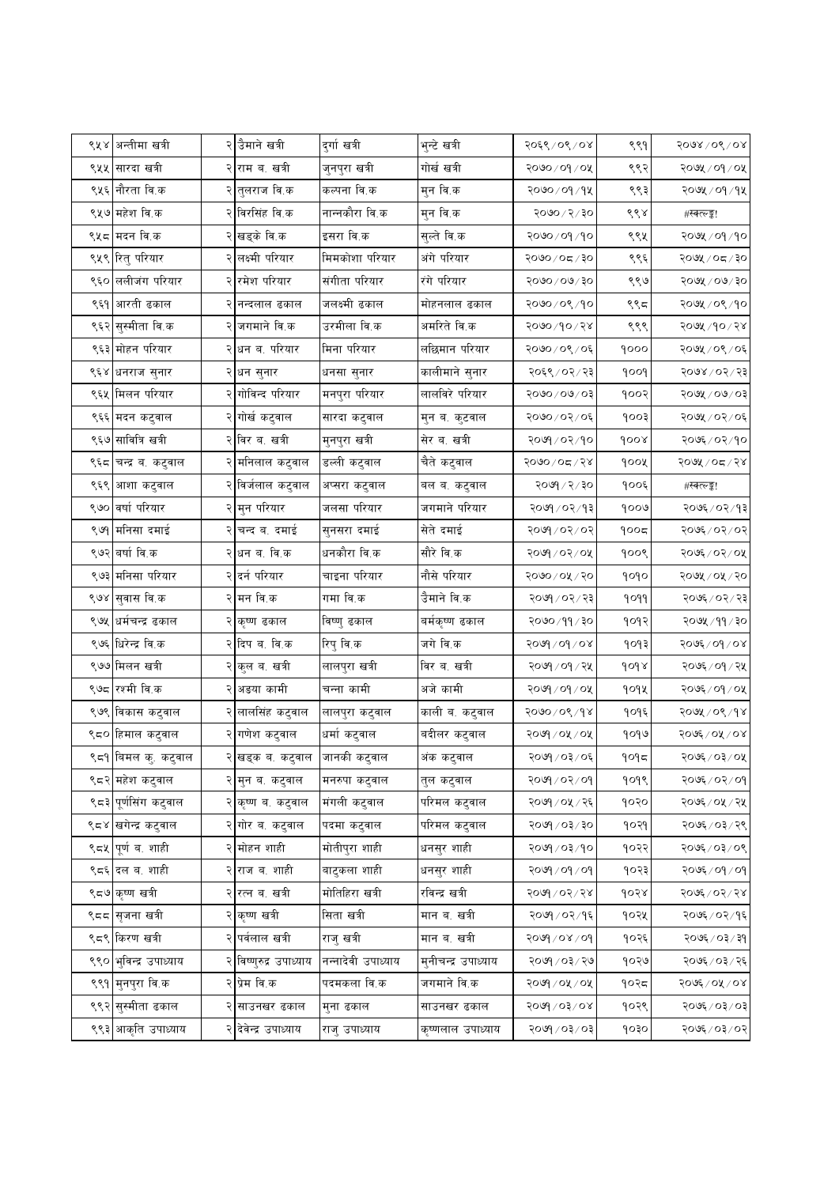| ९५४ | अन्तीमा खत्री | २ | उैमाने खत्री | दुर्गा खत्री | भुन्टे खत्री | २०६९/०९/०४ | ९९१ | २०७४/०९/०४ |
|---|---|---|---|---|---|---|---|---|
| ९५५ | सारदा खत्री | २ | राम ब. खत्री | जुनपुरा खत्री | गोर्ख खत्री | २०७०/०१/०५ | ९९२ | २०७५/०१/०५ |
| ९५६ | नौरता वि.क | २ | तुलराज वि.क | कल्पना वि.क | मुन वि.क | २०७०/०१/१५ | ९९३ | २०७५/०१/१५ |
| ९५७ | महेश वि.क | २ | विरसिंह वि.क | नान्नकौरा वि.क | मुन वि.क | २०७०/२/३० | ९९४ | #स्वल्ट्झ! |
| ९५८ | मदन वि.क | २ | खड्के वि.क | इसरा वि.क | सुल्ते वि.क | २०७०/०१/१० | ९९५ | २०७५/०१/१० |
| ९५९ | रितु परियार | २ | लक्ष्मी परियार | मिमकोशा परियार | अंगे परियार | २०७०/०८/३० | ९९६ | २०७५/०८/३० |
| ९६० | ललीजंग परियार | २ | रमेश परियार | संगीता परियार | रंगे परियार | २०७०/०७/३० | ९९७ | २०७५/०७/३० |
| ९६१ | आरती ढकाल | २ | नन्दलाल ढकाल | जलक्ष्मी ढकाल | मोहनलाल ढकाल | २०७०/०९/१० | ९९८ | २०७५/०९/१० |
| ९६२ | सुस्मीता वि.क | २ | जगमाने वि.क | उरमीला वि.क | अमरिते वि.क | २०७०/१०/२४ | ९९९ | २०७५/१०/२४ |
| ९६३ | मोहन परियार | २ | धन ब. परियार | मिना परियार | लछिमान परियार | २०७०/०९/०६ | १००० | २०७५/०९/०६ |
| ९६४ | धनराज सुनार | २ | धन सुनार | धनसा सुनार | कालीमाने सुनार | २०६९/०२/२३ | १००१ | २०७४/०२/२३ |
| ९६५ | मिलन परियार | २ | गोविन्द परियार | मनपुरा परियार | लालविरे परियार | २०७०/०७/०३ | १००२ | २०७५/०७/०३ |
| ९६६ | मदन कटुवाल | २ | गोर्ख कटुवाल | सारदा कटुवाल | मुन ब. कुटवाल | २०७०/०२/०६ | १००३ | २०७५/०२/०६ |
| ९६७ | सावित्रि खत्री | २ | विर ब. खत्री | मुनपुरा खत्री | सेर ब. खत्री | २०७१/०२/१० | १००४ | २०७६/०२/१० |
| ९६८ | चन्द्र ब. कटुवाल | २ | मनिलाल कटुवाल | डल्ली कटुवाल | चैते कटुवाल | २०७०/०८/२४ | १००५ | २०७५/०८/२४ |
| ९६९ | आशा कटुवाल | २ | विर्जलाल कटुवाल | अप्सरा कटुवाल | बल ब. कटुवाल | २०७१/२/३० | १००६ | #स्वल्ट्झ! |
| ९७० | वर्षा परियार | २ | मुन परियार | जलसा परियार | जगमाने परियार | २०७१/०२/१३ | १००७ | २०७६/०२/१३ |
| ९७१ | मनिसा दमाई | २ | चन्द ब. दमाई | सुनसरा दमाई | सेते दमाई | २०७१/०२/०२ | १००८ | २०७६/०२/०२ |
| ९७२ | वर्षा वि.क | २ | धन ब. वि.क | धनकौरा वि.क | सौरे वि.क | २०७१/०२/०५ | १००९ | २०७६/०२/०५ |
| ९७३ | मनिसा परियार | २ | दर्न परियार | चाइना परियार | नौसे परियार | २०७०/०५/२० | १०१० | २०७५/०५/२० |
| ९७४ | सुवास वि.क | २ | मन वि.क | गमा वि.क | उैमाने वि.क | २०७१/०२/२३ | १०११ | २०७६/०२/२३ |
| ९७५ | धर्मचन्द्र ढकाल | २ | कृष्ण ढकाल | विष्णु ढकाल | बर्मकृष्ण ढकाल | २०७०/११/३० | १०१२ | २०७५/११/३० |
| ९७६ | धिरेन्द्र वि.क | २ | दिप ब. वि.क | रिपु वि.क | जगे वि.क | २०७१/०१/०४ | १०१३ | २०७६/०१/०४ |
| ९७७ | मिलन खत्री | २ | कुल ब. खत्री | लालपुरा खत्री | विर ब. खत्री | २०७१/०१/२५ | १०१४ | २०७६/०१/२५ |
| ९७८ | रश्मी वि.क | २ | अडया कामी | चन्ना कामी | अजे कामी | २०७१/०१/०५ | १०१५ | २०७६/०१/०५ |
| ९७९ | विकास कटुवाल | २ | लालसिंह कटुवाल | लालपुरा कटुवाल | काली ब. कटुवाल | २०७०/०९/१४ | १०१६ | २०७५/०९/१४ |
| ९८० | हिमाल कटुवाल | २ | गणेश कटुवाल | धर्मा कटुवाल | बदीलर कटुवाल | २०७१/०५/०५ | १०१७ | २०७६/०५/०४ |
| ९८१ | विमल कु. कटुवाल | २ | खड्क ब. कटुवाल | जानकी कटुवाल | अंक कटुवाल | २०७१/०३/०६ | १०१८ | २०७६/०३/०५ |
| ९८२ | महेश कटुवाल | २ | मुन ब. कटुवाल | मनरुपा कटुवाल | तुल कटुवाल | २०७१/०२/०१ | १०१९ | २०७६/०२/०१ |
| ९८३ | पूर्णसिंग कटुवाल | २ | कृष्ण ब. कटुवाल | मंगली कटुवाल | परिमल कटुवाल | २०७१/०५/२६ | १०२० | २०७६/०५/२५ |
| ९८४ | खगेन्द्र कटुवाल | २ | गोर ब. कटुवाल | पदमा कटुवाल | परिमल कटुवाल | २०७१/०३/३० | १०२१ | २०७६/०३/२९ |
| ९८५ | पूर्ण ब. शाही | २ | मोहन शाही | मोतीपुरा शाही | धनसुर शाही | २०७१/०३/१० | १०२२ | २०७६/०३/०९ |
| ९८६ | दल ब. शाही | २ | राज ब. शाही | बाटुकला शाही | धनसुर शाही | २०७१/०१/०१ | १०२३ | २०७६/०१/०१ |
| ९८७ | कृष्ण खत्री | २ | रत्न ब. खत्री | मोतिहिरा खत्री | रविन्द्र खत्री | २०७१/०२/२४ | १०२४ | २०७६/०२/२४ |
| ९८८ | सृजना खत्री | २ | कृष्ण खत्री | सिता खत्री | मान ब. खत्री | २०७१/०२/१६ | १०२५ | २०७६/०२/१६ |
| ९८९ | किरण खत्री | २ | पर्वलाल खत्री | राजु खत्री | मान ब. खत्री | २०७१/०४/०१ | १०२६ | २०७६/०३/३१ |
| ९९० | भुविन्द्र उपाध्याय | २ | विष्णुरुद्र उपाध्याय | नन्नादेवी उपाध्याय | मुनीचन्द्र उपाध्याय | २०७१/०३/२७ | १०२७ | २०७६/०३/२६ |
| ९९१ | मुनपुरा वि.क | २ | प्रेम वि.क | पदमकला वि.क | जगमाने वि.क | २०७१/०५/०५ | १०२८ | २०७६/०५/०४ |
| ९९२ | सुस्मीता ढकाल | २ | साउनखर ढकाल | मुना ढकाल | साउनखर ढकाल | २०७१/०३/०४ | १०२९ | २०७६/०३/०३ |
| ९९३ | आकृति उपाध्याय | २ | देवेन्द्र उपाध्याय | राजु उपाध्याय | कृष्णलाल उपाध्याय | २०७१/०३/०३ | १०३० | २०७६/०३/०२ |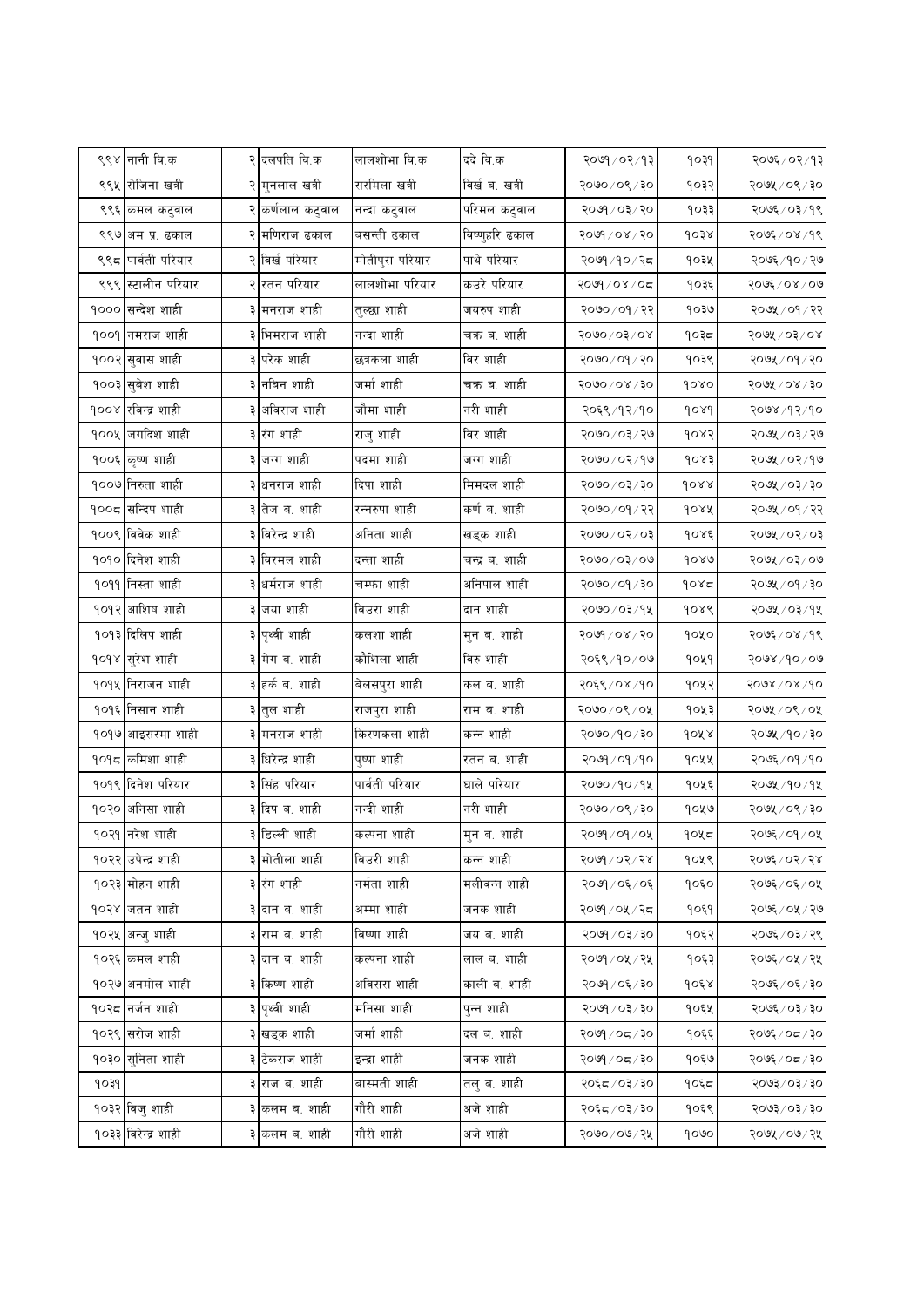| ९९४ | नानी वि.क | २ | दलपति वि.क | लालशोभा वि.क | ददे वि.क | २०७१/०२/१३ | १०३१ | २०७६/०२/१३ |
|---|---|---|---|---|---|---|---|---|
| ९९५ | रोजिना खत्री | २ | मुनलाल खत्री | सरमिला खत्री | विर्खे ब. खत्री | २०७०/०९/३० | १०३२ | २०७५/०९/३० |
| ९९६ | कमल कटुवाल | २ | कर्णलाल कटुवाल | नन्दा कटुवाल | परिमल कटुवाल | २०७१/०३/२० | १०३३ | २०७६/०३/१९ |
| ९९७ | अम प्र. ढकाल | २ | मणिराज ढकाल | बसन्ती ढकाल | विष्णुहरि ढकाल | २०७१/०४/२० | १०३४ | २०७६/०४/१९ |
| ९९८ | पार्वती परियार | २ | विर्खे परियार | मोतीपुरा परियार | पाथे परियार | २०७१/१०/२८ | १०३५ | २०७६/१०/२७ |
| ९९९ | स्टालीन परियार | २ | रतन परियार | लालशोभा परियार | कउरे परियार | २०७१/०४/०८ | १०३६ | २०७६/०४/०७ |
| १००० | सन्देश शाही | ३ | मनराज शाही | तुल्छा शाही | जयरुप शाही | २०७०/०१/२२ | १०३७ | २०७५/०१/२२ |
| १००१ | नमराज शाही | ३ | भिमराज शाही | नन्दा शाही | चक्र ब. शाही | २०७०/०३/०४ | १०३८ | २०७५/०३/०४ |
| १००२ | सुवास शाही | ३ | परेक शाही | छत्रकला शाही | विर शाही | २०७०/०१/२० | १०३९ | २०७५/०१/२० |
| १००३ | सुवेश शाही | ३ | नविन शाही | जर्मा शाही | चक्र ब. शाही | २०७०/०४/३० | १०४० | २०७५/०४/३० |
| १००४ | रविन्द्र शाही | ३ | अविराज शाही | जौमा शाही | नरी शाही | २०६९/१२/१० | १०४१ | २०७४/१२/१० |
| १००५ | जगदिश शाही | ३ | रंग शाही | राजु शाही | विर शाही | २०७०/०३/२७ | १०४२ | २०७५/०३/२७ |
| १००६ | कृष्ण शाही | ३ | जग्ग शाही | पदमा शाही | जग्ग शाही | २०७०/०२/१७ | १०४३ | २०७५/०२/१७ |
| १००७ | निरुता शाही | ३ | धनराज शाही | दिपा शाही | मिमदल शाही | २०७०/०३/३० | १०४४ | २०७५/०३/३० |
| १००८ | सन्दिप शाही | ३ | तेज ब. शाही | रन्नरुपा शाही | कर्ण ब. शाही | २०७०/०१/२२ | १०४५ | २०७५/०१/२२ |
| १००९ | विवेक शाही | ३ | विरेन्द्र शाही | अनिता शाही | खड्क शाही | २०७०/०२/०३ | १०४६ | २०७५/०२/०३ |
| १०१० | दिनेश शाही | ३ | विरमल शाही | दन्ता शाही | चन्द्र ब. शाही | २०७०/०३/०७ | १०४७ | २०७५/०३/०७ |
| १०११ | निस्ता शाही | ३ | धर्मराज शाही | चम्फा शाही | अनिपाल शाही | २०७०/०१/३० | १०४८ | २०७५/०१/३० |
| १०१२ | आशिष शाही | ३ | जया शाही | विउरा शाही | दान शाही | २०७०/०३/१५ | १०४९ | २०७५/०३/१५ |
| १०१३ | दिलिप शाही | ३ | पृथ्वी शाही | कलशा शाही | मुन ब. शाही | २०७१/०४/२० | १०५० | २०७६/०४/१९ |
| १०१४ | सुरेश शाही | ३ | मेग ब. शाही | कौशिला शाही | विरु शाही | २०६९/१०/०७ | १०५१ | २०७४/१०/०७ |
| १०१५ | निराजन शाही | ३ | हर्क ब. शाही | बेलसपुरा शाही | कल ब. शाही | २०६९/०४/१० | १०५२ | २०७४/०४/१० |
| १०१६ | निसान शाही | ३ | तुल शाही | राजपुरा शाही | राम ब. शाही | २०७०/०९/०५ | १०५३ | २०७५/०९/०५ |
| १०१७ | आइसस्मा शाही | ३ | मनराज शाही | किरणकला शाही | कन्न शाही | २०७०/१०/३० | १०५४ | २०७५/१०/३० |
| १०१८ | कमिशा शाही | ३ | धिरेन्द्र शाही | पुष्पा शाही | रतन ब. शाही | २०७१/०१/१० | १०५५ | २०७६/०१/१० |
| १०१९ | दिनेश परियार | ३ | सिंह परियार | पार्वती परियार | घाले परियार | २०७०/१०/१५ | १०५६ | २०७५/१०/१५ |
| १०२० | अनिसा शाही | ३ | दिप ब. शाही | नन्दी शाही | नरी शाही | २०७०/०९/३० | १०५७ | २०७५/०९/३० |
| १०२१ | नरेश शाही | ३ | डिल्ली शाही | कल्पना शाही | मुन ब. शाही | २०७१/०१/०५ | १०५८ | २०७६/०१/०५ |
| १०२२ | उपेन्द्र शाही | ३ | मोतीला शाही | विउरी शाही | कन्न शाही | २०७१/०२/२४ | १०५९ | २०७६/०२/२४ |
| १०२३ | मोहन शाही | ३ | रंग शाही | नर्मता शाही | मलीवन्न शाही | २०७१/०६/०६ | १०६० | २०७६/०६/०५ |
| १०२४ | जतन शाही | ३ | दान ब. शाही | अम्मा शाही | जनक शाही | २०७१/०५/२८ | १०६१ | २०७६/०५/२७ |
| १०२५ | अन्जु शाही | ३ | राम ब. शाही | विष्णा शाही | जय ब. शाही | २०७१/०३/३० | १०६२ | २०७६/०३/२९ |
| १०२६ | कमल शाही | ३ | दान ब. शाही | कल्पना शाही | लाल ब. शाही | २०७१/०५/२५ | १०६३ | २०७६/०५/२५ |
| १०२७ | अनमोल शाही | ३ | किष्ण शाही | अविसरा शाही | काली ब. शाही | २०७१/०६/३० | १०६४ | २०७६/०६/३० |
| १०२८ | नर्जन शाही | ३ | पृथ्वी शाही | मनिसा शाही | पुन्न शाही | २०७१/०३/३० | १०६५ | २०७६/०३/३० |
| १०२९ | सरोज शाही | ३ | खड्क शाही | जर्मा शाही | दल ब. शाही | २०७१/०८/३० | १०६६ | २०७६/०८/३० |
| १०३० | सुनिता शाही | ३ | टेकराज शाही | इन्द्रा शाही | जनक शाही | २०७१/०८/३० | १०६७ | २०७६/०८/३० |
| १०३१ | | ३ | राज ब. शाही | बास्मती शाही | तलु ब. शाही | २०६८/०३/३० | १०६८ | २०७३/०३/३० |
| १०३२ | विजु शाही | ३ | कलम ब. शाही | गौरी शाही | अजे शाही | २०६८/०३/३० | १०६९ | २०७३/०३/३० |
| १०३३ | विरेन्द्र शाही | ३ | कलम ब. शाही | गौरी शाही | अजे शाही | २०७०/०७/२५ | १०७० | २०७५/०७/२५ |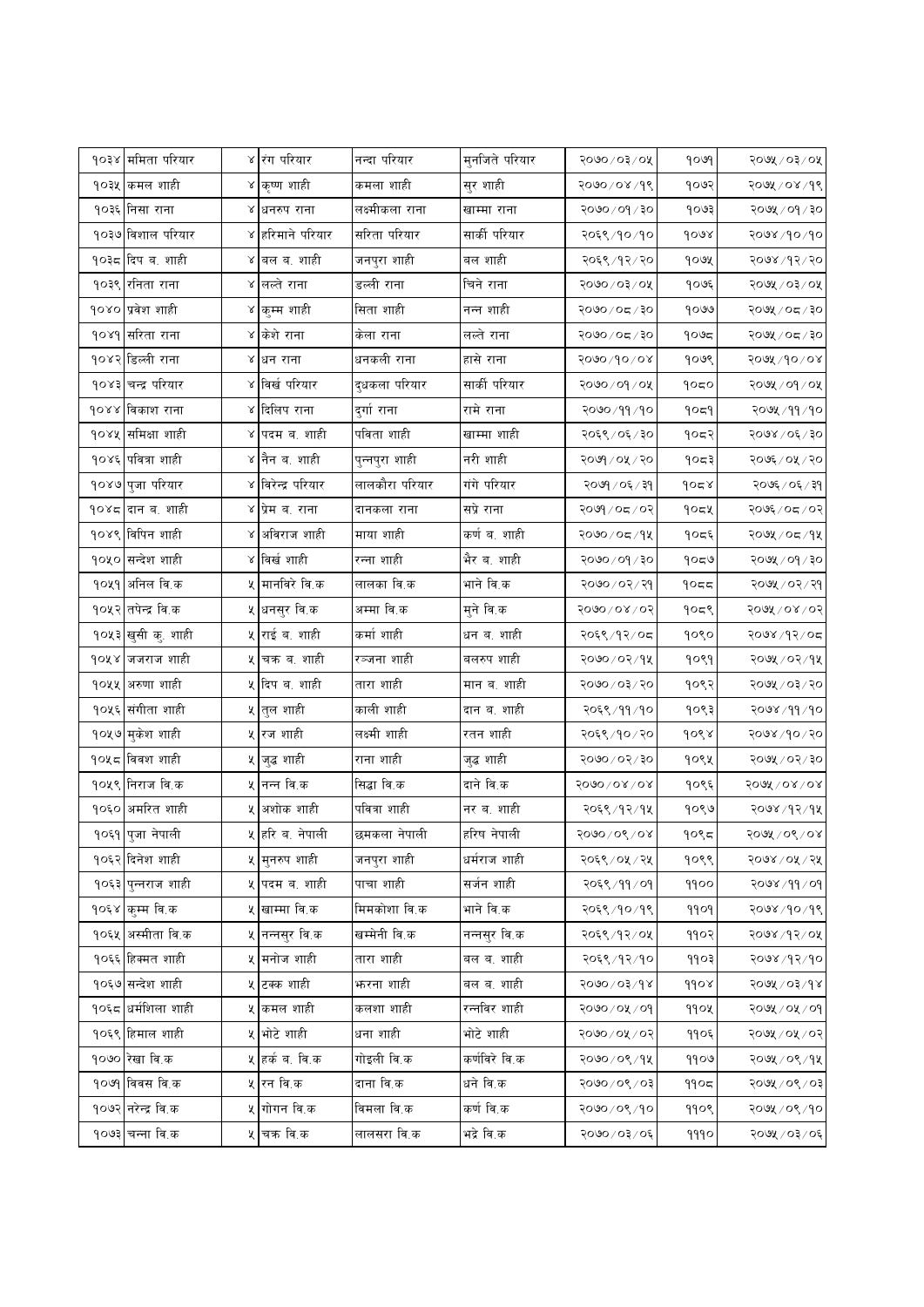| | | | | | | | |
|---|---|---|---|---|---|---|---|
| १०३४ | ममिता परियार | ४ | रंग परियार | नन्दा परियार | मुनजिते परियार | २०७०/०३/०५ | १०७१ | २०७५/०३/०५ |
| १०३५ | कमल शाही | ४ | कृष्ण शाही | कमला शाही | सुर शाही | २०७०/०४/१९ | १०७२ | २०७५/०४/१९ |
| १०३६ | निसा राना | ४ | धनरुप राना | लक्ष्मीकला राना | खाम्मा राना | २०७०/०१/३० | १०७३ | २०७५/०१/३० |
| १०३७ | विशाल परियार | ४ | हरिमाने परियार | सरिता परियार | सार्की परियार | २०६९/१०/१० | १०७४ | २०७४/१०/१० |
| १०३८ | दिप ब. शाही | ४ | बल ब. शाही | जनपुरा शाही | बल शाही | २०६९/१२/२० | १०७५ | २०७४/१२/२० |
| १०३९ | रनिता राना | ४ | लल्ते राना | डल्ली राना | चिने राना | २०७०/०३/०५ | १०७६ | २०७५/०३/०५ |
| १०४० | प्रवेश शाही | ४ | कुम्म शाही | सिता शाही | नन्न शाही | २०७०/०८/३० | १०७७ | २०७५/०८/३० |
| १०४१ | सरिता राना | ४ | केशे राना | केला राना | लल्ते राना | २०७०/०८/३० | १०७८ | २०७५/०८/३० |
| १०४२ | डिल्ली राना | ४ | धन राना | धनकली राना | हासे राना | २०७०/१०/०४ | १०७९ | २०७५/१०/०४ |
| १०४३ | चन्द्र परियार | ४ | विर्ख परियार | दुधकला परियार | सार्की परियार | २०७०/०१/०५ | १०८० | २०७५/०१/०५ |
| १०४४ | विकाश राना | ४ | दिलिप राना | दुर्गा राना | रामे राना | २०७०/११/१० | १०८१ | २०७५/११/१० |
| १०४५ | समिक्षा शाही | ४ | पदम ब. शाही | पविता शाही | खाम्मा शाही | २०६९/०६/३० | १०८२ | २०७४/०६/३० |
| १०४६ | पवित्रा शाही | ४ | नैन ब. शाही | पुन्नपुरा शाही | नरी शाही | २०७१/०५/२० | १०८३ | २०७६/०५/२० |
| १०४७ | पुजा परियार | ४ | विरेन्द्र परियार | लालकौरा परियार | गंगे परियार | २०७१/०६/३१ | १०८४ | २०७६/०६/३१ |
| १०४८ | दान ब. शाही | ४ | प्रेम ब. राना | दानकला राना | सप्रे राना | २०७१/०८/०२ | १०८५ | २०७६/०८/०२ |
| १०४९ | विपिन शाही | ४ | अविराज शाही | माया शाही | कर्ण ब. शाही | २०७०/०८/१५ | १०८६ | २०७५/०८/१५ |
| १०५० | सन्देश शाही | ४ | विर्ख शाही | रन्ना शाही | भैर ब. शाही | २०७०/०१/३० | १०८७ | २०७५/०१/३० |
| १०५१ | अनिल वि.क | ५ | मानविरे वि.क | लालका वि.क | भाने वि.क | २०७०/०२/२१ | १०८८ | २०७५/०२/२१ |
| १०५२ | तपेन्द्र वि.क | ५ | धनसुर वि.क | अम्मा वि.क | मुने वि.क | २०७०/०४/०२ | १०८९ | २०७५/०४/०२ |
| १०५३ | खुसी कु. शाही | ५ | राई ब. शाही | कर्मा शाही | धन ब. शाही | २०६९/१२/०८ | १०९० | २०७४/१२/०८ |
| १०५४ | जजराज शाही | ५ | चक्र ब. शाही | रञ्जना शाही | बलरुप शाही | २०७०/०२/१५ | १०९१ | २०७५/०२/१५ |
| १०५५ | अरुणा शाही | ५ | दिप ब. शाही | तारा शाही | मान ब. शाही | २०७०/०३/२० | १०९२ | २०७५/०३/२० |
| १०५६ | संगीता शाही | ५ | तुल शाही | काली शाही | दान ब. शाही | २०६९/११/१० | १०९३ | २०७४/११/१० |
| १०५७ | मुकेश शाही | ५ | रज शाही | लक्ष्मी शाही | रतन शाही | २०६९/१०/२० | १०९४ | २०७४/१०/२० |
| १०५८ | विवश शाही | ५ | जुद्ध शाही | राना शाही | जुद्ध शाही | २०७०/०२/३० | १०९५ | २०७५/०२/३० |
| १०५९ | निराज वि.क | ५ | नन्न वि.क | सिद्धा वि.क | दाने वि.क | २०७०/०४/०४ | १०९६ | २०७५/०४/०४ |
| १०६० | अमरित शाही | ५ | अशोक शाही | पवित्रा शाही | नर ब. शाही | २०६९/१२/१५ | १०९७ | २०७४/१२/१५ |
| १०६१ | पुजा नेपाली | ५ | हरि ब. नेपाली | छमकला नेपाली | हरिष नेपाली | २०७०/०९/०४ | १०९८ | २०७५/०९/०४ |
| १०६२ | दिनेश शाही | ५ | मुनरुप शाही | जनपुरा शाही | धर्मराज शाही | २०६९/०५/२५ | १०९९ | २०७४/०५/२५ |
| १०६३ | पुन्नराज शाही | ५ | पदम ब. शाही | पाचा शाही | सर्जन शाही | २०६९/११/०१ | ११०० | २०७४/११/०१ |
| १०६४ | कुम्म वि.क | ५ | खाम्मा वि.क | मिमकोशा वि.क | भाने वि.क | २०६९/१०/१९ | ११०१ | २०७४/१०/१९ |
| १०६५ | अस्मीता वि.क | ५ | नन्नसुर वि.क | खम्मेनी वि.क | नन्नसुर वि.क | २०६९/१२/०५ | ११०२ | २०७४/१२/०५ |
| १०६६ | हिक्मत शाही | ५ | मनोज शाही | तारा शाही | बल ब. शाही | २०६९/१२/१० | ११०३ | २०७४/१२/१० |
| १०६७ | सन्देश शाही | ५ | टक्क शाही | झरना शाही | बल ब. शाही | २०७०/०३/१४ | ११०४ | २०७५/०३/१४ |
| १०६८ | धर्मशिला शाही | ५ | कमल शाही | कलशा शाही | रन्नविर शाही | २०७०/०५/०१ | ११०५ | २०७५/०५/०१ |
| १०६९ | हिमाल शाही | ५ | भोटे शाही | धना शाही | भोटे शाही | २०७०/०५/०२ | ११०६ | २०७५/०५/०२ |
| १०७० | रेखा वि.क | ५ | हर्क ब. वि.क | गोइली वि.क | कर्णविरे वि.क | २०७०/०९/१५ | ११०७ | २०७५/०९/१५ |
| १०७१ | विवस वि.क | ५ | रन वि.क | दाना वि.क | धने वि.क | २०७०/०९/०३ | ११०८ | २०७५/०९/०३ |
| १०७२ | नरेन्द्र वि.क | ५ | गोगन वि.क | विमला वि.क | कर्ण वि.क | २०७०/०९/१० | ११०९ | २०७५/०९/१० |
| १०७३ | चन्ना वि.क | ५ | चक्र वि.क | लालसरा वि.क | भद्रे वि.क | २०७०/०३/०६ | १११० | २०७५/०३/०६ |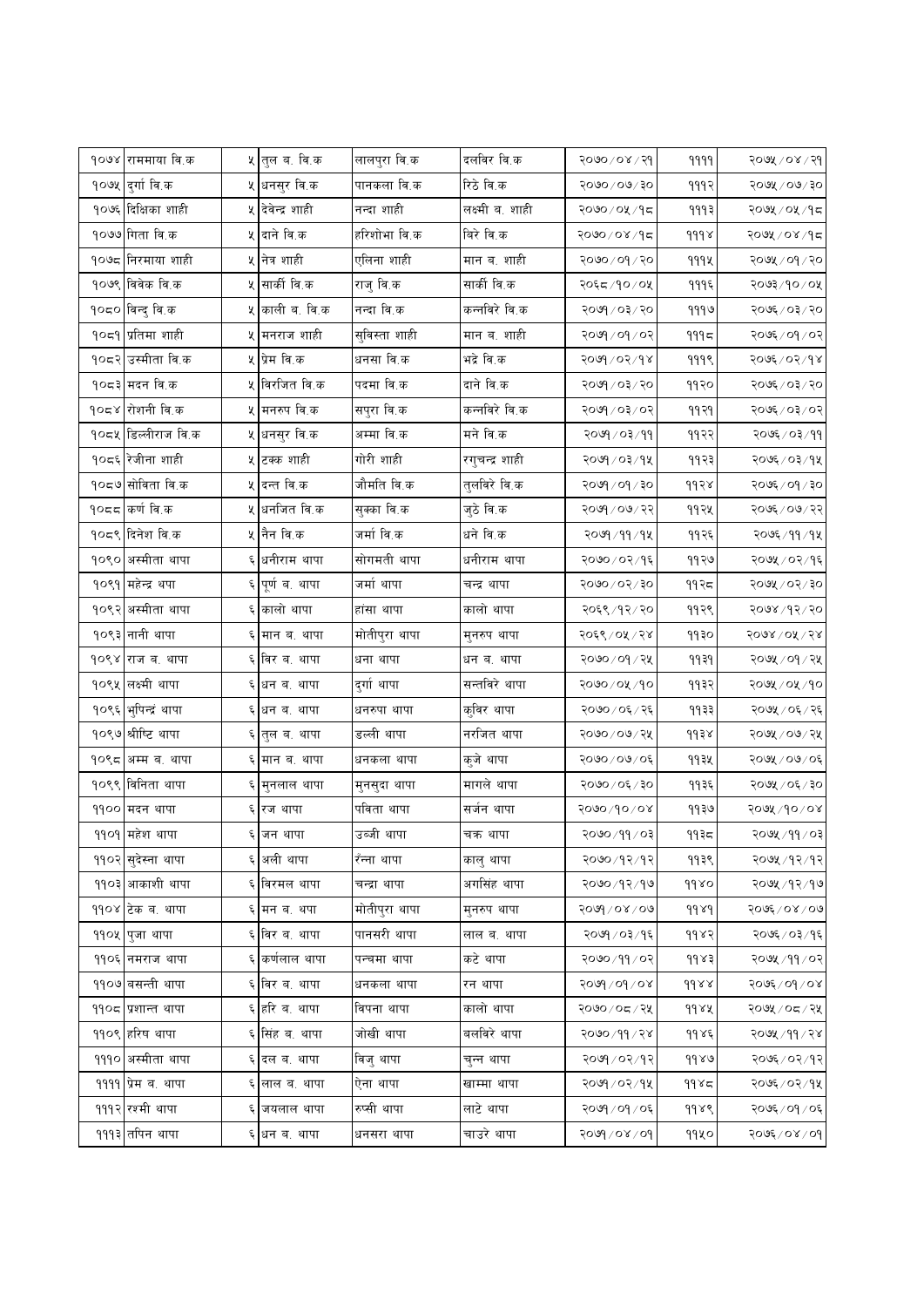| | | | | | | | |
|---|---|---|---|---|---|---|---|
| १०७४ | राममाया वि.क | ५ | तुल ब. वि.क | लालपुरा वि.क | दलविर वि.क | २०७०/०४/२१ | ११११ | २०७५/०४/२१ |
| १०७५ | दुर्गा वि.क | ५ | धनसुर वि.क | पानकला वि.क | रिठे वि.क | २०७०/०७/३० | १११२ | २०७५/०७/३० |
| १०७६ | दिक्षिका शाही | ५ | देवेन्द्र शाही | नन्दा शाही | लक्ष्मी ब. शाही | २०७०/०५/१८ | १११३ | २०७५/०५/१८ |
| १०७७ | गिता वि.क | ५ | दाने वि.क | हरिशोभा वि.क | बिरे वि.क | २०७०/०४/१८ | १११४ | २०७५/०४/१८ |
| १०७८ | निरमाया शाही | ५ | नेत्र शाही | एलिना शाही | मान ब. शाही | २०७०/०१/२० | १११५ | २०७५/०१/२० |
| १०७९ | विवेक वि.क | ५ | सार्की वि.क | राजु वि.क | सार्की वि.क | २०६८/१०/०५ | १११६ | २०७३/१०/०५ |
| १०८० | विन्दु वि.क | ५ | काली ब. वि.क | नन्दा वि.क | कन्नविरे वि.क | २०७१/०३/२० | १११७ | २०७६/०३/२० |
| १०८१ | प्रतिमा शाही | ५ | मनराज शाही | सुविस्ता शाही | मान ब. शाही | २०७१/०१/०२ | १११८ | २०७६/०१/०२ |
| १०८२ | उस्मीता वि.क | ५ | प्रेम वि.क | धनसा वि.क | भद्रे वि.क | २०७१/०२/१४ | १११९ | २०७६/०२/१४ |
| १०८३ | मदन वि.क | ५ | विरजित वि.क | पदमा वि.क | दाने वि.क | २०७१/०३/२० | ११२० | २०७६/०३/२० |
| १०८४ | रोशनी वि.क | ५ | मनरुप वि.क | सपुरा वि.क | कन्नविरे वि.क | २०७१/०३/०२ | ११२१ | २०७६/०३/०२ |
| १०८५ | डिल्लीराज वि.क | ५ | धनसुर वि.क | अम्मा वि.क | मने वि.क | २०७१/०३/११ | ११२२ | २०७६/०३/११ |
| १०८६ | रेजीना शाही | ५ | टक्क शाही | गोरी शाही | रगुचन्द्र शाही | २०७१/०३/१५ | ११२३ | २०७६/०३/१५ |
| १०८७ | सोविता वि.क | ५ | दन्त वि.क | जौमति वि.क | तुलविरे वि.क | २०७१/०१/३० | ११२४ | २०७६/०१/३० |
| १०८८ | कर्ण वि.क | ५ | धनजित वि.क | सुक्का वि.क | जुठे वि.क | २०७१/०७/२२ | ११२५ | २०७६/०७/२२ |
| १०८९ | दिनेश वि.क | ५ | नैन वि.क | जर्मा वि.क | धने वि.क | २०७१/११/१५ | ११२६ | २०७६/११/१५ |
| १०९० | अस्मीता थापा | ६ | धनीराम थापा | सोगमती थापा | धनीराम थापा | २०७०/०२/१६ | ११२७ | २०७५/०२/१६ |
| १०९१ | महेन्द्र थपा | ६ | पूर्ण ब. थापा | जर्मा थापा | चन्द्र थापा | २०७०/०२/३० | ११२८ | २०७५/०२/३० |
| १०९२ | अस्मीता थापा | ६ | कालो थापा | हांसा थापा | कालो थापा | २०६९/१२/२० | ११२९ | २०७४/१२/२० |
| १०९३ | नानी थापा | ६ | मान ब. थापा | मोतीपुरा थापा | मुनरुप थापा | २०६९/०५/२४ | ११३० | २०७४/०५/२४ |
| १०९४ | राज ब. थापा | ६ | विर ब. थापा | धना थापा | धन ब. थापा | २०७०/०१/२५ | ११३१ | २०७५/०१/२५ |
| १०९५ | लक्ष्मी थापा | ६ | धन ब. थापा | दुर्गा थापा | सन्तविरे थापा | २०७०/०५/१० | ११३२ | २०७५/०५/१० |
| १०९६ | भुपिन्द्र थापा | ६ | धन ब. थापा | धनरुपा थापा | कुविर थापा | २०७०/०६/२६ | ११३३ | २०७५/०६/२६ |
| १०९७ | श्रीष्टि थापा | ६ | तुल ब. थापा | डल्ली थापा | नरजित थापा | २०७०/०७/२५ | ११३४ | २०७५/०७/२५ |
| १०९८ | अम्म ब. थापा | ६ | मान ब. थापा | धनकला थापा | कुजे थापा | २०७०/०७/०६ | ११३५ | २०७५/०७/०६ |
| १०९९ | विनिता थापा | ६ | मुनलाल थापा | मुनसुदा थापा | मागले थापा | २०७०/०६/३० | ११३६ | २०७५/०६/३० |
| ११०० | मदन थापा | ६ | रज थापा | पविता थापा | सर्जन थापा | २०७०/१०/०४ | ११३७ | २०७५/१०/०४ |
| ११०१ | महेश थापा | ६ | जन थापा | उब्जी थापा | चक्र थापा | २०७०/११/०३ | ११३८ | २०७५/११/०३ |
| ११०२ | सुदेस्ना थापा | ६ | अली थापा | रँन्ना थापा | कालु थापा | २०७०/१२/१२ | ११३९ | २०७५/१२/१२ |
| ११०३ | आकाशी थापा | ६ | विरमल थापा | चन्द्रा थापा | अगसिंह थापा | २०७०/१२/१७ | ११४० | २०७५/१२/१७ |
| ११०४ | टेक ब. थापा | ६ | मन ब. थपा | मोतीपुरा थापा | मुनरुप थापा | २०७१/०४/०७ | ११४१ | २०७६/०४/०७ |
| ११०५ | पुजा थापा | ६ | विर ब. थापा | पानसरी थापा | लाल ब. थापा | २०७१/०३/१६ | ११४२ | २०७६/०३/१६ |
| ११०६ | नमराज थापा | ६ | कर्णलाल थापा | पन्चमा थापा | कटे थापा | २०७०/११/०२ | ११४३ | २०७५/११/०२ |
| ११०७ | बसन्ती थापा | ६ | विर ब. थापा | धनकला थापा | रन थापा | २०७१/०१/०४ | ११४४ | २०७६/०१/०४ |
| ११०८ | प्रशान्त थापा | ६ | हरि ब. थापा | विपना थापा | कालो थापा | २०७०/०८/२५ | ११४५ | २०७५/०८/२५ |
| ११०९ | हरिष थापा | ६ | सिंह ब. थापा | जोखी थापा | बलविरे थापा | २०७०/११/२४ | ११४६ | २०७५/११/२४ |
| १११० | अस्मीता थापा | ६ | दल ब. थापा | विजु थापा | चुन्न थापा | २०७१/०२/१२ | ११४७ | २०७६/०२/१२ |
| ११११ | प्रेम ब. थापा | ६ | लाल ब. थापा | ऐना थापा | खाम्मा थापा | २०७१/०२/१५ | ११४८ | २०७६/०२/१५ |
| १११२ | रश्मी थापा | ६ | जयलाल थापा | रुप्सी थापा | लाटे थापा | २०७१/०१/०६ | ११४९ | २०७६/०१/०६ |
| १११३ | तपिन थापा | ६ | धन ब. थापा | धनसरा थापा | चाउरे थापा | २०७१/०४/०१ | ११५० | २०७६/०४/०१ |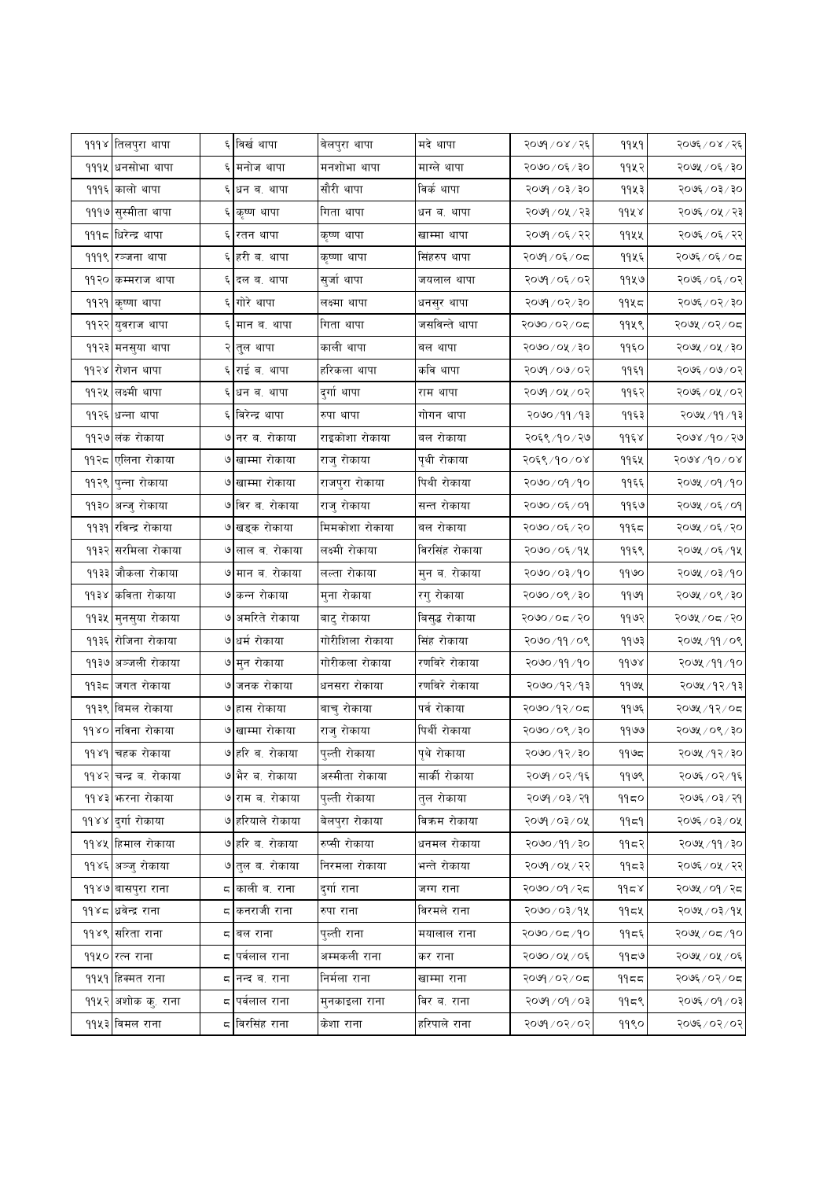| | | | | | | | |
|---|---|---|---|---|---|---|---|
| ११९४ | तिलपुरा थापा | ६ | बिर्ख थापा | बेलपुरा थापा | मदे थापा | २०७१/०४/२६ | ११५१ | २०७६/०४/२६ |
| ११९५ | धनसोभा थापा | ६ | मनोज थापा | मनशोभा थापा | मास्ले थापा | २०७०/०६/३० | ११५२ | २०७५/०६/३० |
| ११९६ | कालो थापा | ६ | धन ब. थापा | सौरी थापा | बिर्क थापा | २०७१/०३/३० | ११५३ | २०७६/०३/३० |
| ११९७ | सुस्मीता थापा | ६ | कृष्ण थापा | गिता थापा | धन ब. थापा | २०७१/०५/२३ | ११५४ | २०७६/०५/२३ |
| ११९८ | धिरेन्द्र थापा | ६ | रतन थापा | कृष्ण थापा | खाम्मा थापा | २०७१/०६/२२ | ११५५ | २०७६/०६/२२ |
| ११९९ | रञ्जना थापा | ६ | हरी ब. थापा | कृष्णा थापा | सिंहरुप थापा | २०७१/०६/०८ | ११५६ | २०७६/०६/०८ |
| ११२० | कम्मराज थापा | ६ | दल ब. थापा | सुर्जा थापा | जयलाल थापा | २०७१/०६/०२ | ११५७ | २०७६/०६/०२ |
| ११२१ | कृष्णा थापा | ६ | गोरे थापा | लक्ष्मा थापा | धनसुर थापा | २०७१/०२/३० | ११५८ | २०७६/०२/३० |
| ११२२ | युवराज थापा | ६ | मान ब. थापा | गिता थापा | जसविन्ते थापा | २०७०/०२/०८ | ११५९ | २०७५/०२/०८ |
| ११२३ | मनसुया थापा | २ | तुल थापा | काली थापा | बल थापा | २०७०/०५/३० | ११६० | २०७५/०५/३० |
| ११२४ | रोशन थापा | ६ | राई ब. थापा | हरिकला थापा | कवि थापा | २०७१/०७/०२ | ११६१ | २०७६/०७/०२ |
| ११२५ | लक्ष्मी थापा | ६ | धन ब. थापा | दुर्गा थापा | राम थापा | २०७१/०५/०२ | ११६२ | २०७६/०५/०२ |
| ११२६ | धन्ना थापा | ६ | बिरेन्द्र थापा | रुपा थापा | गोगन थापा | २०७०/११/१३ | ११६३ | २०७५/११/१३ |
| ११२७ | लंक रोकाया | ७ | नर ब. रोकाया | राइकोशा रोकाया | बल रोकाया | २०६९/१०/२७ | ११६४ | २०७४/१०/२७ |
| ११२८ | एलिना रोकाया | ७ | खाम्मा रोकाया | राजु रोकाया | पृथी रोकाया | २०६९/१०/०४ | ११६५ | २०७४/१०/०४ |
| ११२९ | पुन्ना रोकाया | ७ | खाम्मा रोकाया | राजपुरा रोकाया | पिथी रोकाया | २०७०/०१/१० | ११६६ | २०७५/०१/१० |
| ११३० | अन्जु रोकाया | ७ | बिर ब. रोकाया | राजु रोकाया | सन्त रोकाया | २०७०/०६/०१ | ११६७ | २०७५/०६/०१ |
| ११३१ | रविन्द्र रोकाया | ७ | खड्क रोकाया | मिमकोशा रोकाया | बल रोकाया | २०७०/०६/२० | ११६८ | २०७५/०६/२० |
| ११३२ | सरमिला रोकाया | ७ | लाल ब. रोकाया | लक्ष्मी रोकाया | बिरसिंह रोकाया | २०७०/०६/१५ | ११६९ | २०७५/०६/१५ |
| ११३३ | जौकला रोकाया | ७ | मान ब. रोकाया | लल्ता रोकाया | मुन ब. रोकाया | २०७०/०३/१० | ११७० | २०७५/०३/१० |
| ११३४ | कविता रोकाया | ७ | कन्न रोकाया | मुना रोकाया | रगु रोकाया | २०७०/०९/३० | ११७१ | २०७५/०९/३० |
| ११३५ | मुनसुया रोकाया | ७ | अमरिते रोकाया | बाटु रोकाया | बिसुद्ध रोकाया | २०७०/०८/२० | ११७२ | २०७५/०८/२० |
| ११३६ | रोजिना रोकाया | ७ | धर्म रोकाया | गोरीशिला रोकाया | सिंह रोकाया | २०७०/११/०९ | ११७३ | २०७५/११/०९ |
| ११३७ | अञ्जली रोकाया | ७ | मुन रोकाया | गोरीकला रोकाया | रणविरे रोकाया | २०७०/११/१० | ११७४ | २०७५/११/१० |
| ११३८ | जगत रोकाया | ७ | जनक रोकाया | धनसरा रोकाया | रणविरे रोकाया | २०७०/१२/१३ | ११७५ | २०७५/१२/१३ |
| ११३९ | बिमल रोकाया | ७ | हास रोकाया | बाचु रोकाया | पर्व रोकाया | २०७०/१२/०८ | ११७६ | २०७५/१२/०८ |
| ११४० | नविना रोकाया | ७ | खाम्मा रोकाया | राजु रोकाया | पिर्थी रोकाया | २०७०/०९/३० | ११७७ | २०७५/०९/३० |
| ११४१ | चहक रोकाया | ७ | हरि ब. रोकाया | पुल्ती रोकाया | पृथे रोकाया | २०७०/१२/३० | ११७८ | २०७५/१२/३० |
| ११४२ | चन्द्र ब. रोकाया | ७ | भैर ब. रोकाया | अस्मीता रोकाया | सार्की रोकाया | २०७१/०२/१६ | ११७९ | २०७६/०२/१६ |
| ११४३ | भरना रोकाया | ७ | राम ब. रोकाया | पुल्ती रोकाया | तुल रोकाया | २०७१/०३/२१ | ११८० | २०७६/०३/२१ |
| ११४४ | दुर्गा रोकाया | ७ | हरियाले रोकाया | बेलपुरा रोकाया | बिक्रम रोकाया | २०७१/०३/०५ | ११८१ | २०७६/०३/०५ |
| ११४५ | हिमाल रोकाया | ७ | हरि ब. रोकाया | रुप्सी रोकाया | धनमल रोकाया | २०७०/११/३० | ११८२ | २०७५/११/३० |
| ११४६ | अञ्जु रोकाया | ७ | तुल ब. रोकाया | निरमला रोकाया | भन्ते रोकाया | २०७१/०५/२२ | ११८३ | २०७६/०५/२२ |
| ११४७ | बासपुरा राना | ८ | काली ब. राना | दुर्गा राना | जग्ग राना | २०७०/०१/२८ | ११८४ | २०७५/०१/२८ |
| ११४८ | ध्रवेन्द्र राना | ८ | कनराजी राना | रुपा राना | बिरमले राना | २०७०/०३/१५ | ११८५ | २०७५/०३/१५ |
| ११४९ | सरिता राना | ८ | बल राना | पुल्ती राना | मयालाल राना | २०७०/०८/१० | ११८६ | २०७५/०८/१० |
| ११५० | रत्न राना | ८ | पर्वलाल राना | अम्मकली राना | कर राना | २०७०/०५/०६ | ११८७ | २०७५/०५/०६ |
| ११५१ | हिक्मत राना | ८ | नन्द ब. राना | निर्मला राना | खाम्मा राना | २०७१/०२/०८ | ११८८ | २०७६/०२/०८ |
| ११५२ | अशोक कु. राना | ८ | पर्वलाल राना | मुनकाइला राना | बिर ब. राना | २०७१/०१/०३ | ११८९ | २०७६/०१/०३ |
| ११५३ | बिमल राना | ८ | बिरसिंह राना | केशा राना | हरिपाले राना | २०७१/०२/०२ | ११९० | २०७६/०२/०२ |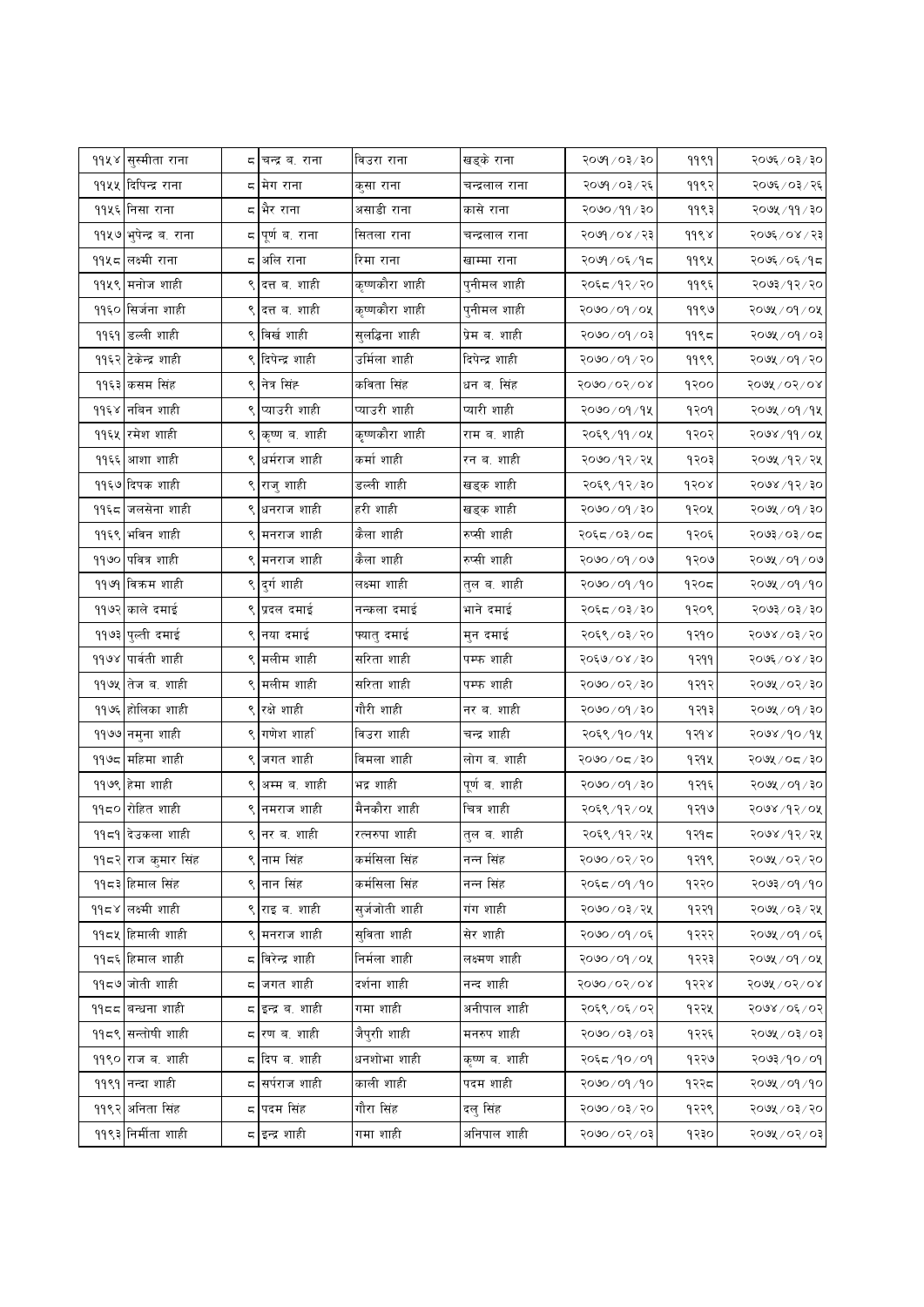| | | | | | | | | |
|---|---|---|---|---|---|---|---|---|
| ११५४ | सुस्मीता राना | ८ | चन्द्र ब. राना | विउरा राना | खड्के राना | २०७१/०३/३० | ११९१ | २०७६/०३/३० |
| ११५५ | दिपिन्द्र राना | ८ | मेग राना | कुसा राना | चन्द्रलाल राना | २०७१/०३/२६ | ११९२ | २०७६/०३/२६ |
| ११५६ | निसा राना | ८ | भैर राना | असाडी राना | कासे राना | २०७०/११/३० | ११९३ | २०७५/११/३० |
| ११५७ | भुपेन्द्र ब. राना | ८ | पूर्ण ब. राना | सितला राना | चन्द्रलाल राना | २०७१/०४/२३ | ११९४ | २०७६/०४/२३ |
| ११५८ | लक्ष्मी राना | ८ | अलि राना | रिमा राना | खाम्मा राना | २०७१/०६/१८ | ११९५ | २०७६/०६/१८ |
| ११५९ | मनोज शाही | ९ | दत्त ब. शाही | कृष्णकौरा शाही | पुनीमल शाही | २०६८/१२/२० | ११९६ | २०७३/१२/२० |
| ११६० | सिर्जना शाही | ९ | दत्त ब. शाही | कृष्णकौरा शाही | पुनीमल शाही | २०७०/०१/०५ | ११९७ | २०७५/०१/०५ |
| ११६१ | डल्ली शाही | ९ | विर्ख शाही | सुलद्धिना शाही | प्रेम ब. शाही | २०७०/०१/०३ | ११९८ | २०७५/०१/०३ |
| ११६२ | टेकेन्द्र शाही | ९ | दिपेन्द्र शाही | उर्मिला शाही | दिपेन्द्र शाही | २०७०/०१/२० | ११९९ | २०७५/०१/२० |
| ११६३ | कसम सिंह | ९ | नेत्र सिंह | कविता सिंह | धन ब. सिंह | २०७०/०२/०४ | १२०० | २०७५/०२/०४ |
| ११६४ | नबिन शाही | ९ | प्याउरी शाही | प्याउरी शाही | प्यारी शाही | २०७०/०१/१५ | १२०१ | २०७५/०१/१५ |
| ११६५ | रमेश शाही | ९ | कृष्ण ब. शाही | कृष्णकौरा शाही | राम ब. शाही | २०६९/११/०५ | १२०२ | २०७४/११/०५ |
| ११६६ | आशा शाही | ९ | धर्मराज शाही | कर्मा शाही | रन ब. शाही | २०७०/१२/२५ | १२०३ | २०७५/१२/२५ |
| ११६७ | दिपक शाही | ९ | राजु शाही | डल्ली शाही | खड्क शाही | २०६९/१२/३० | १२०४ | २०७४/१२/३० |
| ११६८ | जलसेना शाही | ९ | धनराज शाही | हरी शाही | खड्क शाही | २०७०/०१/३० | १२०५ | २०७५/०१/३० |
| ११६९ | भविन शाही | ९ | मनराज शाही | कैला शाही | रुप्सी शाही | २०६८/०३/०८ | १२०६ | २०७३/०३/०८ |
| ११७० | पवित्र शाही | ९ | मनराज शाही | कैला शाही | रुप्सी शाही | २०७०/०१/०७ | १२०७ | २०७५/०१/०७ |
| ११७१ | विक्रम शाही | ९ | दुर्ग शाही | लक्ष्मा शाही | तुल ब. शाही | २०७०/०१/१० | १२०८ | २०७५/०१/१० |
| ११७२ | काले दमाई | ९ | प्रदल दमाई | नन्कला दमाई | भाने दमाई | २०६८/०३/३० | १२०९ | २०७३/०३/३० |
| ११७३ | पुल्ती दमाई | ९ | नया दमाई | फ्यातु दमाई | मुन दमाई | २०६९/०३/२० | १२१० | २०७४/०३/२० |
| ११७४ | पार्वती शाही | ९ | मलीम शाही | सरिता शाही | पम्फ शाही | २०६७/०४/३० | १२११ | २०७६/०४/३० |
| ११७५ | तेज ब. शाही | ९ | मलीम शाही | सरिता शाही | पम्फ शाही | २०७०/०२/३० | १२१२ | २०७५/०२/३० |
| ११७६ | होलिका शाही | ९ | रक्षे शाही | गौरी शाही | नर ब. शाही | २०७०/०१/३० | १२१३ | २०७५/०१/३० |
| ११७७ | नमुना शाही | ९ | गणेश शाहि | विउरा शाही | चन्द्र शाही | २०६९/१०/१५ | १२१४ | २०७४/१०/१५ |
| ११७८ | महिमा शाही | ९ | जगत शाही | विमला शाही | लोग ब. शाही | २०७०/०८/३० | १२१५ | २०७५/०८/३० |
| ११७९ | हेमा शाही | ९ | अम्म ब. शाही | भद्र शाही | पूर्ण ब. शाही | २०७०/०१/३० | १२१६ | २०७५/०१/३० |
| ११८० | रोहित शाही | ९ | नमराज शाही | मैनकौरा शाही | चित्र शाही | २०६९/१२/०५ | १२१७ | २०७४/१२/०५ |
| ११८१ | देउकला शाही | ९ | नर ब. शाही | रत्नरुपा शाही | तुल ब. शाही | २०६९/१२/२५ | १२१८ | २०७४/१२/२५ |
| ११८२ | राज कुमार सिंह | ९ | नाम सिंह | कर्मसिला सिंह | नन्न सिंह | २०७०/०२/२० | १२१९ | २०७५/०२/२० |
| ११८३ | हिमाल सिंह | ९ | नान सिंह | कर्मसिला सिंह | नन्न सिंह | २०६८/०१/१० | १२२० | २०७३/०१/१० |
| ११८४ | लक्ष्मी शाही | ९ | राइ ब. शाही | सुर्जजोती शाही | गंग शाही | २०७०/०३/२५ | १२२१ | २०७५/०३/२५ |
| ११८५ | हिमाली शाही | ९ | मनराज शाही | सुविता शाही | सेर शाही | २०७०/०१/०६ | १२२२ | २०७५/०१/०६ |
| ११८६ | हिमाल शाही | ८ | विरेन्द्र शाही | निर्मला शाही | लक्ष्मण शाही | २०७०/०१/०५ | १२२३ | २०७५/०१/०५ |
| ११८७ | जोती शाही | ८ | जगत शाही | दर्शना शाही | नन्द शाही | २०७०/०२/०४ | १२२४ | २०७५/०२/०४ |
| ११८८ | बन्धना शाही | ८ | इन्द्र ब. शाही | गमा शाही | अनीपाल शाही | २०६९/०६/०२ | १२२५ | २०७४/०६/०२ |
| ११८९ | सन्तोषी शाही | ८ | रण ब. शाही | जैपुरी शाही | मनरुप शाही | २०७०/०३/०३ | १२२६ | २०७५/०३/०३ |
| ११९० | राज ब. शाही | ८ | दिप ब. शाही | धनशोभा शाही | कृष्ण ब. शाही | २०६८/१०/०१ | १२२७ | २०७३/१०/०१ |
| ११९१ | नन्दा शाही | ८ | सर्पराज शाही | काली शाही | पदम शाही | २०७०/०१/१० | १२२८ | २०७५/०१/१० |
| ११९२ | अनिता सिंह | ८ | पदम सिंह | गौरा सिंह | दलु सिंह | २०७०/०३/२० | १२२९ | २०७५/०३/२० |
| ११९३ | निर्मीता शाही | ८ | इन्द्र शाही | गमा शाही | अनिपाल शाही | २०७०/०२/०३ | १२३० | २०७५/०२/०३ |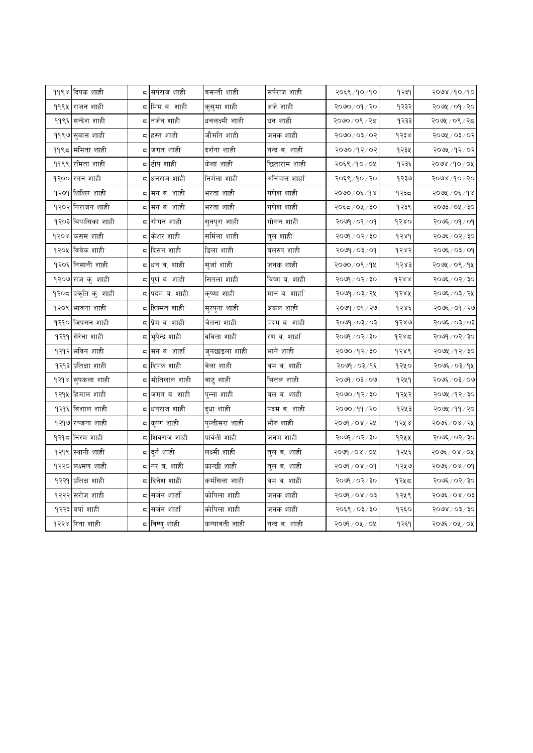| | | | | | | | | |
|---|---|---|---|---|---|---|---|---|
| ११९४ | दिपक शाही | ८ | सर्पराज शाही | बसन्ती शाही | सर्पराज शाही | २०६९/१०/१० | १२३१ | २०७४/१०/१० |
| ११९५ | राजन शाही | ८ | मिम ब. शाही | कुसुमा शाही | अजे शाही | २०७०/०१/२० | १२३२ | २०७५/०१/२० |
| ११९६ | सन्देश शाही | ८ | नर्जन शाही | धनलक्ष्मी शाही | धन शाही | २०७०/०९/२८ | १२३३ | २०७५/०९/२८ |
| ११९७ | सुवास शाही | ८ | हस्त शाही | जौमति शाही | जनक शाही | २०७०/०३/०२ | १२३४ | २०७५/०३/०२ |
| ११९८ | ममिता शाही | ८ | जगत शाही | दर्शना शाही | नन्द ब. शाही | २०७०/१२/०२ | १२३५ | २०७५/१२/०२ |
| ११९९ | रमिता शाही | ८ | टोप शाही | केशा शाही | छिताराम शाही | २०६९/१०/०५ | १२३६ | २०७४/१०/०५ |
| १२०० | रतन शाही | ८ | धनराज शाही | निर्मला शाही | अनिपाल शाही | २०६९/१०/२० | १२३७ | २०७४/१०/२० |
| १२०१ | शिशिर शाही | ८ | मन ब. शाही | भरता शाही | गणेश शाही | २०७०/०६/१४ | १२३८ | २०७५/०६/१४ |
| १२०२ | निराजन शाही | ८ | मन ब. शाही | भरता शाही | गणेश शाही | २०६८/०५/३० | १२३९ | २०७३/०५/३० |
| १२०३ | विपासिका शाही | ८ | गोगन शाही | सुनपुरा शाही | गोगन शाही | २०७१/०१/०१ | १२४० | २०७६/०१/०१ |
| १२०४ | कसम शाही | ८ | केशर शाही | सर्मिला शाही | तुल शाही | २०७१/०२/३० | १२४१ | २०७६/०२/३० |
| १२०५ | विवेक शाही | ८ | दिसन शाही | डिला शाही | बलरुप शाही | २०७१/०३/०१ | १२४२ | २०७६/०३/०१ |
| १२०६ | निसानी शाही | ८ | धन ब. शाही | सुर्जा शाही | जनक शाही | २०७०/०९/१५ | १२४३ | २०७५/०९/१५ |
| १२०७ | राज कु. शाही | ८ | पूर्ण ब. शाही | सितला शाही | विष्ण ब. शाही | २०७१/०२/३० | १२४४ | २०७६/०२/३० |
| १२०८ | प्रकृति कु. शाही | ८ | पदम ब. शाही | कृष्णा शाही | मान ब. शाही | २०७१/०३/२५ | १२४५ | २०७६/०३/२५ |
| १२०९ | भावना शाही | ८ | हिक्मत शाही | सुरपुना शाही | अकल शाही | २०७१/०१/२७ | १२४६ | २०७६/०१/२७ |
| १२१० | जिपसन शाही | ८ | प्रेम ब. शाही | चेतना शाही | पदम ब. शाही | २०७१/०३/०३ | १२४७ | २०७६/०३/०३ |
| १२११ | सेरेना शाही | ८ | भुपेन्द्र शाही | बविता शाही | रण ब. शाही | २०७१/०२/३० | १२४८ | २०७१/०२/३० |
| १२१२ | भविन शाही | ८ | मन ब. शाही | जुनछाइला शाही | भाने शाही | २०७०/१२/३० | १२४९ | २०७५/१२/३० |
| १२१३ | प्रतिक्षा शाही | ८ | दिपक शाही | बेला शाही | बम ब. शाही | २०७१/०३/१६ | १२५० | २०७६/०३/१५ |
| १२१४ | सुपकला शाही | ८ | मोतिलाल शाही | बाटु शाही | सितल शाही | २०७१/०३/०७ | १२५१ | २०७६/०३/०७ |
| १२१५ | हिमाल शाही | ८ | जगत ब. शाही | पुन्ना शाही | बल ब. शाही | २०७०/१२/३० | १२५२ | २०७५/१२/३० |
| १२१६ | विशाल शाही | ८ | धनराज शाही | दुधा शाही | पदम ब. शाही | २०७०/११/२० | १२५३ | २०७५/११/२० |
| १२१७ | रञ्जना शाही | ८ | कृष्ण शाही | पुल्तीसरा शाही | भौरु शाही | २०७१/०४/२५ | १२५४ | २०७६/०४/२५ |
| १२१८ | निरम शाही | ८ | शिवराज शाही | पार्वती शाही | जनम शाही | २०७१/०२/३० | १२५५ | २०७६/०२/३० |
| १२१९ | स्थानी शाही | ८ | दुर्ग शाही | लक्ष्मी शाही | तुल ब. शाही | २०७१/०४/०५ | १२५६ | २०७६/०४/०५ |
| १२२० | लक्ष्मण शाही | ८ | नर ब. शाही | कान्छी शाही | तुल ब. शाही | २०७१/०४/०१ | १२५७ | २०७६/०४/०१ |
| १२२१ | प्रतिक्ष शाही | ८ | दिनेश शाही | कर्मसिला शाही | बम ब. शाही | २०७१/०२/३० | १२५८ | २०७६/०२/३० |
| १२२२ | सरोज शाही | ८ | सर्जन शाही | कोपिला शाही | जनक शाही | २०७१/०४/०३ | १२५९ | २०७६/०४/०३ |
| १२२३ | वर्षा शाही | ८ | सर्जन शाही | कोपिला शाही | जनक शाही | २०६९/०३/३० | १२६० | २०७४/०३/३० |
| १२२४ | रिता शाही | ८ | विष्णु शाही | कन्यावती शाही | नन्द ब. शाही | २०७१/०५/०५ | १२६१ | २०७६/०५/०५ |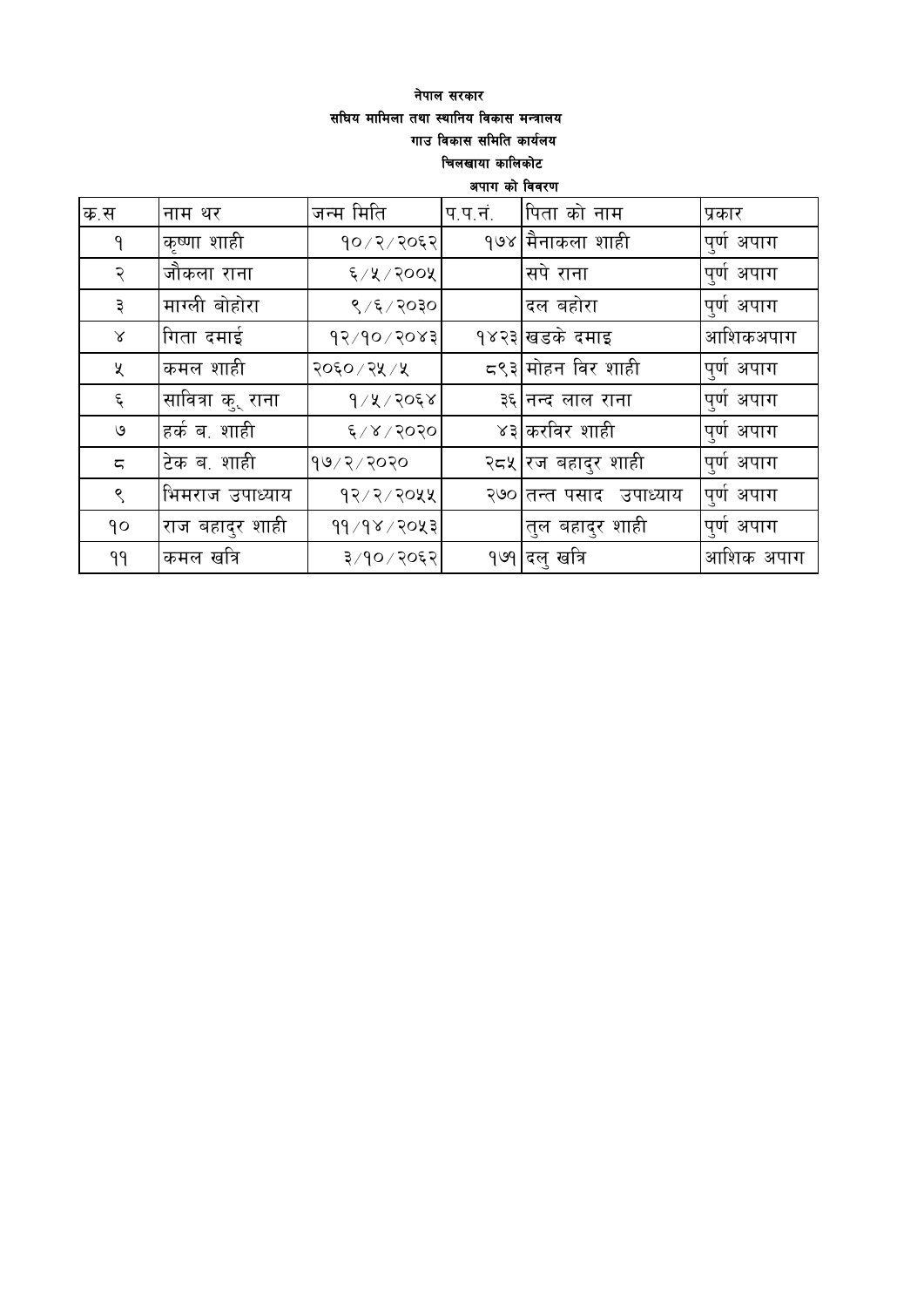**नेपाल सरकार**

**सघिय मामिला तथा स्थानिय विकास मन्त्रालय**

**गाउ विकास समिति कार्यलय**

**चिलखाया कालिकोट**

**अपाग को विवरण**

| क.स | नाम थर | जन्म मिति | प.प.नं. | पिता को नाम | प्रकार |
|---|---|---|---|---|---|
| १ | कृष्णा शाही | १०/२/२०६२ | १७४ | मैनाकला शाही | पुर्ण अपाग |
| २ | जौकला राना | ६/५/२००५ | | सपे राना | पुर्ण अपाग |
| ३ | माग्ली बोहोरा | ९/६/२०३० | | दल बहोरा | पुर्ण अपाग |
| ४ | गिता दमाई | १२/१०/२०४३ | १४२३ | खडके दमाइ | आशिकअपाग |
| ५ | कमल शाही | २०६०/२५/५ | ८९३ | मोहन विर शाही | पुर्ण अपाग |
| ६ | सावित्रा कु. राना | १/५/२०६४ | ३६ | नन्द लाल राना | पुर्ण अपाग |
| ७ | हर्क ब. शाही | ६/४/२०२० | ४३ | करविर शाही | पुर्ण अपाग |
| ८ | टेक ब. शाही | १७/२/२०२० | २८५ | रज बहादुर शाही | पुर्ण अपाग |
| ९ | भिमराज उपाध्याय | १२/२/२०५५ | २७० | तन्त पसाद उपाध्याय | पुर्ण अपाग |
| १० | राज बहादुर शाही | ११/१४/२०५३ | | तुल बहादुर शाही | पुर्ण अपाग |
| ११ | कमल खत्रि | ३/१०/२०६२ | १७१ | दलु खत्रि | आशिक अपाग |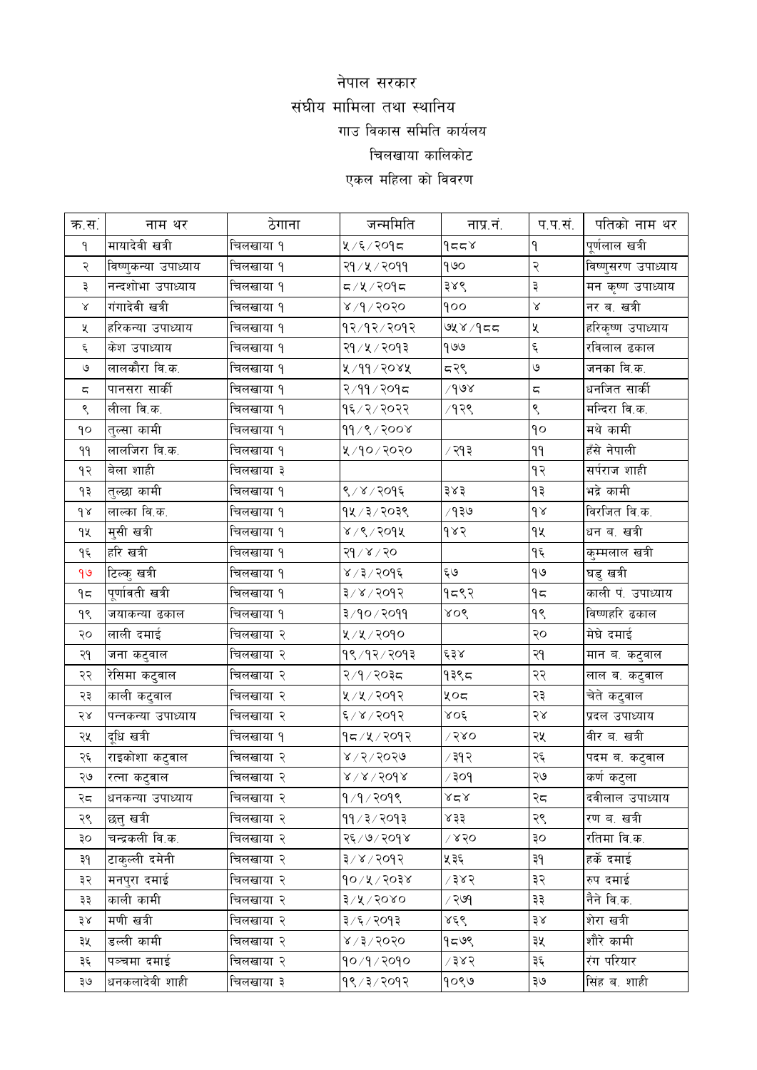# नेपाल सरकार

## संघीय मामिला तथा स्थानिय

### गाउ विकास समिति कार्यलय

### चिलखाया कालिकोट

### एकल महिला को विवरण

| क.स. | नाम थर | ठेगाना | जन्ममिति | नाप्र.नं. | प.प.सं. | पतिको नाम थर |
|---|---|---|---|---|---|---|
| १ | मायादेवी खत्री | चिलखाया १ | ५/६/२०१८ | १८८४ | १ | पूर्णलाल खत्री |
| २ | विष्णुकन्या उपाध्याय | चिलखाया १ | २१/५/२०११ | १७० | २ | विष्णुसरण उपाध्याय |
| ३ | नन्दशोभा उपाध्याय | चिलखाया १ | ८/५/२०१८ | ३४९ | ३ | मन कृष्ण उपाध्याय |
| ४ | गंगादेवी खत्री | चिलखाया १ | ४/१/२०२० | १०० | ४ | नर ब. खत्री |
| ५ | हरिकन्या उपाध्याय | चिलखाया १ | १२/१२/२०१२ | ७५४/१८८ | ५ | हरिकृष्ण उपाध्याय |
| ६ | केश उपाध्याय | चिलखाया १ | २१/५/२०१३ | १७७ | ६ | रविलाल ढकाल |
| ७ | लालकौरा वि.क. | चिलखाया १ | ५/११/२०४५ | ८२९ | ७ | जनका वि.क. |
| ८ | पानसरा सार्की | चिलखाया १ | २/११/२०१८ | /१७४ | ८ | धनजित सार्की |
| ९ | लीला वि.क. | चिलखाया १ | १६/२/२०२२ | /१२९ | ९ | मन्दिरा वि.क. |
| १० | तुल्सा कामी | चिलखाया १ | ११/९/२००४ | | १० | मथे कामी |
| ११ | लालजिरा वि.क. | चिलखाया १ | ५/१०/२०२० | /२१३ | ११ | हँसे नेपाली |
| १२ | बेला शाही | चिलखाया ३ | | | १२ | सर्पराज शाही |
| १३ | तुल्छा कामी | चिलखाया १ | ९/४/२०१६ | ३४३ | १३ | भद्रे कामी |
| १४ | लाल्का वि.क. | चिलखाया १ | १५/३/२०३९ | /१३७ | १४ | विरजित वि.क. |
| १५ | मुसी खत्री | चिलखाया १ | ४/९/२०१५ | १४२ | १५ | धन ब. खत्री |
| १६ | हरि खत्री | चिलखाया १ | २१/४/२० | | १६ | कुम्मलाल खत्री |
| १७ | टिल्कु खत्री | चिलखाया १ | ४/३/२०१६ | ६७ | १७ | घडु खत्री |
| १८ | पूर्णावती खत्री | चिलखाया १ | ३/४/२०१२ | १८९२ | १८ | काली पं. उपाध्याय |
| १९ | जयाकन्या ढकाल | चिलखाया १ | ३/१०/२०११ | ४०९ | १९ | विष्णहरि ढकाल |
| २० | लाली दमाई | चिलखाया २ | ५/५/२०१० | | २० | मेघे दमाई |
| २१ | जना कटुवाल | चिलखाया २ | १९/१२/२०१३ | ६३४ | २१ | मान ब. कटुवाल |
| २२ | रेसिमा कटुवाल | चिलखाया २ | २/१/२०३८ | १३९८ | २२ | लाल ब. कटुवाल |
| २३ | काली कटुवाल | चिलखाया २ | ५/५/२०१२ | ५०८ | २३ | चेते कटुवाल |
| २४ | पन्नकन्या उपाध्याय | चिलखाया २ | ६/४/२०१२ | ४०६ | २४ | प्रदल उपाध्याय |
| २५ | दूधि खत्री | चिलखाया १ | १८/५/२०१२ | /२४० | २५ | बीर ब. खत्री |
| २६ | राइकोशा कटुवाल | चिलखाया २ | ४/२/२०२७ | /३१२ | २६ | पदम ब. कटुवाल |
| २७ | रत्ना कटुवाल | चिलखाया २ | ४/४/२०१४ | /३०१ | २७ | कर्ण कटुला |
| २८ | धनकन्या उपाध्याय | चिलखाया २ | १/१/२०१९ | ४८४ | २८ | दवीलाल उपाध्याय |
| २९ | छत्तु खत्री | चिलखाया २ | ११/३/२०१३ | ४३३ | २९ | रण ब. खत्री |
| ३० | चन्द्रकली वि.क. | चिलखाया २ | २६/७/२०१४ | /४२० | ३० | रतिमा वि.क. |
| ३१ | टाकुल्ली दमेनी | चिलखाया २ | ३/४/२०१२ | ५३६ | ३१ | हर्के दमाई |
| ३२ | मनपुरा दमाई | चिलखाया २ | १०/५/२०३४ | /३४२ | ३२ | रुप दमाई |
| ३३ | काली कामी | चिलखाया २ | ३/५/२०४० | /२७१ | ३३ | नैने वि.क. |
| ३४ | मणी खत्री | चिलखाया २ | ३/६/२०१३ | ४६९ | ३४ | शेरा खत्री |
| ३५ | डल्ली कामी | चिलखाया २ | ४/३/२०२० | १८७९ | ३५ | शौरे कामी |
| ३६ | पञ्चमा दमाई | चिलखाया २ | १०/१/२०१० | /३४२ | ३६ | रंग परियार |
| ३७ | धनकलादेवी शाही | चिलखाया ३ | १९/३/२०१२ | १०९७ | ३७ | सिंह ब. शाही |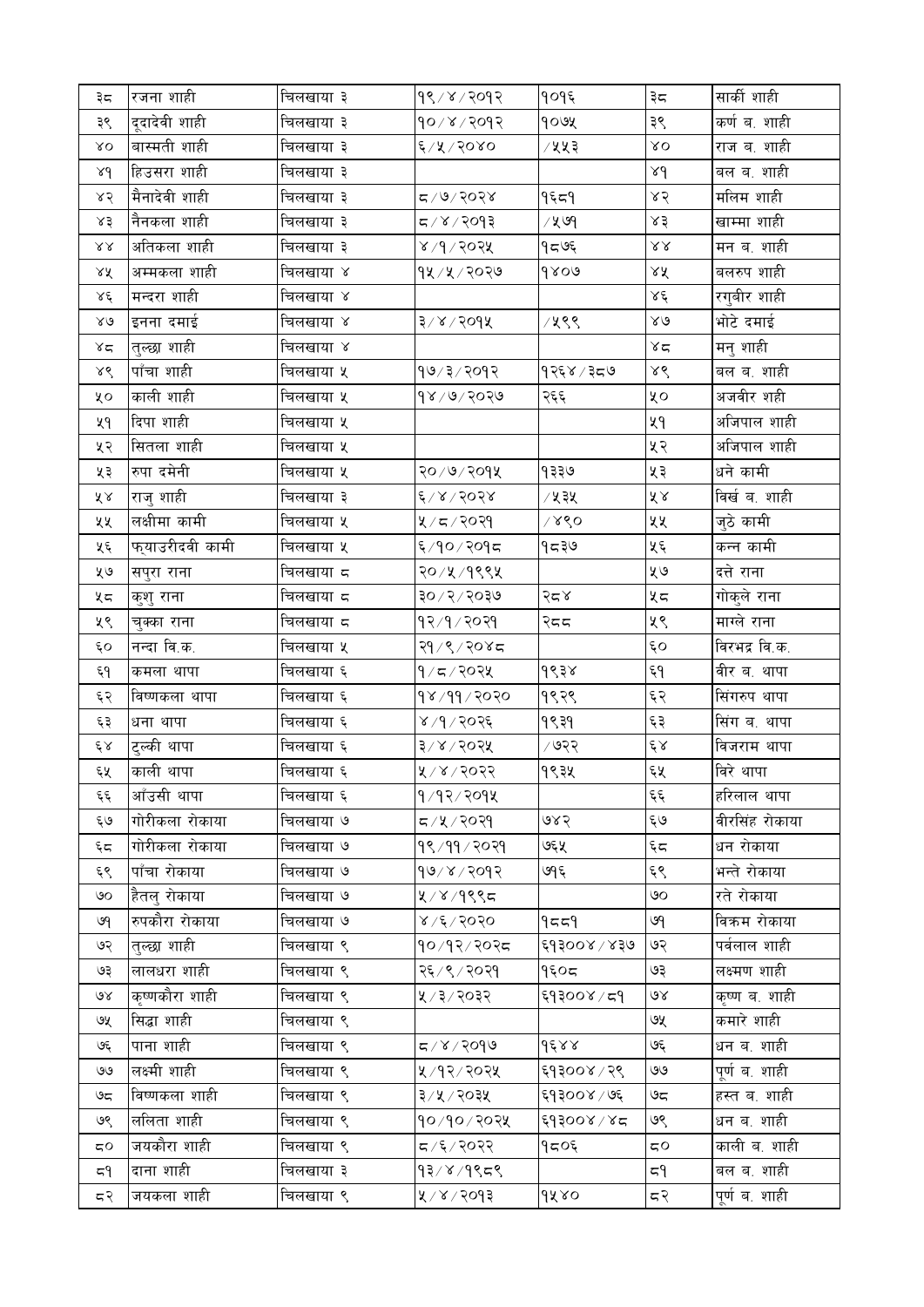| ३८ | रजना शाही | चिलखाया ३ | १९/४/२०१२ | १०१६ | ३८ | सार्की शाही |
|---|---|---|---|---|---|---|
| ३९ | दुदादेवी शाही | चिलखाया ३ | १०/४/२०१२ | १०७५ | ३९ | कर्ण ब. शाही |
| ४० | बास्मती शाही | चिलखाया ३ | ६/५/२०४० | /५५३ | ४० | राज ब. शाही |
| ४१ | हिउसरा शाही | चिलखाया ३ | | | ४१ | बल ब. शाही |
| ४२ | मैनादेवी शाही | चिलखाया ३ | ८/७/२०२४ | १६८१ | ४२ | मलिम शाही |
| ४३ | नैनकला शाही | चिलखाया ३ | ८/४/२०१३ | /५७१ | ४३ | खाम्मा शाही |
| ४४ | अतिकला शाही | चिलखाया ३ | ४/१/२०२५ | १८७६ | ४४ | मन ब. शाही |
| ४५ | अम्मकला शाही | चिलखाया ४ | १५/५/२०२७ | १४०७ | ४५ | बलरुप शाही |
| ४६ | मन्दरा शाही | चिलखाया ४ | | | ४६ | रगुबीर शाही |
| ४७ | इनना दमाई | चिलखाया ४ | ३/४/२०१५ | /५९९ | ४७ | भोटे दमाई |
| ४८ | तुल्छा शाही | चिलखाया ४ | | | ४८ | मनु शाही |
| ४९ | पाँचा शाही | चिलखाया ५ | १७/३/२०१२ | १२६४/३८७ | ४९ | बल ब. शाही |
| ५० | काली शाही | चिलखाया ५ | १४/७/२०२७ | २६६ | ५० | अजबीर शही |
| ५१ | दिपा शाही | चिलखाया ५ | | | ५१ | अजिपाल शाही |
| ५२ | सितला शाही | चिलखाया ५ | | | ५२ | अजिपाल शाही |
| ५३ | रुपा दमेनी | चिलखाया ५ | २०/७/२०१५ | १३३७ | ५३ | धने कामी |
| ५४ | राजु शाही | चिलखाया ३ | ६/४/२०२४ | /५३५ | ५४ | विर्ख ब. शाही |
| ५५ | लक्षीमा कामी | चिलखाया ५ | ५/८/२०२१ | /४९० | ५५ | जुठे कामी |
| ५६ | फ्याउरीदवी कामी | चिलखाया ५ | ६/१०/२०१८ | १८३७ | ५६ | कन्न कामी |
| ५७ | सपुरा राना | चिलखाया ८ | २०/५/१९९५ | | ५७ | दत्ते राना |
| ५८ | कुशु राना | चिलखाया ८ | ३०/२/२०३७ | २८४ | ५८ | गोकुले राना |
| ५९ | चुक्का राना | चिलखाया ८ | १२/१/२०२१ | २८८ | ५९ | माग्ले राना |
| ६० | नन्दा वि.क. | चिलखाया ५ | २१/९/२०४८ | | ६० | विरभद्र वि.क. |
| ६१ | कमला थापा | चिलखाया ६ | १/८/२०२५ | १९३४ | ६१ | वीर ब. थापा |
| ६२ | विष्णकला थापा | चिलखाया ६ | १४/११/२०२० | १९२९ | ६२ | सिंगरुप थापा |
| ६३ | धना थापा | चिलखाया ६ | ४/१/२०२६ | १९३१ | ६३ | सिंग ब. थापा |
| ६४ | टुल्की थापा | चिलखाया ६ | ३/४/२०२५ | /७२२ | ६४ | विजराम थापा |
| ६५ | काली थापा | चिलखाया ६ | ५/४/२०२२ | १९३५ | ६५ | विरे थापा |
| ६६ | आँउसी थापा | चिलखाया ६ | १/१२/२०१५ | | ६६ | हरिलाल थापा |
| ६७ | गोरीकला रोकाया | चिलखाया ७ | ८/५/२०२१ | ७४२ | ६७ | वीरसिंह रोकाया |
| ६८ | गोरीकला रोकाया | चिलखाया ७ | १९/११/२०२१ | ७६५ | ६८ | धन रोकाया |
| ६९ | पाँचा रोकाया | चिलखाया ७ | १७/४/२०१२ | ७१६ | ६९ | भन्ते रोकाया |
| ७० | हैतलु रोकाया | चिलखाया ७ | ५/४/१९९८ | | ७० | रते रोकाया |
| ७१ | रुपकौरा रोकाया | चिलखाया ७ | ४/६/२०२० | १८८१ | ७१ | विक्रम रोकाया |
| ७२ | तुल्छा शाही | चिलखाया ९ | १०/१२/२०२८ | ६१३००४/४३७ | ७२ | पर्वलाल शाही |
| ७३ | लालधरा शाही | चिलखाया ९ | २६/९/२०२१ | १६०८ | ७३ | लक्ष्मण शाही |
| ७४ | कृष्णकौरा शाही | चिलखाया ९ | ५/३/२०३२ | ६१३००४/८१ | ७४ | कृष्ण ब. शाही |
| ७५ | सिद्धा शाही | चिलखाया ९ | | | ७५ | कमारे शाही |
| ७६ | पाना शाही | चिलखाया ९ | ८/४/२०१७ | १६४४ | ७६ | धन ब. शाही |
| ७७ | लक्ष्मी शाही | चिलखाया ९ | ५/१२/२०२५ | ६१३००४/२९ | ७७ | पूर्ण ब. शाही |
| ७८ | विष्णकला शाही | चिलखाया ९ | ३/५/२०३५ | ६१३००४/७६ | ७८ | हस्त ब. शाही |
| ७९ | ललिता शाही | चिलखाया ९ | १०/१०/२०२५ | ६१३००४/४८ | ७९ | धन ब. शाही |
| ८० | जयकौरा शाही | चिलखाया ९ | ८/६/२०२२ | १८०६ | ८० | काली ब. शाही |
| ८१ | दाना शाही | चिलखाया ३ | १३/४/१९८९ | | ८१ | बल ब. शाही |
| ८२ | जयकला शाही | चिलखाया ९ | ५/४/२०१३ | १५४० | ८२ | पूर्ण ब. शाही |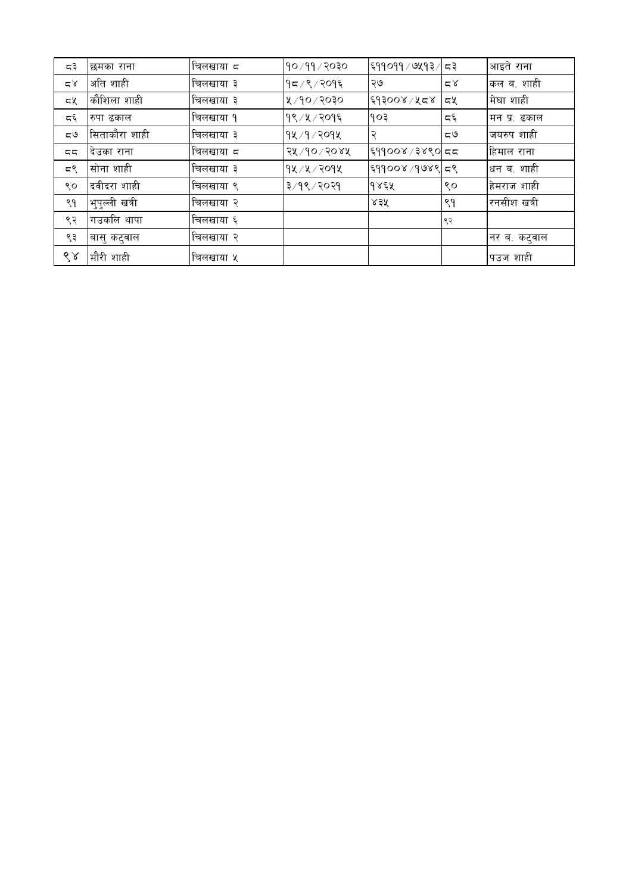| | | | | | | |
|---|---|---|---|---|---|---|
| ८३ | छमका राना | चिलखाया ८ | १०/११/२०३० | ६११०११/७५१३/ | ८३ | आइते राना |
| ८४ | अति शाही | चिलखाया ३ | १८/९/२०१६ | २७ | ८४ | कल ब. शाही |
| ८५ | कौशिला शाही | चिलखाया ३ | ५/१०/२०३० | ६१३००४/५८४ | ८५ | मेघा शाही |
| ८६ | रुपा ढकाल | चिलखाया १ | १९/५/२०१६ | १०३ | ८६ | मन प्र. ढकाल |
| ८७ | सिताकौरा शाही | चिलखाया ३ | १५/१/२०१५ | २ | ८७ | जयरुप शाही |
| ८८ | देउका राना | चिलखाया ८ | २५/१०/२०४५ | ६११००४/३४९० | ८८ | हिमाल राना |
| ८९ | सोना शाही | चिलखाया ३ | १५/५/२०१५ | ६११००४/१७४९ | ८९ | धन ब. शाही |
| ९० | दवीदरा शाही | चिलखाया ९ | ३/१९/२०२१ | १४६५ | ९० | हेमराज शाही |
| ९१ | भुपुल्ली खत्री | चिलखाया २ | | ४३५ | ९१ | रनसीश खत्री |
| ९२ | गउकलि थापा | चिलखाया ६ | | | ९२ | |
| ९३ | बासु कटुवाल | चिलखाया २ | | | | नर ब. कटुवाल |
| ९४ | मौरी शाही | चिलखाया ५ | | | | पउज शाही |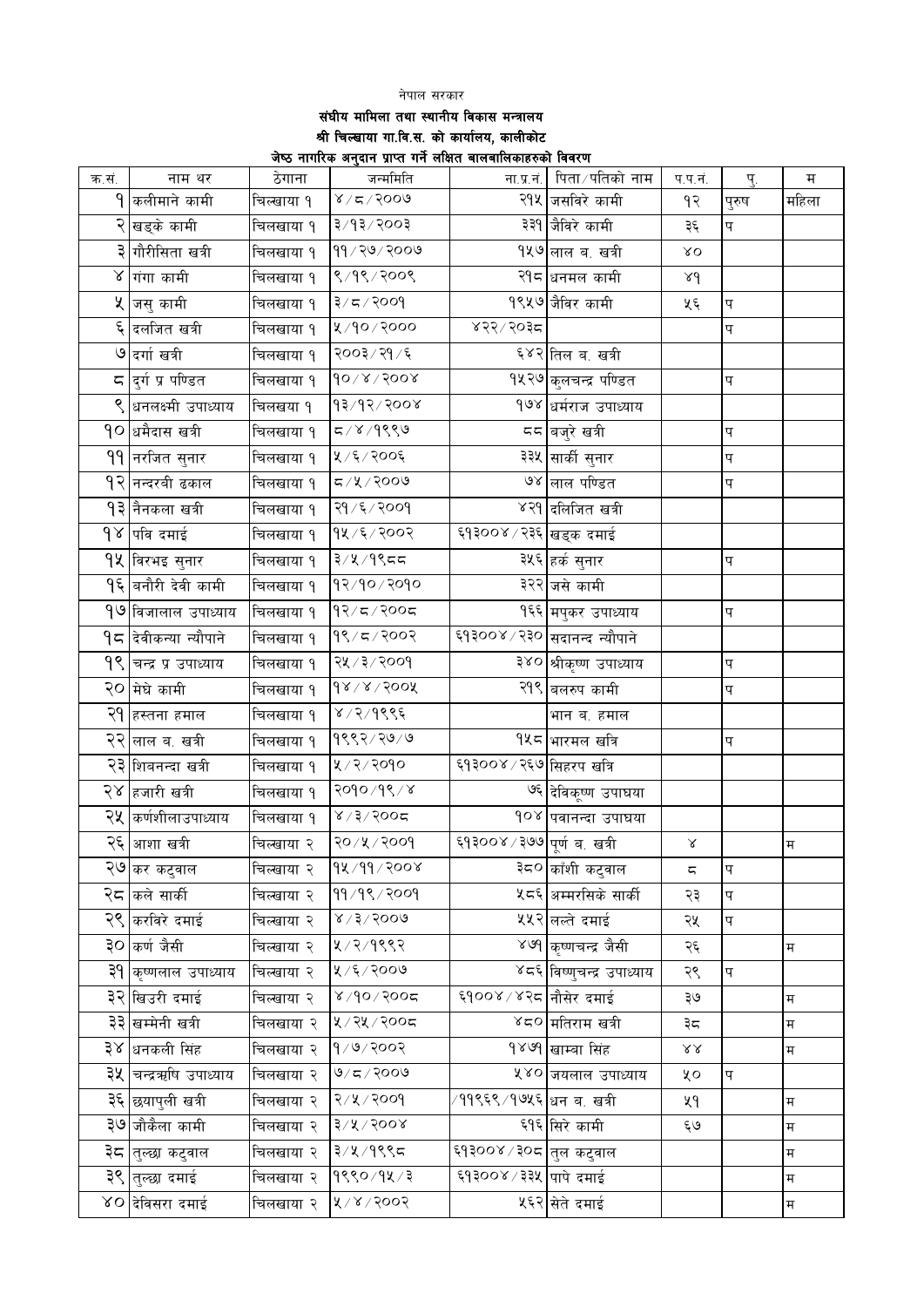नेपाल सरकार

**संघीय मामिला तथा स्थानीय विकास मन्त्रालय**

**श्री चिल्खाया गा.वि.स. को कार्यालय, कालीकोट**

**जेष्ठ नागरिक अनुदान प्राप्त गर्ने लक्षित बालबालिकाहरुको विवरण**

| क्र.सं. | नाम थर | ठेगाना | जन्ममिति | ना.प्र.नं. | पिता/पतिको नाम | प.प.नं. | पु. | म |
|---|---|---|---|---|---|---|---|---|
| १ | कलीमाने कामी | चिल्खाया १ | ४/८/२००७ | २१५ | जसबिरे कामी | १२ | पुरुष | महिला |
| २ | खड्के कामी | चिलखाया १ | ३/१३/२००३ | ३३१ | जैविरे कामी | ३६ | प | |
| ३ | गौरीसिता खत्री | चिलखाया १ | ११/२७/२००७ | १५७ | लाल ब. खत्री | ४० | | |
| ४ | गंगा कामी | चिलखाया १ | ९/१९/२००९ | २१८ | धनमल कामी | ४१ | | |
| ५ | जसु कामी | चिलखाया १ | ३/८/२००१ | १९५७ | जैविर कामी | ५६ | प | |
| ६ | दलजित खत्री | चिलखाया १ | ५/१०/२००० | ४२२/२०३८ | | | प | |
| ७ | दर्गा खत्री | चिलखाया १ | २००३/२१/६ | ६४२ | तिल ब. खत्री | | | |
| ८ | दुर्ग प्र पण्डित | चिलखाया १ | १०/४/२००४ | १५२७ | कुलचन्द्र पण्डित | | प | |
| ९ | धनलक्ष्मी उपाध्याय | चिलखया १ | १३/१२/२००४ | १७४ | धर्मराज उपाध्याय | | | |
| १० | धमैदास खत्री | चिलखया १ | ८/४/१९९७ | ८८ | बजुरे खत्री | | प | |
| ११ | नरजित सुनार | चिलखाया १ | ५/६/२००६ | ३३५ | सार्की सुनार | | प | |
| १२ | नन्दरवी ढकाल | चिलखाया १ | ८/५/२००७ | ७४ | लाल पण्डित | | प | |
| १३ | नैनकला खत्री | चिलखाया १ | २१/६/२००१ | ४२१ | दलिजित खत्री | | | |
| १४ | पवि दमाई | चिलखाया १ | १५/६/२००२ | ६१३००४/२३६ | खड्क दमाई | | | |
| १५ | विरभद्र सुनार | चिलखाया १ | ३/५/१९८८ | ३५६ | हर्के सुनार | | प | |
| १६ | बनौरी देवी कामी | चिलखाया १ | १२/१०/२०१० | ३२२ | जसे कामी | | | |
| १७ | विजालाल उपाध्याय | चिलखाया १ | १२/८/२००८ | १६६ | मपुकर उपाध्याय | | प | |
| १८ | देवीकन्या न्यौपाने | चिलखाया १ | १९/८/२००२ | ६१३००४/२३० | सदानन्द न्यौपाने | | | |
| १९ | चन्द्र प्र उपाध्याय | चिलखाया १ | २५/३/२००१ | ३४० | श्रीकृष्ण उपाध्याय | | प | |
| २० | मेघे कामी | चिलखाया १ | १४/४/२००५ | २१९ | बलरुप कामी | | प | |
| २१ | हस्तना हमाल | चिलखाया १ | ४/२/१९९६ | | भान ब. हमाल | | | |
| २२ | लाल ब. खत्री | चिलखाया १ | १९९२/२७/७ | १५८ | भारमल खत्रि | | प | |
| २३ | शिबनन्दा खत्री | चिलखाया १ | ५/२/२०१० | ६१३००४/२६७ | सिहरप खत्रि | | | |
| २४ | हजारी खत्री | चिलखाया १ | २०१०/१९/४ | ७६ | देविकृष्ण उपाघया | | | |
| २५ | कर्णशीलाउपाध्याय | चिलखाया १ | ४/३/२००८ | १०४ | पवानन्दा उपाघया | | | |
| २६ | आशा खत्री | चिल्खाया २ | २०/५/२००१ | ६१३००४/३७७ | पूर्ण ब. खत्री | ४ | | म |
| २७ | कर कटुवाल | चिल्खाया २ | १५/११/२००४ | ३८० | काँशी कटुवाल | ८ | प | |
| २८ | कले सार्की | चिल्खाया २ | ११/१९/२००१ | ५८६ | अम्मरसिके सार्की | २३ | प | |
| २९ | करविरे दमाई | चिल्खाया २ | ४/३/२००७ | ५५२ | लल्ते दमाई | २५ | प | |
| ३० | कर्ण जैसी | चिल्खाया २ | ५/२/१९९२ | ४७१ | कृष्णचन्द्र जैसी | २६ | | म |
| ३१ | कृष्णलाल उपाध्याय | चिल्खाया २ | ५/६/२००७ | ४८६ | विष्णुचन्द्र उपाध्याय | २९ | प | |
| ३२ | खिउरी दमाई | चिल्खाया २ | ४/१०/२००८ | ६१००४/४२८ | नौसेर दमाई | ३७ | | म |
| ३३ | खम्मेनी खत्री | चिलखाया २ | ५/२५/२००८ | ४८० | मतिराम खत्री | ३८ | | म |
| ३४ | धनकली सिंह | चिलखाया २ | १/७/२००२ | १४७१ | खाम्बा सिंह | ४४ | | म |
| ३५ | चन्द्रऋषि उपाध्याय | चिलखाया २ | ७/८/२००७ | ५४० | जयलाल उपाध्याय | ५० | प | |
| ३६ | छयापुली खत्री | चिलखाया २ | २/५/२००१ | /११९६९/१७५६ | धन ब. खत्री | ५१ | | म |
| ३७ | जौकैला कामी | चिलखाया २ | ३/५/२००४ | ६१६ | सिरे कामी | ६७ | | म |
| ३८ | तुल्छा कटुवाल | चिलखाया २ | ३/५/१९९८ | ६१३००४/३०८ | तुल कटुवाल | | | म |
| ३९ | तुल्छा दमाई | चिलखाया २ | १९९०/१५/३ | ६१३००४/३३५ | पापे दमाई | | | म |
| ४० | देविसरा दमाई | चिलखाया २ | ५/४/२००२ | ५६२ | सेते दमाई | | | म |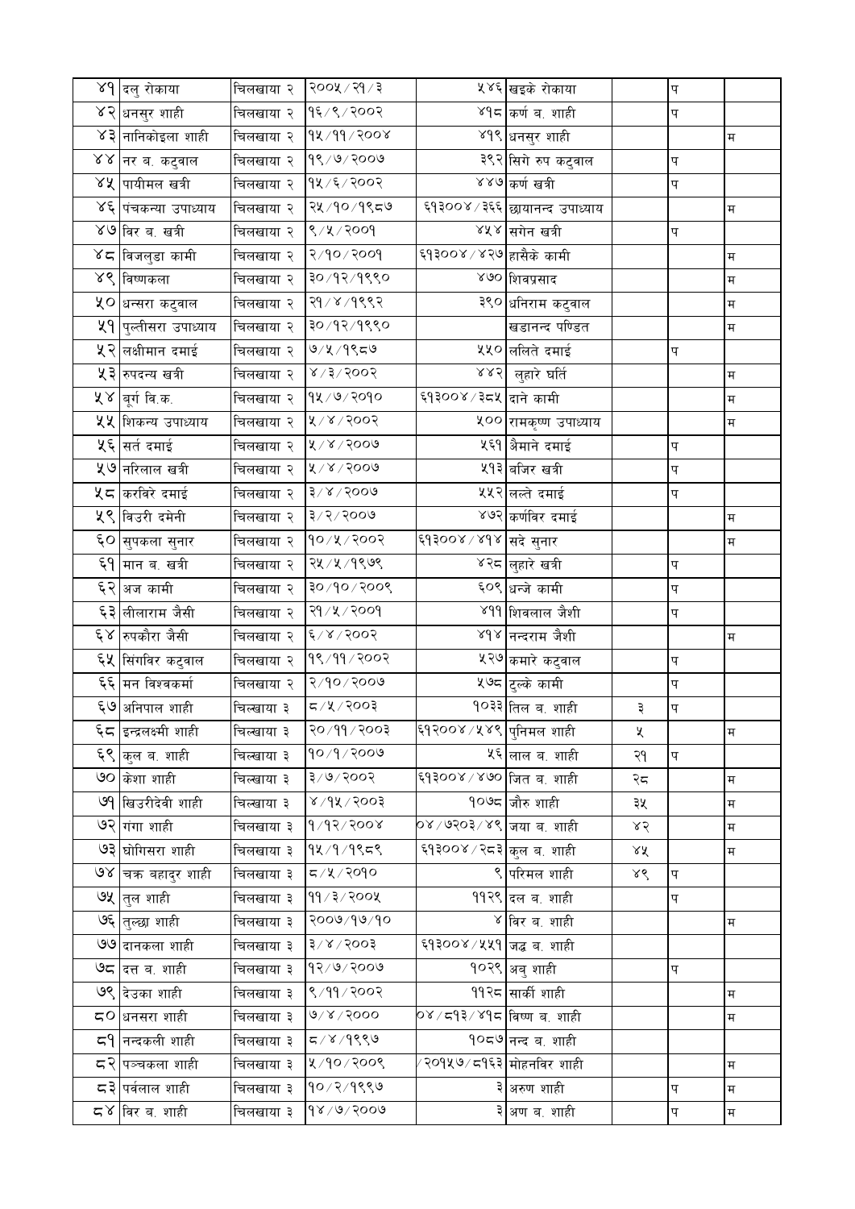| | | | | | | | | |
|---|---|---|---|---|---|---|---|---|
| ४१ | दलु रोकाया | चिलखाया २ | २००५/२१/३ | ५४६ | खड्के रोकाया | | प | |
| ४२ | धनसुर शाही | चिलखाया २ | १६/९/२००२ | ४१८ | कर्ण ब. शाही | | प | |
| ४३ | नानिकोइला शाही | चिलखाया २ | १५/११/२००४ | ४१९ | धनसुर शाही | | | म |
| ४४ | नर ब. कटुवाल | चिलखाया २ | १९/७/२००७ | ३९२ | सिगे रुप कटुवाल | | प | |
| ४५ | पायीमल खत्री | चिलखाया २ | १५/६/२००२ | ४४७ | कर्ण खत्री | | प | |
| ४६ | पंचकन्या उपाध्याय | चिलखाया २ | २५/१०/१९८७ | ६१३००४/३६६ | छायानन्द उपाध्याय | | | म |
| ४७ | विर ब. खत्री | चिलखाया २ | ९/५/२००१ | ४५४ | सगेन खत्री | | प | |
| ४८ | विजलुडा कामी | चिलखाया २ | २/१०/२००१ | ६१३००४/४२७ | हासैके कामी | | | म |
| ४९ | विष्णकला | चिलखाया २ | ३०/१२/१९९० | ४७० | शिवप्रसाद | | | म |
| ५० | धन्सरा कटुवाल | चिलखाया २ | २१/४/१९९२ | ३९० | धनिराम कटुवाल | | | म |
| ५१ | पुल्तीसरा उपाध्याय | चिलखाया २ | ३०/१२/१९९० | | खडानन्द पण्डित | | | म |
| ५२ | लक्षीमान दमाई | चिलखाया २ | ७/५/१९८७ | ५५० | ललिते दमाई | | प | |
| ५३ | रुपदन्य खत्री | चिलखाया २ | ४/३/२००२ | ४४२ | लुहारे घर्ति | | | म |
| ५४ | बूर्ग वि.क. | चिलखाया २ | १५/७/२०१० | ६१३००४/३८५ | दाने कामी | | | म |
| ५५ | शिकन्य उपाध्याय | चिलखाया २ | ५/४/२००२ | ५०० | रामकृष्ण उपाध्याय | | | म |
| ५६ | सर्त दमाई | चिलखाया २ | ५/४/२००७ | ५६१ | अैमाने दमाई | | प | |
| ५७ | नरिलाल खत्री | चिलखाया २ | ५/४/२००७ | ५१३ | बजिर खत्री | | प | |
| ५८ | करविरे दमाई | चिलखाया २ | ३/४/२००७ | ५५२ | लल्ते दमाई | | प | |
| ५९ | विउरी दमेनी | चिलखाया २ | ३/२/२००७ | ४७२ | कर्णविर दमाई | | | म |
| ६० | सुपकला सुनार | चिलखाया २ | १०/५/२००२ | ६१३००४/४१४ | सदे सुनार | | | म |
| ६१ | मान ब. खत्री | चिलखाया २ | २५/५/१९७९ | ४२८ | लुहारे खत्री | | प | |
| ६२ | अज कामी | चिलखाया २ | ३०/१०/२००९ | ६०९ | धन्जे कामी | | प | |
| ६३ | लीलाराम जैसी | चिलखाया २ | २१/५/२००१ | ४११ | शिवलाल जैशी | | प | |
| ६४ | रुपकौरा जैसी | चिलखाया २ | ६/४/२००२ | ४१४ | नन्दराम जैशी | | | म |
| ६५ | सिंगविर कटुवाल | चिलखाया २ | १९/११/२००२ | ५२७ | कमारे कटुवाल | | प | |
| ६६ | मन विश्वकर्मा | चिलखाया २ | २/१०/२००७ | ५७८ | टुल्के कामी | | प | |
| ६७ | अनिपाल शाही | चिल्खाया ३ | ८/५/२००३ | १०३३ | तिल ब. शाही | ३ | प | |
| ६८ | इन्द्रलक्ष्मी शाही | चिल्खाया ३ | २०/११/२००३ | ६१२००४/५४९ | पुनिमल शाही | ५ | | म |
| ६९ | कुल ब. शाही | चिल्खाया ३ | १०/१/२००७ | ५६ | लाल ब. शाही | २१ | प | |
| ७० | केशा शाही | चिल्खाया ३ | ३/७/२००२ | ६१३००४/४७० | जित ब. शाही | २८ | | म |
| ७१ | खिउरीदेवी शाही | चिल्खाया ३ | ४/१५/२००३ | १०७८ | जौरु शाही | ३५ | | म |
| ७२ | गंगा शाही | चिलखाया ३ | १/१२/२००४ | ०४/७२०३/४९ | जया ब. शाही | ४२ | | म |
| ७३ | घोगिसरा शाही | चिलखाया ३ | १५/१/१९८९ | ६१३००४/२८३ | कुल ब. शाही | ४५ | | म |
| ७४ | चक्र बहादुर शाही | चिलखाया ३ | ८/५/२०१० | ९ | परिमल शाही | ४९ | प | |
| ७५ | तुल शाही | चिलखाया ३ | ११/३/२००५ | ११२९ | दल ब. शाही | | प | |
| ७६ | तुल्छा शाही | चिलखाया ३ | २००७/१७/१० | ४ | विर ब. शाही | | | म |
| ७७ | दानकला शाही | चिलखाया ३ | ३/४/२००३ | ६१३००४/५५१ | जद्ध ब. शाही | | | |
| ७८ | दत्त ब. शाही | चिलखाया ३ | १२/७/२००७ | १०२९ | अबु शाही | | प | |
| ७९ | देउका शाही | चिलखाया ३ | ९/११/२००२ | ११२८ | सार्की शाही | | | म |
| ८० | धनसरा शाही | चिलखाया ३ | ७/४/२००० | ०४/८१३/४१८ | विष्ण ब. शाही | | | म |
| ८१ | नन्दकली शाही | चिलखाया ३ | ८/४/१९९७ | १०८७ | नन्द ब. शाही | | | |
| ८२ | पञ्चकला शाही | चिलखाया ३ | ५/१०/२००९ | /२०१५७/८१६३ | मोहनविर शाही | | | म |
| ८३ | पर्वलाल शाही | चिलखाया ३ | १०/२/१९९७ | ३ | अरुण शाही | | प | म |
| ८४ | विर ब. शाही | चिलखाया ३ | १४/७/२००७ | ३ | अण ब. शाही | | प | म |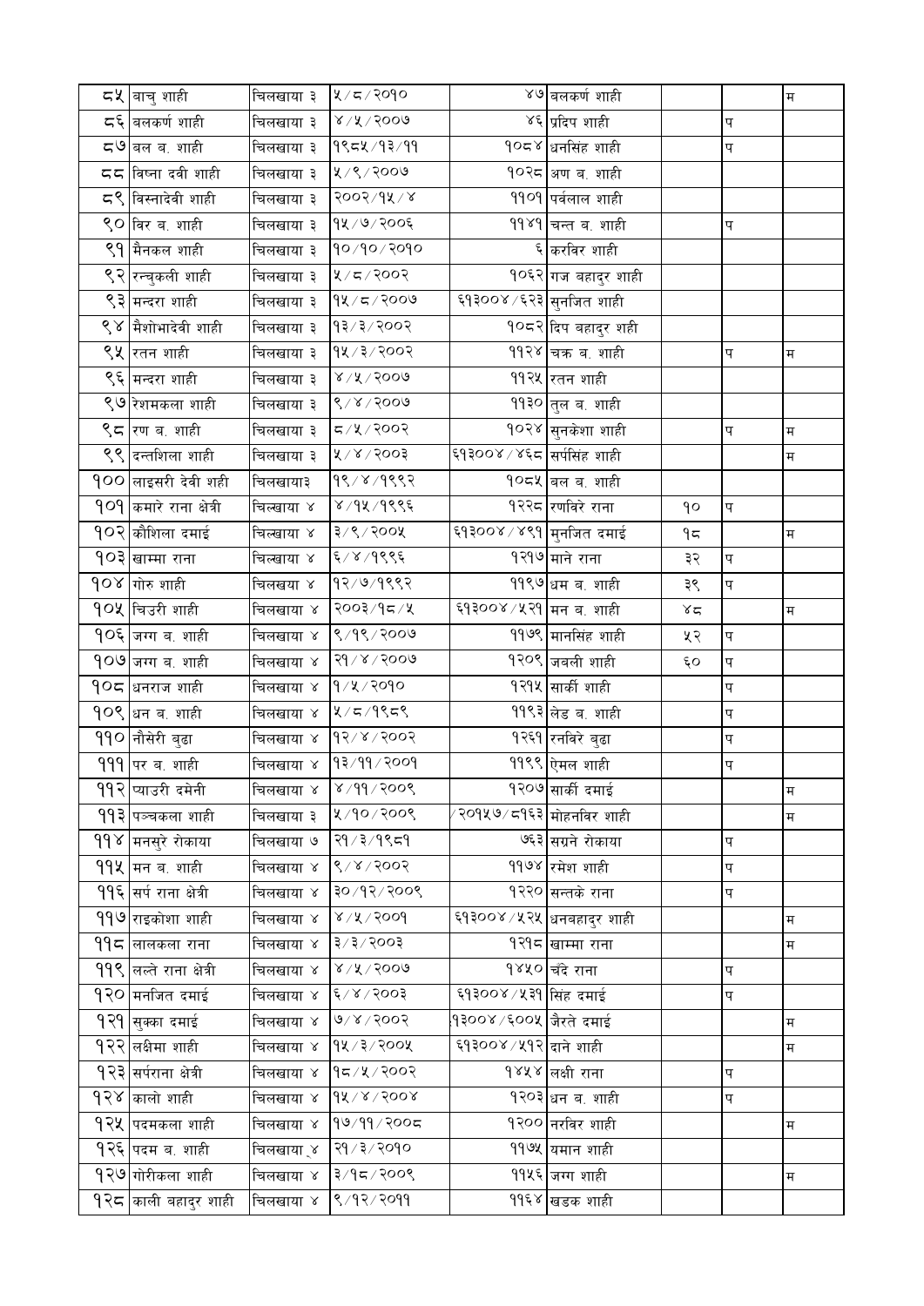| | | | | | | | | |
|---|---|---|---|---|---|---|---|---|
| ८५ | बाचु शाही | चिलखाया ३ | ५/८/२०१० | ४७ | बलकर्ण शाही | | | म |
| ८६ | बलकर्ण शाही | चिलखाया ३ | ४/५/२००७ | ४६ | प्रदिप शाही | | प | |
| ८७ | बल ब. शाही | चिलखाया ३ | १९८५/१३/११ | १०८४ | धनसिंह शाही | | प | |
| ८८ | विष्ना दवी शाही | चिलखाया ३ | ५/९/२००७ | १०२८ | अण ब. शाही | | | |
| ८९ | विस्नादेवी शाही | चिलखाया ३ | २००२/१५/४ | ११०१ | पर्वलाल शाही | | | |
| ९० | विर ब. शाही | चिलखाया ३ | १५/७/२००६ | ११४१ | चन्त ब. शाही | | प | |
| ९१ | मैनकल शाही | चिलखाया ३ | १०/१०/२०१० | ६ | करविर शाही | | | |
| ९२ | रन्चुकली शाही | चिलखाया ३ | ५/८/२००२ | १०६२ | गज बहादुर शाही | | | |
| ९३ | मन्दरा शाही | चिलखाया ३ | १५/८/२००७ | ६१३००४/६२३ | सुनजित शाही | | | |
| ९४ | मैशोभादेवी शाही | चिलखाया ३ | १३/३/२००२ | १०८२ | दिप बहादुर शही | | | |
| ९५ | रतन शाही | चिलखाया ३ | १५/३/२००२ | ११२४ | चक्र ब. शाही | | प | म |
| ९६ | मन्दरा शाही | चिलखाया ३ | ४/५/२००७ | ११२५ | रतन शाही | | | |
| ९७ | रेशमकला शाही | चिलखाया ३ | ९/४/२००७ | ११३० | तुल ब. शाही | | | |
| ९८ | रण ब. शाही | चिलखाया ३ | ८/५/२००२ | १०२४ | सुनकेशा शाही | | प | म |
| ९९ | दन्तशिला शाही | चिलखाया ३ | ५/४/२००३ | ६१३००४/४६८ | सर्पसिंह शाही | | | म |
| १०० | लाइसरी देवी शही | चिलखाया३ | १९/४/१९९२ | १०८५ | बल ब. शाही | | | |
| १०१ | कमारे राना क्षेत्री | चिल्खाया ४ | ४/१५/१९९६ | १२२८ | रणविरे राना | १० | प | |
| १०२ | कौशिला दमाई | चिल्खाया ४ | ३/९/२००५ | ६१३००४/४९१ | मुनजित दमाई | १८ | | म |
| १०३ | खाम्मा राना | चिल्खाया ४ | ६/४/१९९६ | १२१७ | माने राना | ३२ | प | |
| १०४ | गोरु शाही | चिलखया ४ | १२/७/१९९२ | ११९७ | धम ब. शाही | ३९ | प | |
| १०५ | चिउरी शाही | चिलखाया ४ | २००३/१८/५ | ६१३००४/५२१ | मन ब. शाही | ४८ | | म |
| १०६ | जग्ग ब. शाही | चिलखाया ४ | ९/१९/२००७ | ११७९ | मानसिंह शाही | ५२ | प | |
| १०७ | जग्ग ब. शाही | चिलखाया ४ | २१/४/२००७ | १२०९ | जबली शाही | ६० | प | |
| १०८ | धनराज शाही | चिलखाया ४ | १/५/२०१० | १२१५ | सार्की शाही | | प | |
| १०९ | धन ब. शाही | चिलखाया ४ | ५/८/१९८९ | ११९३ | लेड ब. शाही | | प | |
| ११० | नौसेरी बुढा | चिलखाया ४ | १२/४/२००२ | १२६१ | रनविरे बुढा | | प | |
| १११ | पर ब. शाही | चिलखाया ४ | १३/११/२००१ | ११९९ | ऐमल शाही | | प | |
| ११२ | प्याउरी दमेनी | चिलखाया ४ | ४/११/२००९ | १२०७ | सार्की दमाई | | | म |
| ११३ | पञ्चकला शाही | चिलखाया ३ | ५/१०/२००९ | /२०१५७/८१६३ | मोहनविर शाही | | | म |
| ११४ | मनसुरे रोकाया | चिलखाया ७ | २१/३/१९८१ | ७६३ | सग्रने रोकाया | | प | |
| ११५ | मन ब. शाही | चिलखाया ४ | ९/४/२००२ | ११७४ | रमेश शाही | | प | |
| ११६ | सर्प राना क्षेत्री | चिलखाया ४ | ३०/१२/२००९ | १२२० | सन्तके राना | | प | |
| ११७ | राइकोशा शाही | चिलखाया ४ | ४/५/२००१ | ६१३००४/५२५ | धनबहादुर शाही | | | म |
| ११८ | लालकला राना | चिलखाया ४ | ३/३/२००३ | १२१८ | खाम्मा राना | | | म |
| ११९ | लल्ते राना क्षेत्री | चिलखाया ४ | ४/५/२००७ | १४५० | चँदे राना | | प | |
| १२० | मनजित दमाई | चिलखाया ४ | ६/४/२००३ | ६१३००४/५३१ | सिंह दमाई | | प | |
| १२१ | सुक्का दमाई | चिलखाया ४ | ७/४/२००२ | १३००४/६००५ | जैरते दमाई | | | म |
| १२२ | लक्षिमा शाही | चिलखाया ४ | १५/३/२००५ | ६१३००४/५१२ | दाने शाही | | | म |
| १२३ | सर्पराना क्षेत्री | चिलखाया ४ | १८/५/२००२ | १४५४ | लक्षी राना | | प | |
| १२४ | कालो शाही | चिलखाया ४ | १५/४/२००४ | १२०३ | धन ब. शाही | | प | |
| १२५ | पदमकला शाही | चिलखाया ४ | १७/११/२००८ | १२०० | नरविर शाही | | | म |
| १२६ | पदम ब. शाही | चिलखाया ४ | २१/३/२०१० | ११७५ | यमान शाही | | | |
| १२७ | गोरीकला शाही | चिलखाया ४ | ३/१८/२००९ | ११५६ | जग्ग शाही | | | म |
| १२८ | काली बहादुर शाही | चिलखाया ४ | ९/१२/२०११ | ११६४ | खडक शाही | | | |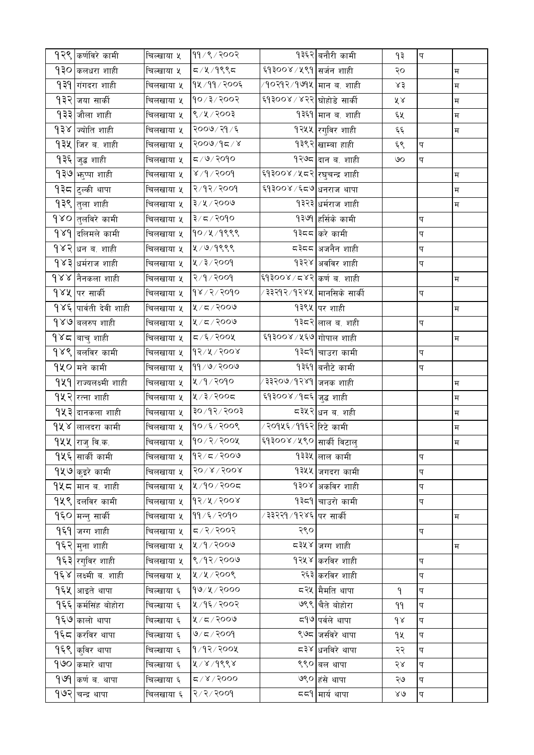| | | | | | | | | |
|---|---|---|---|---|---|---|---|---|
| १२९ | कर्णविरे कामी | चिल्खाया ५ | ११/९/२००२ | १३६२ | बनौरी कामी | १३ | प | |
| १३० | कलधरा शाही | चिल्खाया ५ | ८/५/१९९८ | ६१३००४/५९१ | सर्जन शाही | २० | | म |
| १३१ | गंगदरा शाही | चिलखाया ५ | १५/११/२००६ | /१०२१२/१७१५ | मान ब. शाही | ४३ | | म |
| १३२ | जया सार्की | चिलखाया ५ | १०/३/२००२ | ६१३००४/४२२ | घोहोडे सार्की | ५४ | | म |
| १३३ | जौला शाही | चिलखाया ५ | ९/५/२००३ | १३६१ | मान ब. शाही | ६५ | | म |
| १३४ | ज्योति शाही | चिलखाया ५ | २००७/२१/६ | १२५५ | रगुविर शाही | ६६ | | म |
| १३५ | जिर ब. शाही | चिलखाया ५ | २००७/१८/४ | १३९२ | खाम्बा हाही | ६९ | प | |
| १३६ | जुद्ध शाही | चिलखाया ५ | ८/७/२०१० | १२७८ | दान ब. शाही | ७० | प | |
| १३७ | भुप्पा शाही | चिलखाया ५ | ४/१/२००१ | ६१३००४/५८२ | रघुचन्द्र शाही | | | म |
| १३८ | टुल्की थापा | चिलखाया ५ | २/१२/२००१ | ६१३००४/६८७ | धनराज थापा | | | म |
| १३९ | तुला शाही | चिलखाया ५ | ३/५/२००७ | १३२३ | धर्मराज शाही | | | म |
| १४० | तुलविरे कामी | चिलखाया ५ | ३/८/२०१० | १३७१ | हर्सिके कामी | | प | |
| १४१ | दलिमले कामी | चिलखाया ५ | १०/५/१९९९ | १३८८ | करे कामी | | प | |
| १४२ | धन ब. शाही | चिलखाया ५ | ५/७/१९९९ | ८३८८ | अजनैन शाही | | प | |
| १४३ | धर्मराज शाही | चिलखाया ५ | ५/३/२००१ | १३२४ | अववुर शाही | | प | |
| १४४ | नैनकला शाही | चिलखाया ५ | २/१/२००१ | ६१३००४/८४२ | कर्ण ब. शाही | | | म |
| १४५ | पर सार्की | चिलखाया ५ | १४/२/२०१० | /३३२१२/१२४५ | मानसिके सार्की | | प | |
| १४६ | पार्वती देवी शाही | चिलखाया ५ | ५/८/२००७ | १३९५ | पर शाही | | | म |
| १४७ | बलरुप शाही | चिलखाया ५ | ५/८/२००७ | १३८२ | लाल ब. शही | | प | |
| १४८ | बाचु शाही | चिलखाया ५ | ८/६/२००५ | ६१३००४/५६७ | गोपाल शाही | | | म |
| १४९ | बलविर कामी | चिलखाया ५ | १२/५/२००४ | १३८१ | चाउरा कामी | | प | |
| १५० | मने कामी | चिलखाया ५ | ११/७/२००७ | १३६१ | बनौटे कामी | | प | |
| १५१ | राज्यलक्ष्मी शाही | चिलखाया ५ | ५/१/२०१० | /३३२०७/१२४१ | जनक शाही | | | म |
| १५२ | रत्ना शाही | चिलखाया ५ | ५/३/२००८ | ६१३००४/१८६ | जुद्ध शाही | | | म |
| १५३ | दानकला शाही | चिलखाया ५ | ३०/१२/२००३ | ८३५२ | धन ब. शही | | | म |
| १५४ | लालदरा कामी | चिलखाया ५ | १०/६/२००९ | /२०१५६/११६२ | रिटे कामी | | | म |
| १५५ | राजु वि.क. | चिलखाया ५ | १०/२/२००५ | ६१३००४/५९० | सार्की विटालु | | | म |
| १५६ | सार्की कामी | चिलखाया ५ | १२/८/२००७ | १३३५ | लाल कामी | | प | |
| १५७ | कुइरे कामी | चिलखाया ५ | २०/४/२००४ | १३५५ | जगदरा कामी | | प | |
| १५८ | मान ब. शाही | चिलखाया ५ | ५/१०/२००८ | १३०४ | अकविर शाही | | प | |
| १५९ | दलविर कामी | चिलखाया ५ | १२/५/२००४ | १३८१ | चाउरो कामी | | प | |
| १६० | मन्नु सार्की | चिलखाया ५ | ११/६/२०१० | /३३२२१/१२४६ | पर सार्की | | | म |
| १६१ | जग्ग शाही | चिलखाया ५ | ८/२/२००२ | २९० | | | प | |
| १६२ | मुना शाही | चिलखाया ५ | ५/१/२००७ | ८३५४ | जग्ग शाही | | | म |
| १६३ | रगुविर शाही | चिलखाया ५ | ९/१२/२००७ | १२५४ | करविर शाही | | प | |
| १६४ | लक्ष्मी ब. शाही | चिलखया ५ | ५/५/२००९ | २६३ | करविर शाही | | प | |
| १६५ | आइते थापा | चिल्खाया ६ | १७/५/२००० | ८२५ | मैमति थापा | १ | प | |
| १६६ | कर्मसिंह बोहोरा | चिल्खाया ६ | ५/१६/२००२ | ७९९ | चैते बोहोरा | ११ | प | |
| १६७ | कालो थापा | चिल्खाया ६ | ५/८/२००७ | ८१७ | पर्वले थापा | १४ | प | |
| १६८ | करविर थापा | चिल्खाया ६ | ७/८/२००१ | ९७८ | जर्सविरे थापा | १५ | प | |
| १६९ | कुविर थापा | चिल्खाया ६ | १/१२/२००५ | ८३४ | धनविरे थापा | २२ | प | |
| १७० | कमारे थापा | चिल्खाया ६ | ५/४/१९९४ | ९९० | बल थापा | २४ | प | |
| १७१ | कर्ण ब. थापा | चिल्खाया ६ | ८/४/२००० | ७९० | हंसे थापा | २७ | प | |
| १७२ | चन्द्र थापा | चिलखाया ६ | २/२/२००१ | ८८१ | मार्य थापा | ४७ | प | |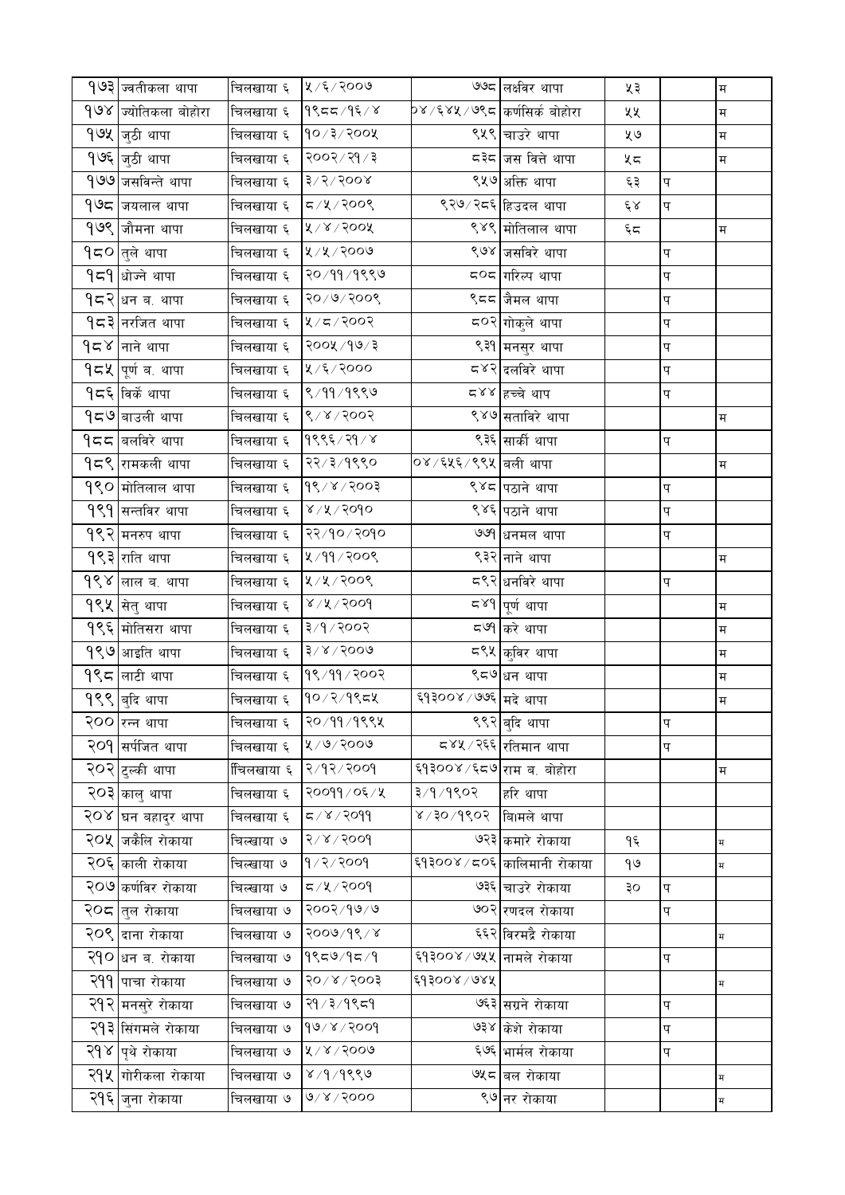| | | | | | | | | |
|---|---|---|---|---|---|---|---|---|
| १७३ | ज्वतीकला थापा | चिलखाया ६ | ५/६/२००७ | ७७८ | लक्ष्विर थापा | ५३ | | म |
| १७४ | ज्योतिकला बोहोरा | चिलखाया ६ | १९८८/१६/४ | ०४/६४५/७९८ | कर्णसिर्क बोहोरा | ५५ | | म |
| १७५ | जुठी थापा | चिलखाया ६ | १०/३/२००५ | ९५९ | चाउरे थापा | ५७ | | म |
| १७६ | जुठी थापा | चिलखाया ६ | २००२/२१/३ | ८३८ | जस वित्ते थापा | ५८ | | म |
| १७७ | जसविन्ते थापा | चिलखाया ६ | ३/२/२००४ | ९५७ | अक्ति थापा | ६३ | प | |
| १७८ | जयलाल थापा | चिलखाया ६ | ८/५/२००९ | ९२७/२८६ | हिउदल थापा | ६४ | प | |
| १७९ | जौमना थापा | चिलखाया ६ | ५/४/२००५ | ९४९ | मोतिलाल थापा | ६८ | | म |
| १८० | तुले थापा | चिलखाया ६ | ५/५/२००७ | ९७४ | जसविरे थापा | | प | |
| १८१ | धोज्ने थापा | चिलखाया ६ | २०/११/१९९७ | ८०८ | गरिल्प थापा | | प | |
| १८२ | धन ब. थापा | चिलखाया ६ | २०/७/२००९ | ९८८ | जैमल थापा | | प | |
| १८३ | नरजित थापा | चिलखाया ६ | ५/८/२००२ | ८०२ | गोकुले थापा | | प | |
| १८४ | नाने थापा | चिलखाया ६ | २००५/१७/३ | ९३१ | मनसुर थापा | | प | |
| १८५ | पूर्ण ब. थापा | चिलखाया ६ | ५/६/२००० | ८४२ | दलविरे थापा | | प | |
| १८६ | विर्के थापा | चिलखाया ६ | ९/११/१९९७ | ८४४ | हच्चे थाप | | प | |
| १८७ | बाउली थापा | चिलखाया ६ | ९/४/२००२ | ९४७ | सताविरे थापा | | | म |
| १८८ | बलविरे थापा | चिलखाया ६ | १९९६/२१/४ | ९३६ | सार्की थापा | | प | |
| १८९ | रामकली थापा | चिलखाया ६ | २२/३/१९९० | ०४/६५६/९९५ | बली थापा | | | म |
| १९० | मोतिलाल थापा | चिलखाया ६ | १९/४/२००३ | ९४८ | पठाने थापा | | प | |
| १९१ | सन्तविर थापा | चिलखाया ६ | ४/५/२०१० | ९४६ | पठाने थापा | | प | |
| १९२ | मनरुप थापा | चिलखाया ६ | २२/१०/२०१० | ७७१ | धनमल थापा | | प | |
| १९३ | राति थापा | चिलखाया ६ | ५/११/२००९ | ९३२ | नाने थापा | | | म |
| १९४ | लाल ब. थापा | चिलखाया ६ | ५/५/२००९ | ८९२ | धनविरे थापा | | प | |
| १९५ | सेतु थापा | चिलखाया ६ | ४/५/२००१ | ८४१ | पूर्ण थापा | | | म |
| १९६ | मोतिसरा थापा | चिलखाया ६ | ३/१/२००२ | ८७१ | करे थापा | | | म |
| १९७ | आइति थापा | चिलखाया ६ | ३/४/२००७ | ८९५ | कुविर थापा | | | म |
| १९८ | लाटी थापा | चिलखाया ६ | १९/११/२००२ | ९८७ | धन थापा | | | म |
| १९९ | बुदि थापा | चिलखाया ६ | १०/२/१९८५ | ६१३००४/७७६ | मदे थापा | | | म |
| २०० | रन्न थापा | चिलखाया ६ | २०/११/१९९५ | ९९२ | बुदि थापा | | प | |
| २०१ | सर्पजित थापा | चिलखाया ६ | ५/७/२००७ | ८४५/२६६ | रतिमान थापा | | प | |
| २०२ | टुल्की थापा | चिलखाया ६ | २/१२/२००१ | ६१३००४/६८७ | राम ब. बोहोरा | | | म |
| २०३ | कालु थापा | चिलखाया ६ | २००११/०६/५ | ३/१/१९०२ | हरि थापा | | | |
| २०४ | घन बहादुर थापा | चिलखाया ६ | ८/४/२०११ | ४/३०/१९०२ | बिामले थापा | | | |
| २०५ | जकैलि रोकाया | चिल्खाया ७ | २/४/२००१ | ७२३ | कमारे रोकाया | १६ | | म |
| २०६ | काली रोकाया | चिल्खाया ७ | १/२/२००१ | ६१३००४/८०६ | कालिमानी रोकाया | १७ | | म |
| २०७ | कर्णविर रोकाया | चिल्खाया ७ | ८/५/२००१ | ७३६ | चाउरे रोकाया | ३० | प | |
| २०८ | तुल रोकाया | चिलखाया ७ | २००२/१७/७ | ७०२ | रणदल रोकाया | | प | |
| २०९ | दाना रोकाया | चिलखाया ७ | २००७/१९/४ | ६६२ | विरमद्रै रोकाया | | | म |
| २१० | धन ब. रोकाया | चिलखाया ७ | १९८७/१८/१ | ६१३००४/७५५ | नामले रोकाया | | प | |
| २११ | पाचा रोकाया | चिलखाया ७ | २०/४/२००३ | ६१३००४/७४५ | | | | म |
| २१२ | मनसुरे रोकाया | चिलखाया ७ | २१/३/१९८१ | ७६३ | सग्रने रोकाया | | प | |
| २१३ | सिंगमले रोकाया | चिलखाया ७ | १७/४/२००१ | ७३४ | केशे रोकाया | | प | |
| २१४ | पृथे रोकाया | चिलखाया ७ | ५/४/२००७ | ६७६ | भार्मल रोकाया | | प | |
| २१५ | गोरीकला रोकाया | चिलखाया ७ | ४/१/१९९७ | ७५८ | बल रोकाया | | | म |
| २१६ | जुना रोकाया | चिलखाया ७ | ७/४/२००० | ९७ | नर रोकाया | | | म |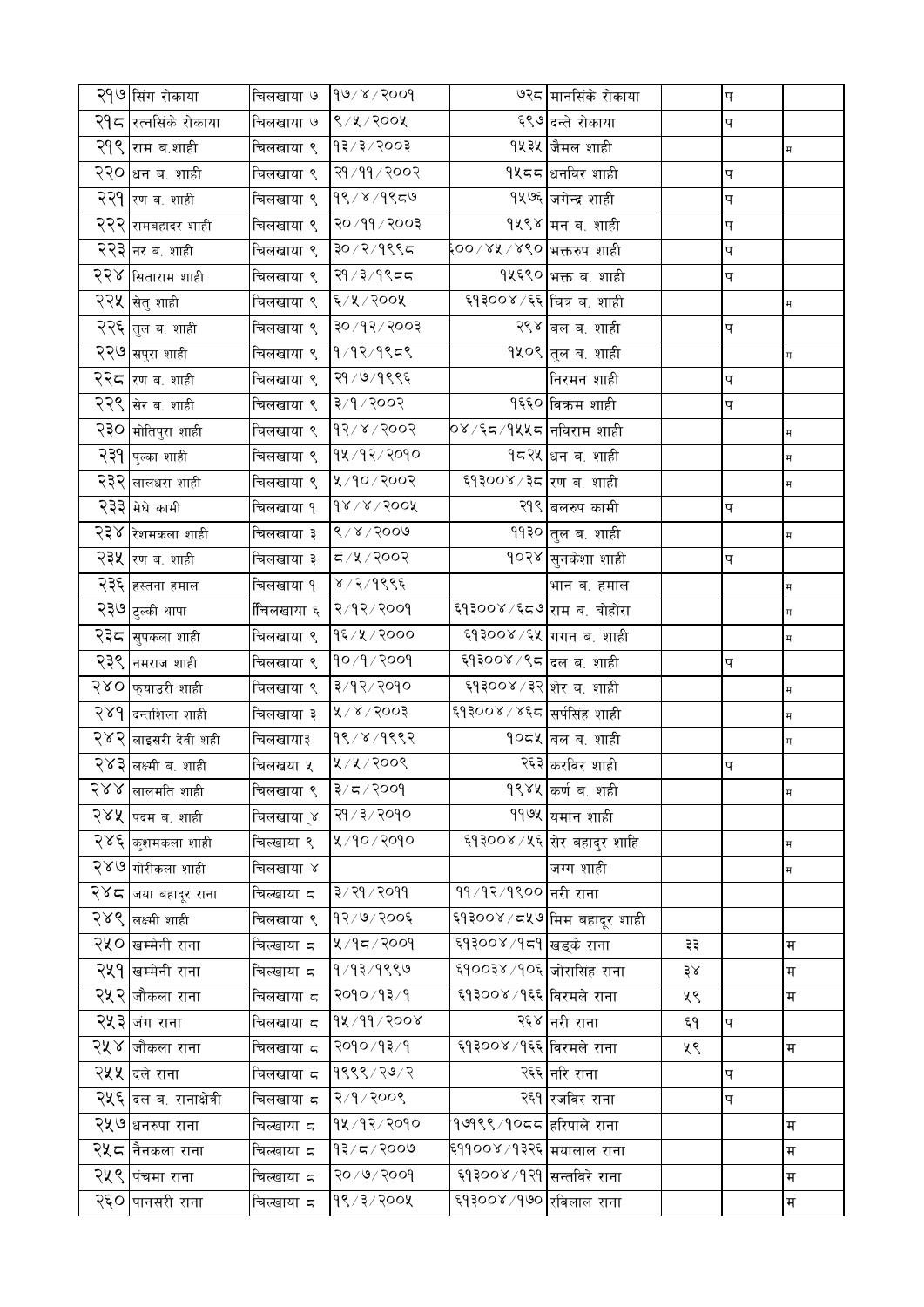| २१७ | सिंग रोकाया | चिलखाया ७ | १७/४/२००१ | ७२८ | मानसिंके रोकाया | | प | |
|---|---|---|---|---|---|---|---|---|
| २१८ | रत्नसिंके रोकाया | चिलखाया ७ | ९/५/२००५ | ६९७ | दन्ते रोकाया | | प | |
| २१९ | राम ब.शाही | चिलखाया ९ | १३/३/२००३ | १५३५ | जैमल शाही | | | म |
| २२० | धन ब. शाही | चिलखाया ९ | २१/११/२००२ | १५८८ | धनविर शाही | | प | |
| २२१ | रण ब. शाही | चिलखाया ९ | १९/४/१९८७ | १५७६ | जगेन्द्र शाही | | प | |
| २२२ | रामबहादर शाही | चिलखाया ९ | २०/११/२००३ | १५९४ | मन ब. शाही | | प | |
| २२३ | नर ब. शाही | चिलखाया ९ | ३०/२/१९९८ | ६००/४५/४९० | भक्तरुप शाही | | प | |
| २२४ | सिताराम शाही | चिलखाया ९ | २१/३/१९८८ | १५६९० | भक्त ब. शाही | | प | |
| २२५ | सेतु शाही | चिलखाया ९ | ६/५/२००५ | ६१३००४/६६ | चित्र ब. शाही | | | म |
| २२६ | तुल ब. शाही | चिलखाया ९ | ३०/१२/२००३ | २९४ | बल ब. शाही | | प | |
| २२७ | सपुरा शाही | चिलखाया ९ | १/१२/१९८९ | १५०९ | तुल ब. शाही | | | म |
| २२८ | रण ब. शाही | चिलखाया ९ | २१/७/१९९६ | | निरमन शाही | | प | |
| २२९ | सेर ब. शाही | चिलखाया ९ | ३/१/२००२ | १६६० | विक्रम शाही | | प | |
| २३० | मोतिपुरा शाही | चिलखाया ९ | १२/४/२००२ | ०४/६८/१५५८ | नविराम शाही | | | म |
| २३१ | पुल्का शाही | चिलखाया ९ | १५/१२/२०१० | १८२५ | धन ब. शाही | | | म |
| २३२ | लालधरा शाही | चिलखाया ९ | ५/१०/२००२ | ६१३००४/३८ | रण ब. शाही | | | म |
| २३३ | मेघे कामी | चिलखाया १ | १४/४/२००५ | २१९ | बलरुप कामी | | प | |
| २३४ | रेशमकला शाही | चिलखाया ३ | ९/४/२००७ | ११३० | तुल ब. शाही | | | म |
| २३५ | रण ब. शाही | चिलखाया ३ | ८/५/२००२ | १०२४ | सुनकेशा शाही | | प | |
| २३६ | हस्तना हमाल | चिलखाया १ | ४/२/१९९६ | | भान ब. हमाल | | | म |
| २३७ | टुल्की थापा | चिलखाया ६ | २/१२/२००१ | ६१३००४/६८७ | राम ब. बोहोरा | | | म |
| २३८ | सुपकला शाही | चिलखाया ९ | १६/५/२००० | ६१३००४/६५ | गगन ब. शाही | | | म |
| २३९ | नमराज शाही | चिलखाया ९ | १०/१/२००१ | ६१३००४/९८ | दल ब. शाही | | प | |
| २४० | फयाउरी शाही | चिलखाया ९ | ३/१२/२०१० | ६१३००४/३२ | शेर ब. शाही | | | म |
| २४१ | दन्तशिला शाही | चिलखाया ३ | ५/४/२००३ | ६१३००४/४६८ | सर्पसिंह शाही | | | म |
| २४२ | लाइसरी देवी शही | चिलखाया३ | १९/४/१९९२ | १०८५ | बल ब. शाही | | | म |
| २४३ | लक्ष्मी ब. शाही | चिलखया ५ | ५/५/२००९ | २६३ | करविर शाही | | प | |
| २४४ | लालमति शाही | चिलखाया ९ | ३/८/२००१ | १९४५ | कर्ण ब. शही | | | म |
| २४५ | पदम ब. शाही | चिलखाया ४ | २१/३/२०१० | ११७५ | यमान शाही | | | |
| २४६ | कुशमकला शाही | चिल्खाया ९ | ५/१०/२०१० | ६१३००४/५६ | सेर बहादुर शाहि | | | म |
| २४७ | गोरीकला शाही | चिलखाया ४ | | | जग्ग शाही | | | म |
| २४८ | जया बहादुर राना | चिल्खाया ८ | ३/२१/२०११ | ११/१२/१९०० | नरी राना | | | |
| २४९ | लक्ष्मी शाही | चिलखाया ९ | १२/७/२००६ | ६१३००४/८५७ | मिम बहादुर शाही | | | |
| २५० | खम्मेनी राना | चिल्खाया ८ | ५/१८/२००१ | ६१३००४/१८१ | खड्के राना | ३३ | | म |
| २५१ | खम्मेनी राना | चिल्खाया ८ | १/१३/१९९७ | ६१००३४/१०६ | जोरासिंह राना | ३४ | | म |
| २५२ | जौकला राना | चिलखाया ८ | २०१०/१३/१ | ६१३००४/१६६ | विरमले राना | ५९ | | म |
| २५३ | जंग राना | चिलखाया ८ | १५/११/२००४ | २६४ | नरी राना | ६१ | प | |
| २५४ | जौकला राना | चिलखाया ८ | २०१०/१३/१ | ६१३००४/१६६ | विरमले राना | ५९ | | म |
| २५५ | दले राना | चिलखाया ८ | १९९९/२७/२ | २६६ | नरि राना | | प | |
| २५६ | दल ब. रानाक्षेत्री | चिलखाया ८ | २/१/२००९ | २६१ | रजविर राना | | प | |
| २५७ | धनरुपा राना | चिल्खाया ८ | १५/१२/२०१० | १७१९९/१०८८ | हरिपाले राना | | | म |
| २५८ | नैनकला राना | चिल्खाया ८ | १३/८/२००७ | ६११००४/१३२६ | मयालाल राना | | | म |
| २५९ | पंचमा राना | चिल्खाया ८ | २०/७/२००१ | ६१३००४/१२१ | सन्तविरे राना | | | म |
| २६० | पानसरी राना | चिल्खाया ८ | १९/३/२००५ | ६१३००४/१७० | रविलाल राना | | | म |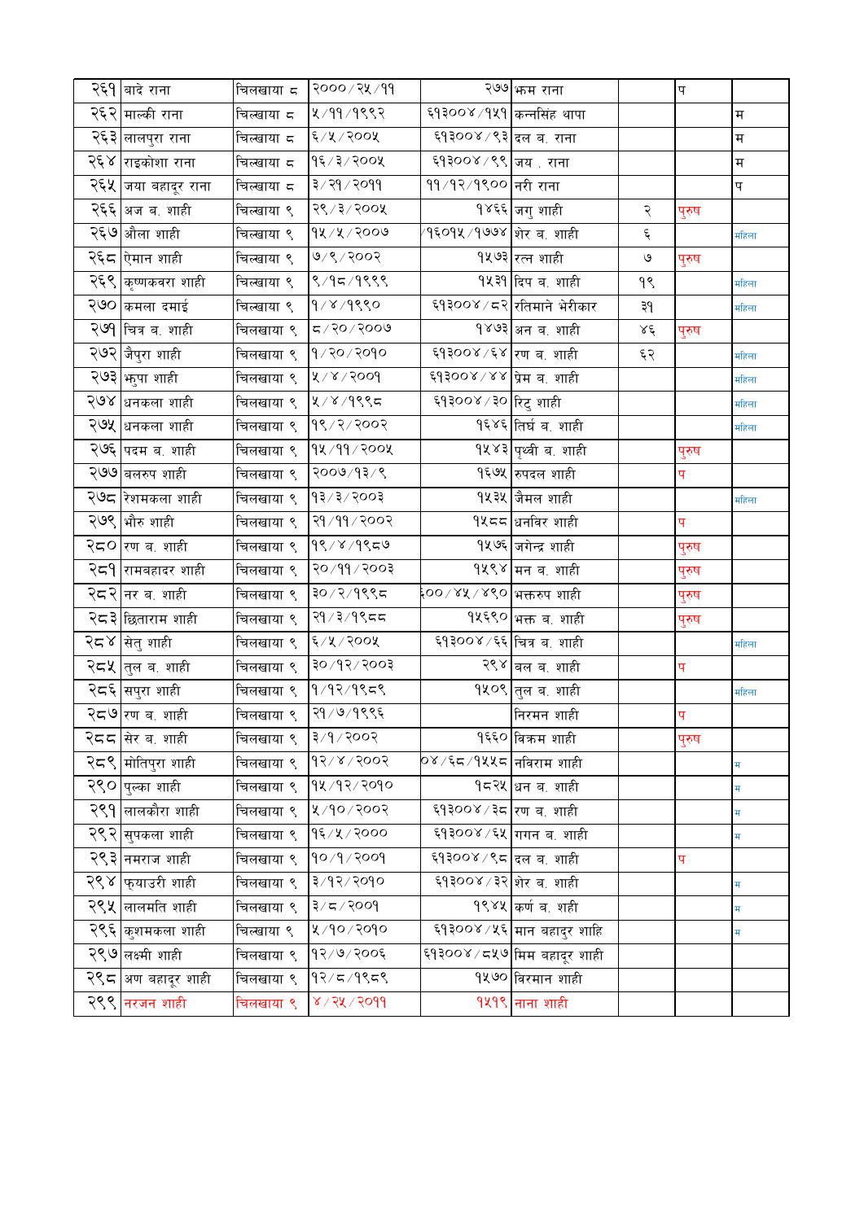| | | | | | | | |
|---|---|---|---|---|---|---|---|
| २६१ | बादे राना | चिलखाया ८ | २०००/२५/११ | २७७ | झम राना | | प | |
| २६२ | माल्की राना | चिल्खाया ८ | ५/११/१९९२ | ६१३००४/१५१ | कन्नसिंह थापा | | | म |
| २६३ | लालपुरा राना | चिल्खाया ८ | ६/५/२००५ | ६१३००४/९३ | दल ब. राना | | | म |
| २६४ | राइकोशा राना | चिल्खाया ८ | १६/३/२००५ | ६१३००४/९९ | जय . राना | | | म |
| २६५ | जया बहादुर राना | चिल्खाया ८ | ३/२१/२०११ | ११/१२/१९०० | नरी राना | | | प |
| २६६ | अज ब. शाही | चिल्खाया ९ | २९/३/२००५ | १४६६ | जगु शाही | २ | पुरुष | |
| २६७ | औला शाही | चिल्खाया ९ | १५/५/२००७ | /१६०१५/१७७४ | शेर ब. शाही | ६ | | महिला |
| २६८ | ऐमान शाही | चिल्खाया ९ | ७/९/२००२ | १५७३ | रत्न शाही | ७ | पुरुष | |
| २६९ | कृष्णकवरा शाही | चिल्खाया ९ | ९/१८/१९९९ | १५३१ | दिप ब. शाही | १९ | | महिला |
| २७० | कमला दमाई | चिल्खाया ९ | १/४/१९९० | ६१३००४/८२ | रतिमाने भेरीकार | ३१ | | महिला |
| २७१ | चित्र ब. शाही | चिलखाया ९ | ८/२०/२००७ | १४७३ | अन ब. शाही | ४६ | पुरुष | |
| २७२ | जैपुरा शाही | चिलखाया ९ | १/२०/२०१० | ६१३००४/६४ | रण ब. शाही | ६२ | | महिला |
| २७३ | झुपा शाही | चिलखाया ९ | ५/४/२००१ | ६१३००४/४४ | प्रेम ब. शाही | | | महिला |
| २७४ | धनकला शाही | चिलखाया ९ | ५/४/१९९८ | ६१३००४/३० | रिटु शाही | | | महिला |
| २७५ | धनकला शाही | चिलखाया ९ | १९/२/२००२ | १६४६ | तिर्घ ब. शाही | | | महिला |
| २७६ | पदम ब. शाही | चिलखाया ९ | १५/११/२००५ | १५४३ | पृथ्वी ब. शाही | | पुरुष | |
| २७७ | बलरुप शाही | चिलखाया ९ | २००७/१३/९ | १६७५ | रुपदल शाही | | प | |
| २७८ | रेशमकला शाही | चिलखाया ९ | १३/३/२००३ | १५३५ | जैमल शाही | | | महिला |
| २७९ | भौरु शाही | चिलखाया ९ | २१/११/२००२ | १५८८ | धनविर शाही | | प | |
| २८० | रण ब. शाही | चिलखाया ९ | १९/४/१९८७ | १५७६ | जगेन्द्र शाही | | पुरुष | |
| २८१ | रामबहादर शाही | चिलखाया ९ | २०/११/२००३ | १५९४ | मन ब. शाही | | पुरुष | |
| २८२ | नर ब. शाही | चिलखाया ९ | ३०/२/१९९८ | ६००/४५/४९० | भक्तरुप शाही | | पुरुष | |
| २८३ | छिताराम शाही | चिलखाया ९ | २१/३/१९८८ | १५६९० | भक्त ब. शाही | | पुरुष | |
| २८४ | सेतु शाही | चिलखाया ९ | ६/५/२००५ | ६१३००४/६६ | चित्र ब. शाही | | | महिला |
| २८५ | तुल ब. शाही | चिलखाया ९ | ३०/१२/२००३ | २९४ | बल ब. शाही | | प | |
| २८६ | सपुरा शाही | चिलखाया ९ | १/१२/१९८९ | १५०९ | तुल ब. शाही | | | महिला |
| २८७ | रण ब. शाही | चिलखाया ९ | २१/७/१९९६ | | निरमन शाही | | प | |
| २८८ | सेर ब. शाही | चिलखाया ९ | ३/१/२००२ | १६६० | विक्रम शाही | | पुरुष | |
| २८९ | मोतिपुरा शाही | चिलखाया ९ | १२/४/२००२ | ०४/६८/१५५८ | नविराम शाही | | | म |
| २९० | पुल्का शाही | चिलखाया ९ | १५/१२/२०१० | १८२५ | धन ब. शाही | | | म |
| २९१ | लालकौरा शाही | चिलखाया ९ | ५/१०/२००२ | ६१३००४/३८ | रण ब. शाही | | | म |
| २९२ | सुपकला शाही | चिलखाया ९ | १६/५/२००० | ६१३००४/६५ | गगन ब. शाही | | | म |
| २९३ | नमराज शाही | चिलखाया ९ | १०/१/२००१ | ६१३००४/९८ | दल ब. शाही | | प | |
| २९४ | फ्याउरी शाही | चिलखाया ९ | ३/१२/२०१० | ६१३००४/३२ | शेर ब. शाही | | | म |
| २९५ | लालमति शाही | चिलखाया ९ | ३/८/२००१ | १९४५ | कर्ण ब. शही | | | म |
| २९६ | कुशमकला शाही | चिल्खाया ९ | ५/१०/२०१० | ६१३००४/५६ | मान बहादुर शाहि | | | म |
| २९७ | लक्ष्मी शाही | चिलखाया ९ | १२/७/२००६ | ६१३००४/८५७ | मिम बहादुर शाही | | | |
| २९८ | अण बहादुर शाही | चिलखाया ९ | १२/८/१९८९ | १५७० | विरमान शाही | | | |
| २९९ | नरजन शाही | चिलखाया ९ | ४/२५/२०११ | १५१९ | नाना शाही | | | |